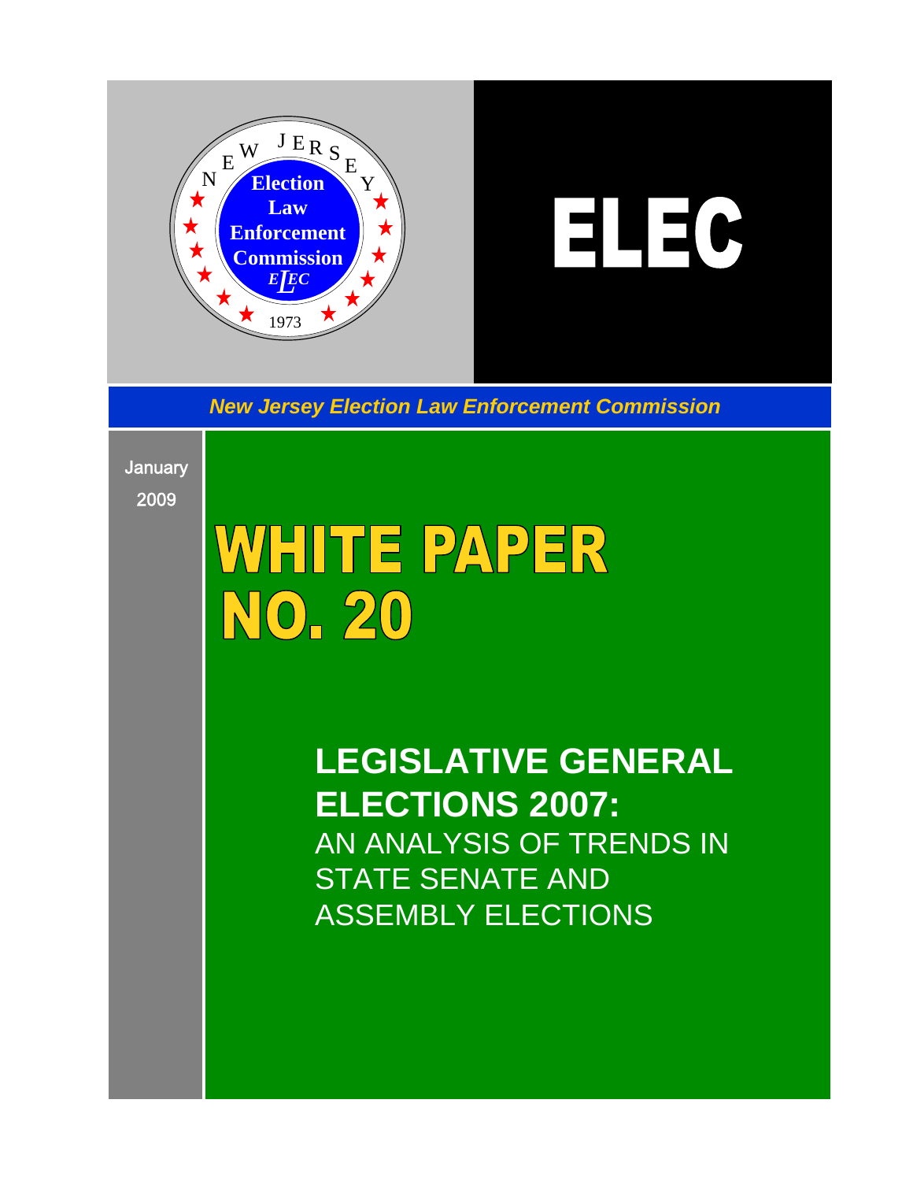New Jersey Election Law Enforcement Commission

1973

# ELEC

***New Jersey Election Law Enforcement Commission***

January
2009

# WHITE PAPER NO. 20

## LEGISLATIVE GENERAL ELECTIONS 2007:

AN ANALYSIS OF TRENDS IN STATE SENATE AND ASSEMBLY ELECTIONS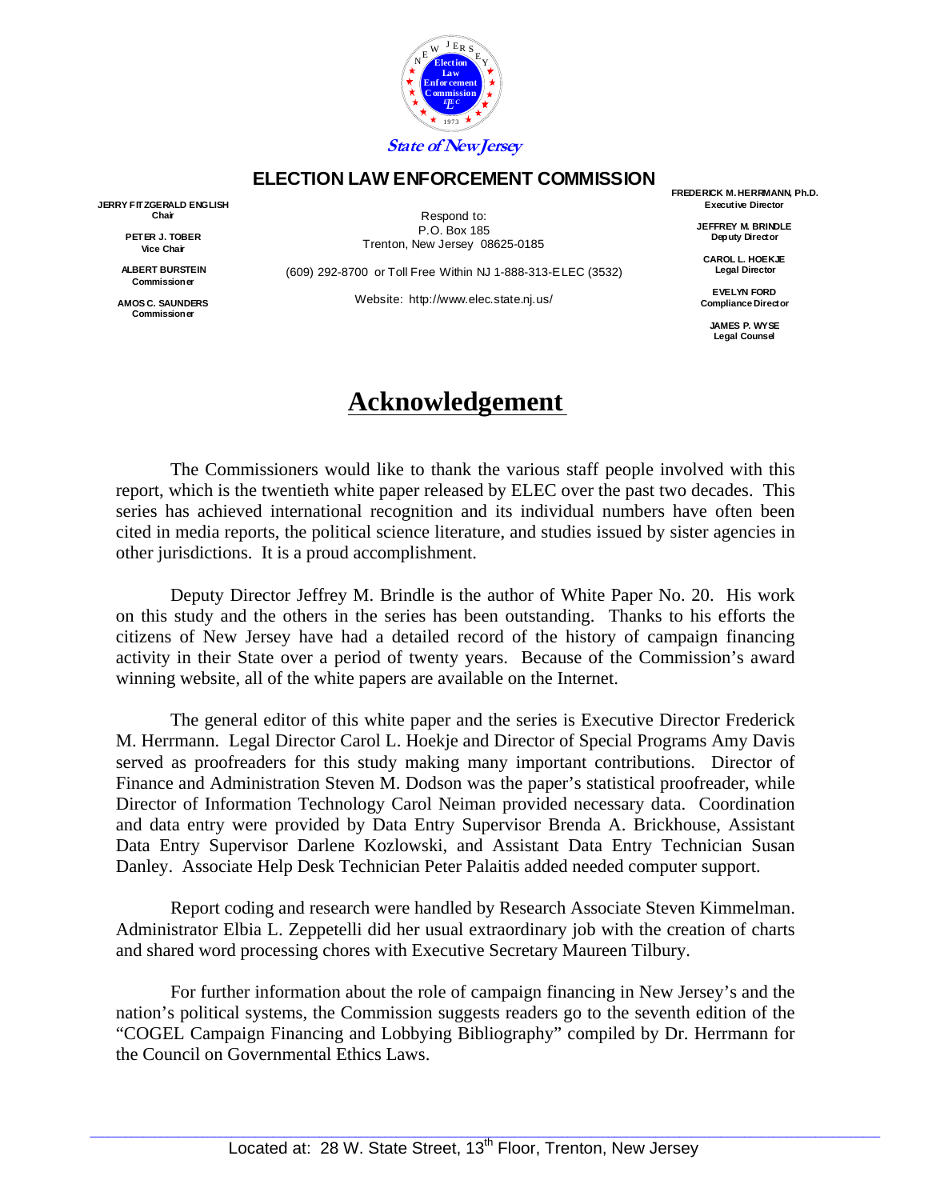State of New Jersey

**ELECTION LAW ENFORCEMENT COMMISSION**

**JERRY FITZGERALD ENGLISH**
**Chair**

**PETER J. TOBER**
**Vice Chair**

**ALBERT BURSTEIN**
**Commissioner**

**AMOS C. SAUNDERS**
**Commissioner**

Respond to:
P.O. Box 185
Trenton, New Jersey 08625-0185

(609) 292-8700 or Toll Free Within NJ 1-888-313-ELEC (3532)

Website: http://www.elec.state.nj.us/

**FREDERICK M. HERRMANN, Ph.D.**
**Executive Director**

**JEFFREY M. BRINDLE**
**Deputy Director**

**CAROL L. HOEKJE**
**Legal Director**

**EVELYN FORD**
**Compliance Director**

**JAMES P. WYSE**
**Legal Counsel**

# Acknowledgement

The Commissioners would like to thank the various staff people involved with this report, which is the twentieth white paper released by ELEC over the past two decades. This series has achieved international recognition and its individual numbers have often been cited in media reports, the political science literature, and studies issued by sister agencies in other jurisdictions. It is a proud accomplishment.

Deputy Director Jeffrey M. Brindle is the author of White Paper No. 20. His work on this study and the others in the series has been outstanding. Thanks to his efforts the citizens of New Jersey have had a detailed record of the history of campaign financing activity in their State over a period of twenty years. Because of the Commission's award winning website, all of the white papers are available on the Internet.

The general editor of this white paper and the series is Executive Director Frederick M. Herrmann. Legal Director Carol L. Hoekje and Director of Special Programs Amy Davis served as proofreaders for this study making many important contributions. Director of Finance and Administration Steven M. Dodson was the paper's statistical proofreader, while Director of Information Technology Carol Neiman provided necessary data. Coordination and data entry were provided by Data Entry Supervisor Brenda A. Brickhouse, Assistant Data Entry Supervisor Darlene Kozlowski, and Assistant Data Entry Technician Susan Danley. Associate Help Desk Technician Peter Palaitis added needed computer support.

Report coding and research were handled by Research Associate Steven Kimmelman. Administrator Elbia L. Zeppetelli did her usual extraordinary job with the creation of charts and shared word processing chores with Executive Secretary Maureen Tilbury.

For further information about the role of campaign financing in New Jersey's and the nation's political systems, the Commission suggests readers go to the seventh edition of the "COGEL Campaign Financing and Lobbying Bibliography" compiled by Dr. Herrmann for the Council on Governmental Ethics Laws.

Located at: 28 W. State Street, 13th Floor, Trenton, New Jersey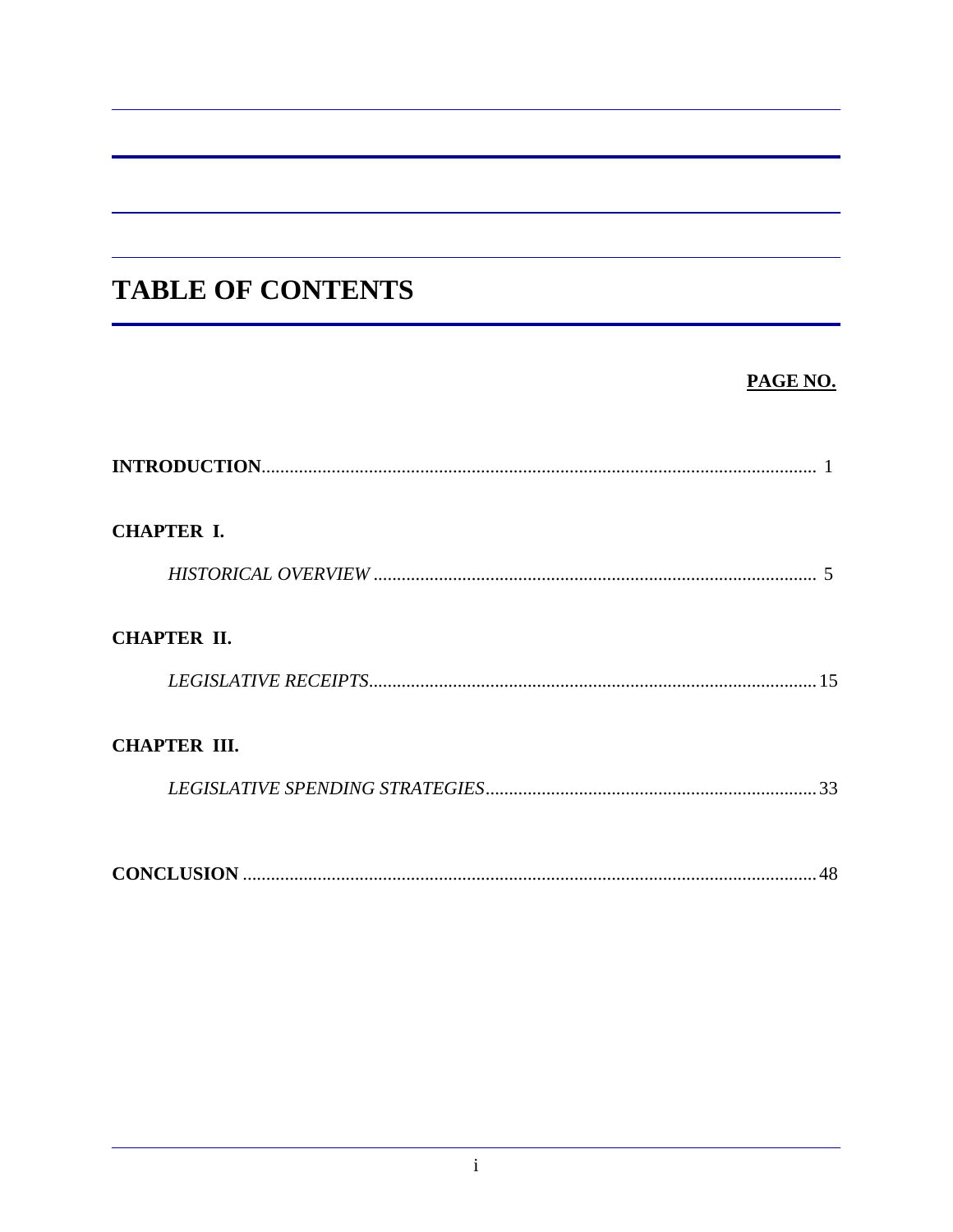# TABLE OF CONTENTS

**PAGE NO.**

**INTRODUCTION** .......... 1

**CHAPTER I.**

*HISTORICAL OVERVIEW* .......... 5

**CHAPTER II.**

*LEGISLATIVE RECEIPTS* .......... 15

**CHAPTER III.**

*LEGISLATIVE SPENDING STRATEGIES* .......... 33

**CONCLUSION** .......... 48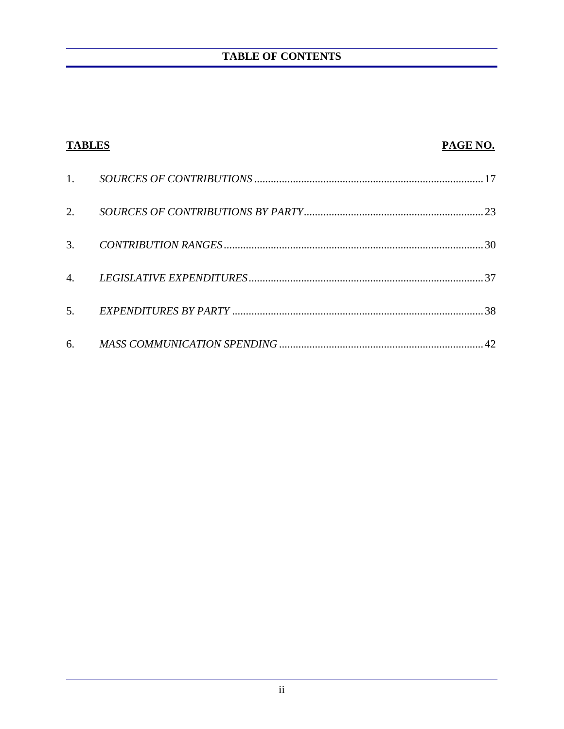## TABLE OF CONTENTS

| TABLES | | PAGE NO. |
|---|---|---|
| 1. | *SOURCES OF CONTRIBUTIONS* | 17 |
| 2. | *SOURCES OF CONTRIBUTIONS BY PARTY* | 23 |
| 3. | *CONTRIBUTION RANGES* | 30 |
| 4. | *LEGISLATIVE EXPENDITURES* | 37 |
| 5. | *EXPENDITURES BY PARTY* | 38 |
| 6. | *MASS COMMUNICATION SPENDING* | 42 |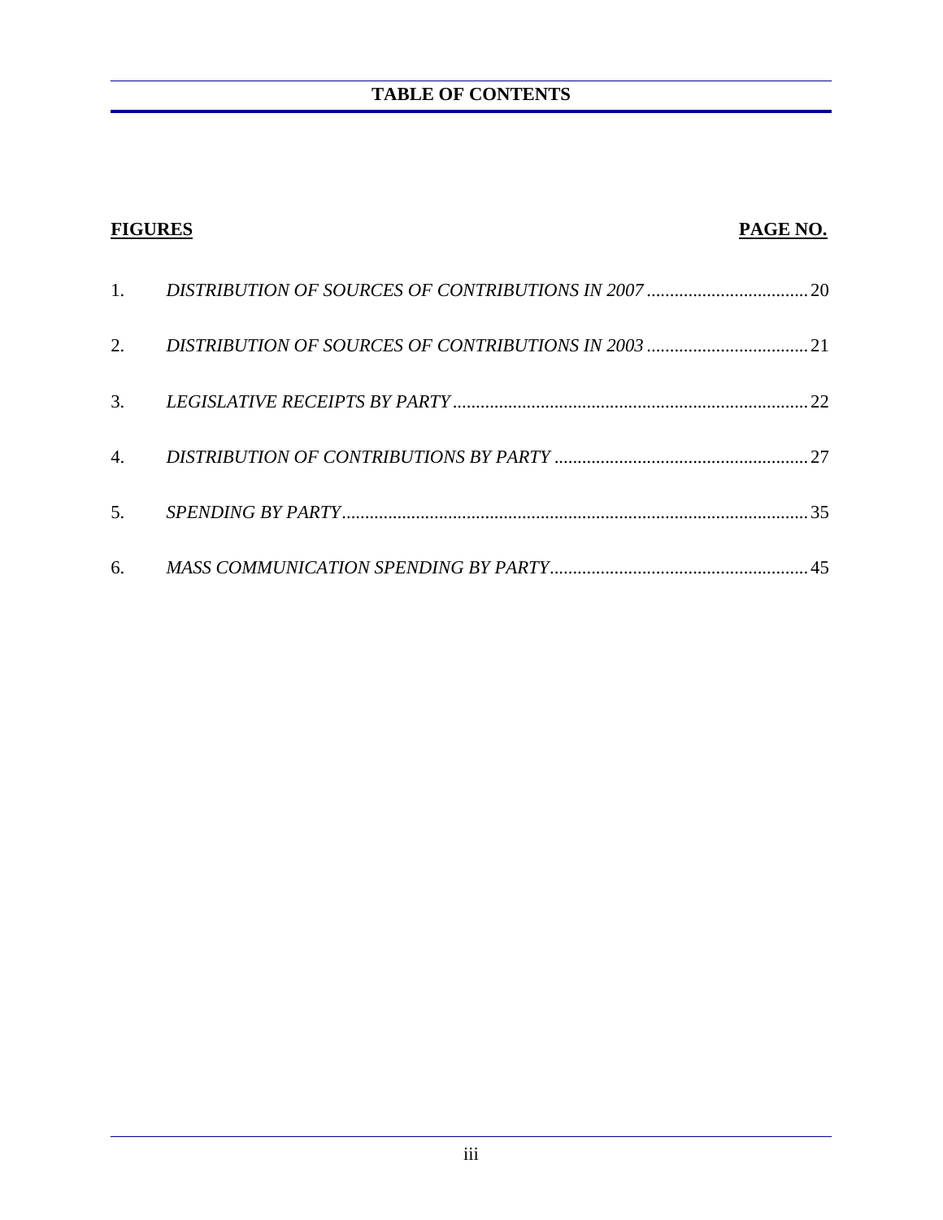## TABLE OF CONTENTS

| FIGURES | | PAGE NO. |
|---|---|---|
| 1. | *DISTRIBUTION OF SOURCES OF CONTRIBUTIONS IN 2007* | 20 |
| 2. | *DISTRIBUTION OF SOURCES OF CONTRIBUTIONS IN 2003* | 21 |
| 3. | *LEGISLATIVE RECEIPTS BY PARTY* | 22 |
| 4. | *DISTRIBUTION OF CONTRIBUTIONS BY PARTY* | 27 |
| 5. | *SPENDING BY PARTY* | 35 |
| 6. | *MASS COMMUNICATION SPENDING BY PARTY* | 45 |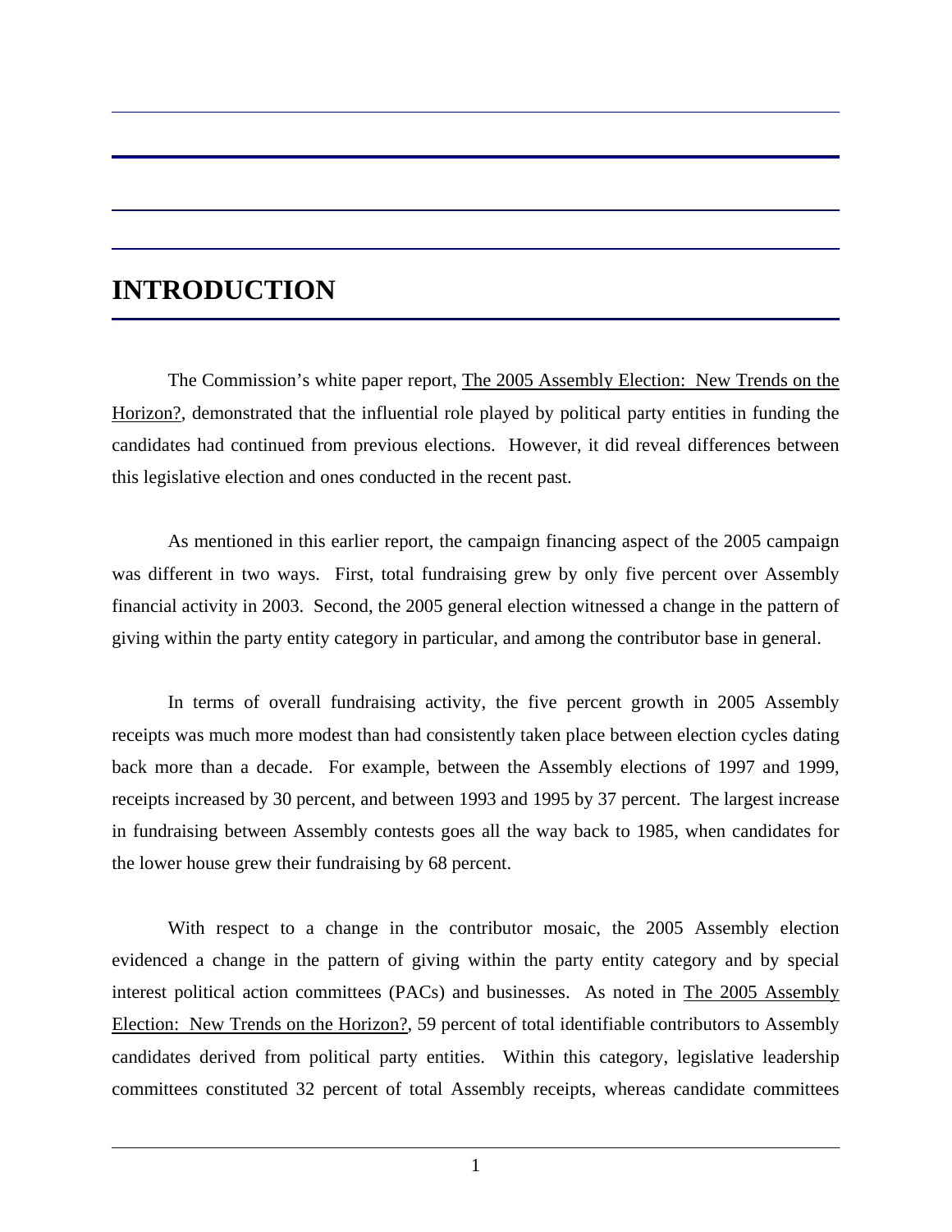# INTRODUCTION

The Commission's white paper report, The 2005 Assembly Election: New Trends on the Horizon?, demonstrated that the influential role played by political party entities in funding the candidates had continued from previous elections. However, it did reveal differences between this legislative election and ones conducted in the recent past.

As mentioned in this earlier report, the campaign financing aspect of the 2005 campaign was different in two ways. First, total fundraising grew by only five percent over Assembly financial activity in 2003. Second, the 2005 general election witnessed a change in the pattern of giving within the party entity category in particular, and among the contributor base in general.

In terms of overall fundraising activity, the five percent growth in 2005 Assembly receipts was much more modest than had consistently taken place between election cycles dating back more than a decade. For example, between the Assembly elections of 1997 and 1999, receipts increased by 30 percent, and between 1993 and 1995 by 37 percent. The largest increase in fundraising between Assembly contests goes all the way back to 1985, when candidates for the lower house grew their fundraising by 68 percent.

With respect to a change in the contributor mosaic, the 2005 Assembly election evidenced a change in the pattern of giving within the party entity category and by special interest political action committees (PACs) and businesses. As noted in The 2005 Assembly Election: New Trends on the Horizon?, 59 percent of total identifiable contributors to Assembly candidates derived from political party entities. Within this category, legislative leadership committees constituted 32 percent of total Assembly receipts, whereas candidate committees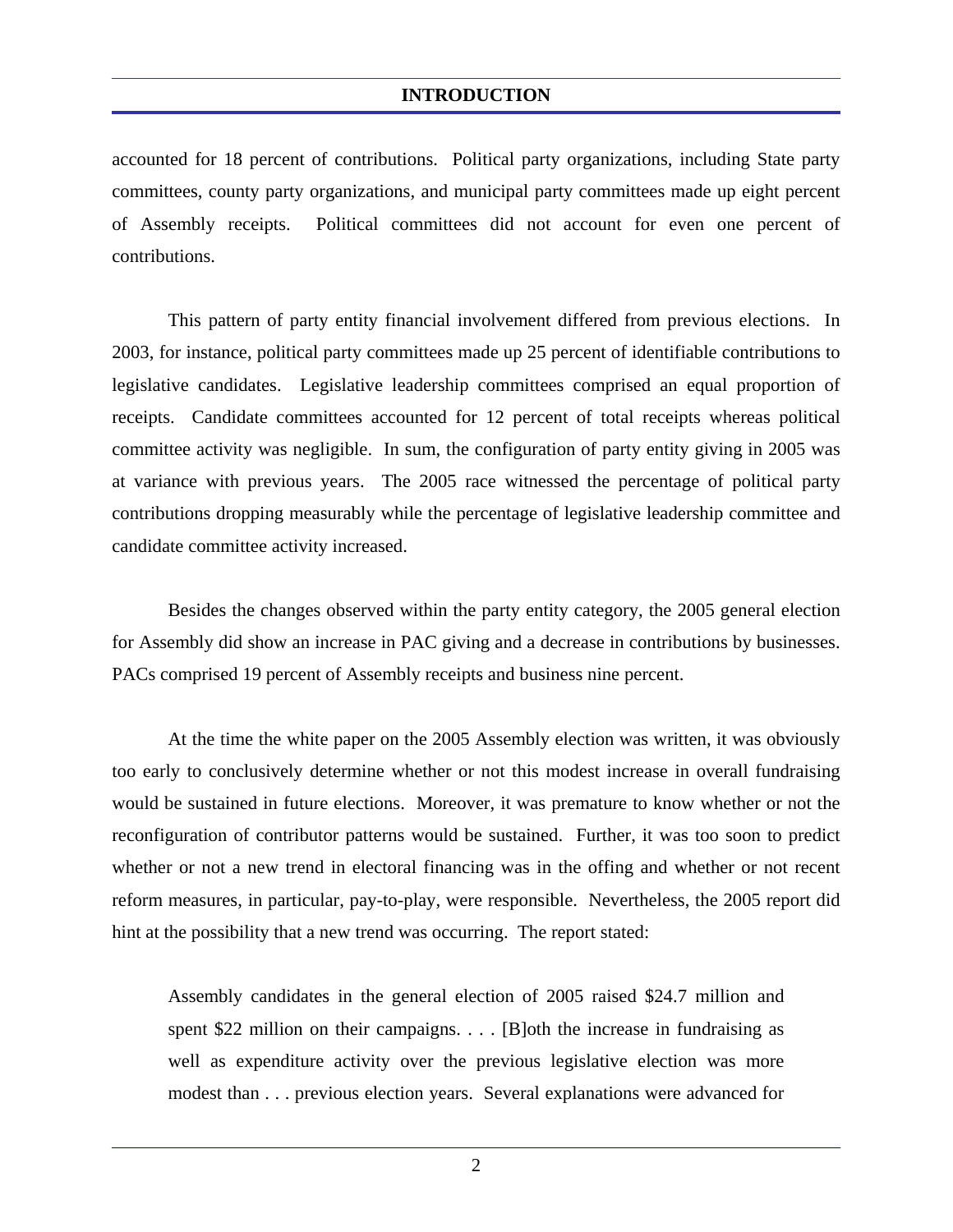accounted for 18 percent of contributions. Political party organizations, including State party committees, county party organizations, and municipal party committees made up eight percent of Assembly receipts. Political committees did not account for even one percent of contributions.

This pattern of party entity financial involvement differed from previous elections. In 2003, for instance, political party committees made up 25 percent of identifiable contributions to legislative candidates. Legislative leadership committees comprised an equal proportion of receipts. Candidate committees accounted for 12 percent of total receipts whereas political committee activity was negligible. In sum, the configuration of party entity giving in 2005 was at variance with previous years. The 2005 race witnessed the percentage of political party contributions dropping measurably while the percentage of legislative leadership committee and candidate committee activity increased.

Besides the changes observed within the party entity category, the 2005 general election for Assembly did show an increase in PAC giving and a decrease in contributions by businesses. PACs comprised 19 percent of Assembly receipts and business nine percent.

At the time the white paper on the 2005 Assembly election was written, it was obviously too early to conclusively determine whether or not this modest increase in overall fundraising would be sustained in future elections. Moreover, it was premature to know whether or not the reconfiguration of contributor patterns would be sustained. Further, it was too soon to predict whether or not a new trend in electoral financing was in the offing and whether or not recent reform measures, in particular, pay-to-play, were responsible. Nevertheless, the 2005 report did hint at the possibility that a new trend was occurring. The report stated:

> Assembly candidates in the general election of 2005 raised $24.7 million and spent $22 million on their campaigns. . . . [B]oth the increase in fundraising as well as expenditure activity over the previous legislative election was more modest than . . . previous election years. Several explanations were advanced for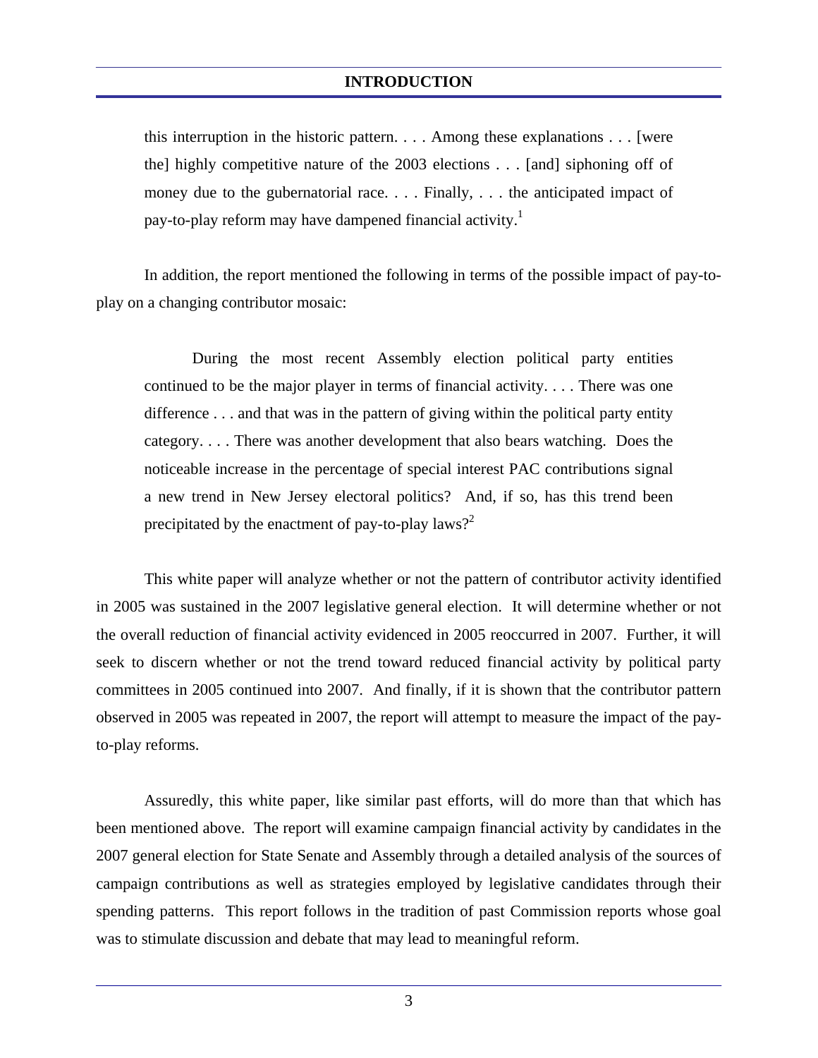> this interruption in the historic pattern. . . . Among these explanations . . . [were the] highly competitive nature of the 2003 elections . . . [and] siphoning off of money due to the gubernatorial race. . . . Finally, . . . the anticipated impact of pay-to-play reform may have dampened financial activity.[1]

In addition, the report mentioned the following in terms of the possible impact of pay-to-play on a changing contributor mosaic:

> During the most recent Assembly election political party entities continued to be the major player in terms of financial activity. . . . There was one difference . . . and that was in the pattern of giving within the political party entity category. . . . There was another development that also bears watching. Does the noticeable increase in the percentage of special interest PAC contributions signal a new trend in New Jersey electoral politics? And, if so, has this trend been precipitated by the enactment of pay-to-play laws?[2]

This white paper will analyze whether or not the pattern of contributor activity identified in 2005 was sustained in the 2007 legislative general election. It will determine whether or not the overall reduction of financial activity evidenced in 2005 reoccurred in 2007. Further, it will seek to discern whether or not the trend toward reduced financial activity by political party committees in 2005 continued into 2007. And finally, if it is shown that the contributor pattern observed in 2005 was repeated in 2007, the report will attempt to measure the impact of the pay-to-play reforms.

Assuredly, this white paper, like similar past efforts, will do more than that which has been mentioned above. The report will examine campaign financial activity by candidates in the 2007 general election for State Senate and Assembly through a detailed analysis of the sources of campaign contributions as well as strategies employed by legislative candidates through their spending patterns. This report follows in the tradition of past Commission reports whose goal was to stimulate discussion and debate that may lead to meaningful reform.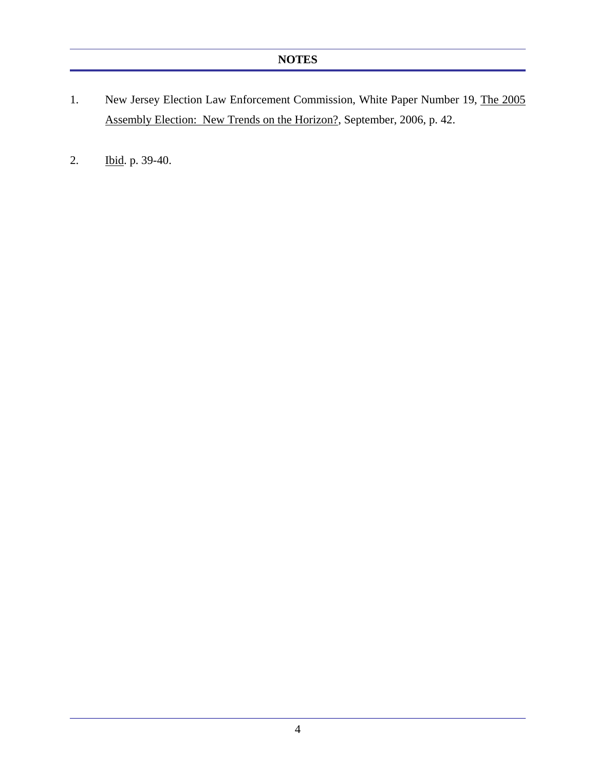## NOTES

1. New Jersey Election Law Enforcement Commission, White Paper Number 19, The 2005 Assembly Election: New Trends on the Horizon?, September, 2006, p. 42.

2. Ibid. p. 39-40.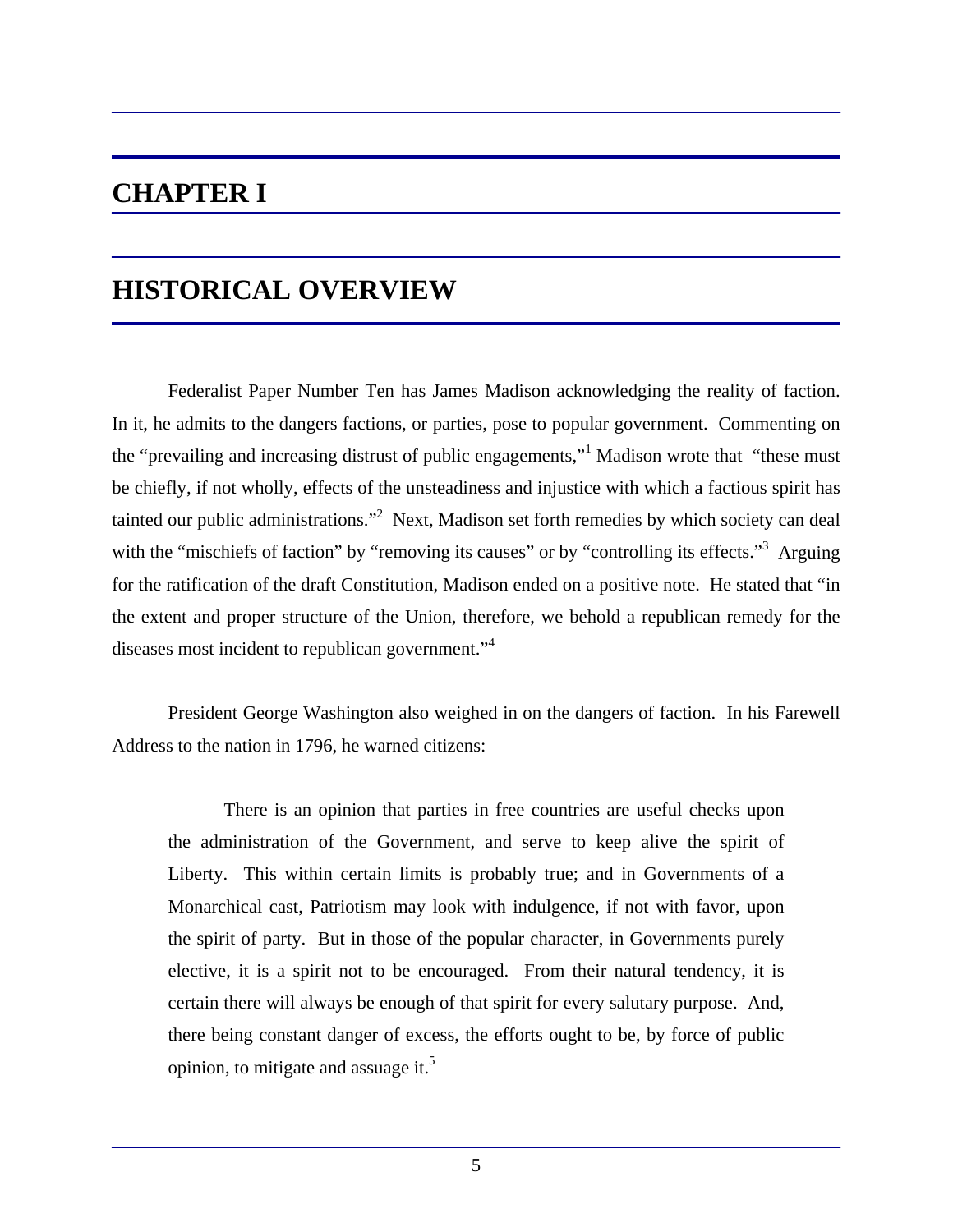# CHAPTER I

# HISTORICAL OVERVIEW

Federalist Paper Number Ten has James Madison acknowledging the reality of faction. In it, he admits to the dangers factions, or parties, pose to popular government. Commenting on the "prevailing and increasing distrust of public engagements,"[1] Madison wrote that "these must be chiefly, if not wholly, effects of the unsteadiness and injustice with which a factious spirit has tainted our public administrations."[2] Next, Madison set forth remedies by which society can deal with the "mischiefs of faction" by "removing its causes" or by "controlling its effects."[3] Arguing for the ratification of the draft Constitution, Madison ended on a positive note. He stated that "in the extent and proper structure of the Union, therefore, we behold a republican remedy for the diseases most incident to republican government."[4]

President George Washington also weighed in on the dangers of faction. In his Farewell Address to the nation in 1796, he warned citizens:

> There is an opinion that parties in free countries are useful checks upon the administration of the Government, and serve to keep alive the spirit of Liberty. This within certain limits is probably true; and in Governments of a Monarchical cast, Patriotism may look with indulgence, if not with favor, upon the spirit of party. But in those of the popular character, in Governments purely elective, it is a spirit not to be encouraged. From their natural tendency, it is certain there will always be enough of that spirit for every salutary purpose. And, there being constant danger of excess, the efforts ought to be, by force of public opinion, to mitigate and assuage it.[5]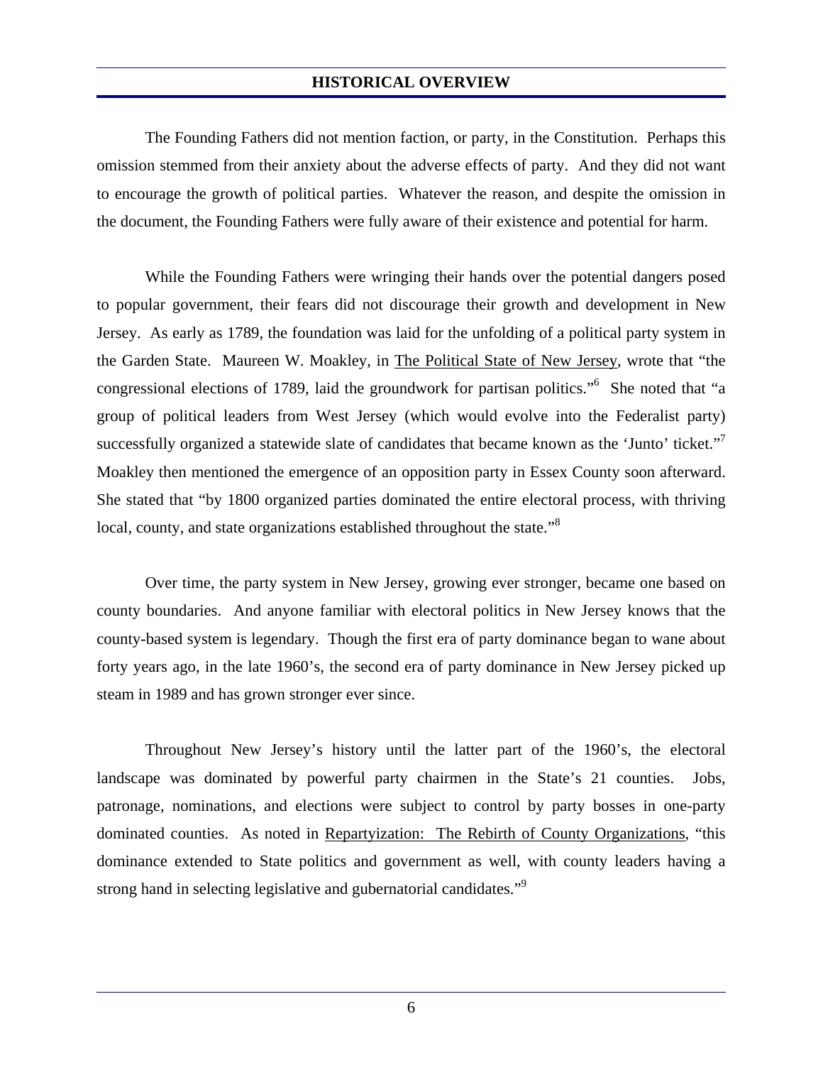## HISTORICAL OVERVIEW

The Founding Fathers did not mention faction, or party, in the Constitution. Perhaps this omission stemmed from their anxiety about the adverse effects of party. And they did not want to encourage the growth of political parties. Whatever the reason, and despite the omission in the document, the Founding Fathers were fully aware of their existence and potential for harm.

While the Founding Fathers were wringing their hands over the potential dangers posed to popular government, their fears did not discourage their growth and development in New Jersey. As early as 1789, the foundation was laid for the unfolding of a political party system in the Garden State. Maureen W. Moakley, in The Political State of New Jersey, wrote that "the congressional elections of 1789, laid the groundwork for partisan politics."[6] She noted that "a group of political leaders from West Jersey (which would evolve into the Federalist party) successfully organized a statewide slate of candidates that became known as the 'Junto' ticket."[7] Moakley then mentioned the emergence of an opposition party in Essex County soon afterward. She stated that "by 1800 organized parties dominated the entire electoral process, with thriving local, county, and state organizations established throughout the state."[8]

Over time, the party system in New Jersey, growing ever stronger, became one based on county boundaries. And anyone familiar with electoral politics in New Jersey knows that the county-based system is legendary. Though the first era of party dominance began to wane about forty years ago, in the late 1960's, the second era of party dominance in New Jersey picked up steam in 1989 and has grown stronger ever since.

Throughout New Jersey's history until the latter part of the 1960's, the electoral landscape was dominated by powerful party chairmen in the State's 21 counties. Jobs, patronage, nominations, and elections were subject to control by party bosses in one-party dominated counties. As noted in Repartyization: The Rebirth of County Organizations, "this dominance extended to State politics and government as well, with county leaders having a strong hand in selecting legislative and gubernatorial candidates."[9]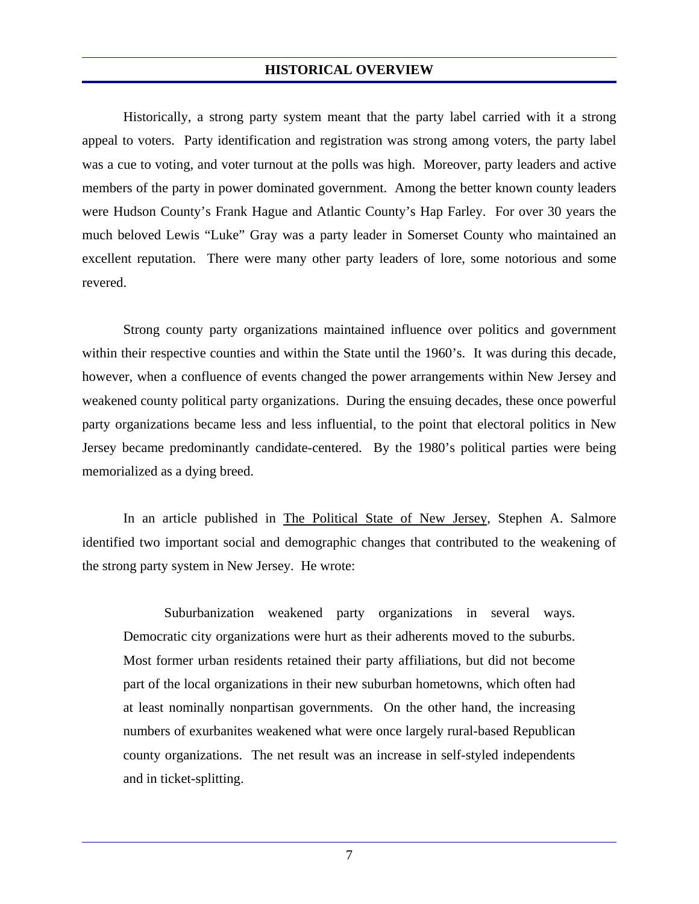## HISTORICAL OVERVIEW

Historically, a strong party system meant that the party label carried with it a strong appeal to voters. Party identification and registration was strong among voters, the party label was a cue to voting, and voter turnout at the polls was high. Moreover, party leaders and active members of the party in power dominated government. Among the better known county leaders were Hudson County's Frank Hague and Atlantic County's Hap Farley. For over 30 years the much beloved Lewis "Luke" Gray was a party leader in Somerset County who maintained an excellent reputation. There were many other party leaders of lore, some notorious and some revered.

Strong county party organizations maintained influence over politics and government within their respective counties and within the State until the 1960's. It was during this decade, however, when a confluence of events changed the power arrangements within New Jersey and weakened county political party organizations. During the ensuing decades, these once powerful party organizations became less and less influential, to the point that electoral politics in New Jersey became predominantly candidate-centered. By the 1980's political parties were being memorialized as a dying breed.

In an article published in The Political State of New Jersey, Stephen A. Salmore identified two important social and demographic changes that contributed to the weakening of the strong party system in New Jersey. He wrote:

> Suburbanization weakened party organizations in several ways. Democratic city organizations were hurt as their adherents moved to the suburbs. Most former urban residents retained their party affiliations, but did not become part of the local organizations in their new suburban hometowns, which often had at least nominally nonpartisan governments. On the other hand, the increasing numbers of exurbanites weakened what were once largely rural-based Republican county organizations. The net result was an increase in self-styled independents and in ticket-splitting.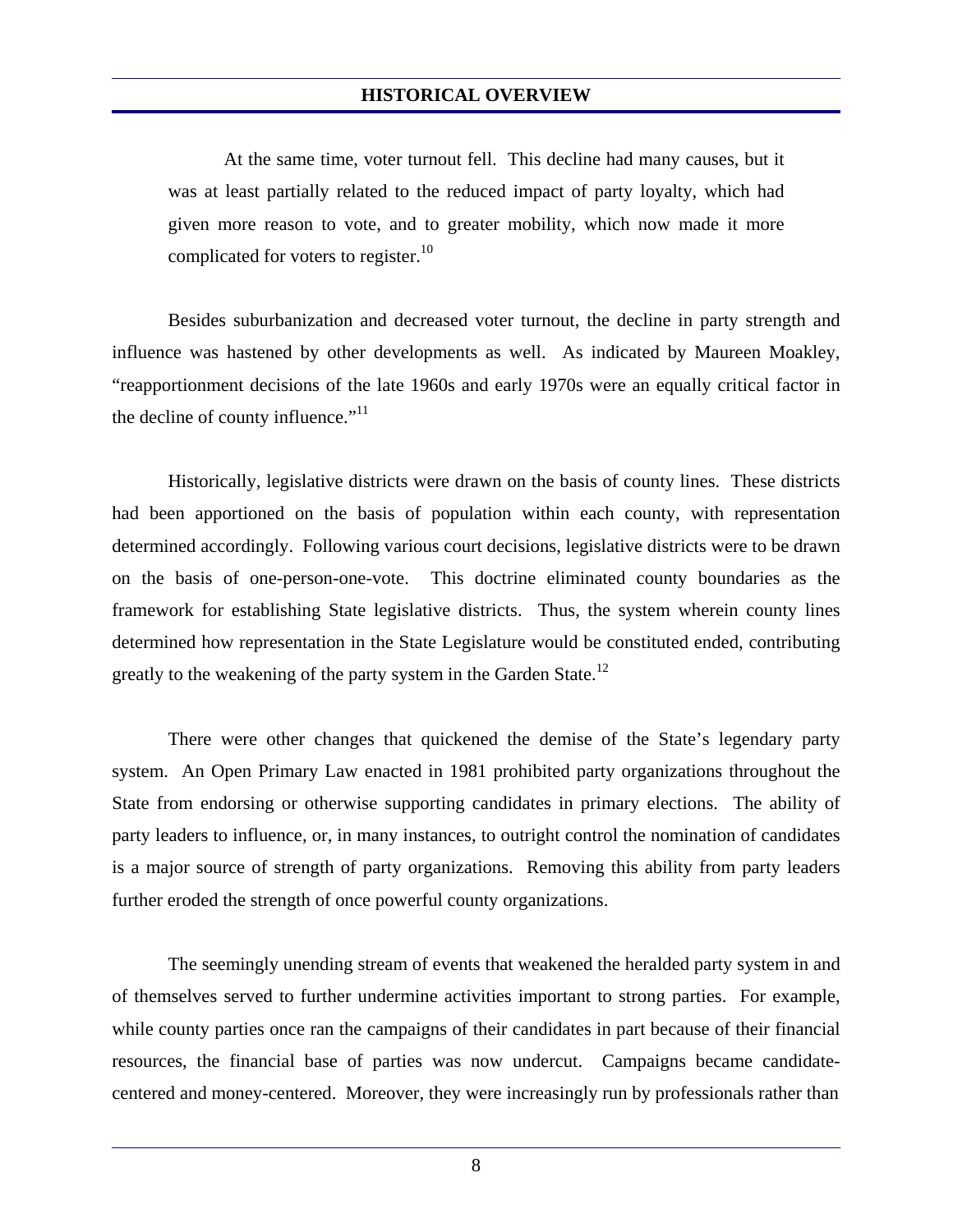> At the same time, voter turnout fell. This decline had many causes, but it was at least partially related to the reduced impact of party loyalty, which had given more reason to vote, and to greater mobility, which now made it more complicated for voters to register.[10]

Besides suburbanization and decreased voter turnout, the decline in party strength and influence was hastened by other developments as well. As indicated by Maureen Moakley, "reapportionment decisions of the late 1960s and early 1970s were an equally critical factor in the decline of county influence."[11]

Historically, legislative districts were drawn on the basis of county lines. These districts had been apportioned on the basis of population within each county, with representation determined accordingly. Following various court decisions, legislative districts were to be drawn on the basis of one-person-one-vote. This doctrine eliminated county boundaries as the framework for establishing State legislative districts. Thus, the system wherein county lines determined how representation in the State Legislature would be constituted ended, contributing greatly to the weakening of the party system in the Garden State.[12]

There were other changes that quickened the demise of the State's legendary party system. An Open Primary Law enacted in 1981 prohibited party organizations throughout the State from endorsing or otherwise supporting candidates in primary elections. The ability of party leaders to influence, or, in many instances, to outright control the nomination of candidates is a major source of strength of party organizations. Removing this ability from party leaders further eroded the strength of once powerful county organizations.

The seemingly unending stream of events that weakened the heralded party system in and of themselves served to further undermine activities important to strong parties. For example, while county parties once ran the campaigns of their candidates in part because of their financial resources, the financial base of parties was now undercut. Campaigns became candidate-centered and money-centered. Moreover, they were increasingly run by professionals rather than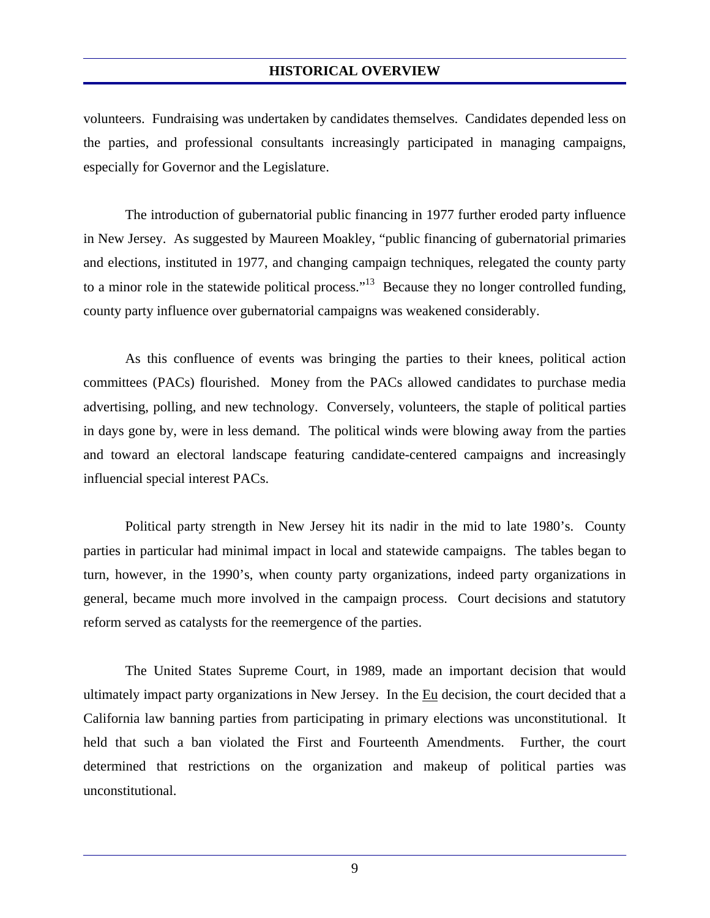volunteers. Fundraising was undertaken by candidates themselves. Candidates depended less on the parties, and professional consultants increasingly participated in managing campaigns, especially for Governor and the Legislature.

The introduction of gubernatorial public financing in 1977 further eroded party influence in New Jersey. As suggested by Maureen Moakley, "public financing of gubernatorial primaries and elections, instituted in 1977, and changing campaign techniques, relegated the county party to a minor role in the statewide political process."[13] Because they no longer controlled funding, county party influence over gubernatorial campaigns was weakened considerably.

As this confluence of events was bringing the parties to their knees, political action committees (PACs) flourished. Money from the PACs allowed candidates to purchase media advertising, polling, and new technology. Conversely, volunteers, the staple of political parties in days gone by, were in less demand. The political winds were blowing away from the parties and toward an electoral landscape featuring candidate-centered campaigns and increasingly influencial special interest PACs.

Political party strength in New Jersey hit its nadir in the mid to late 1980's. County parties in particular had minimal impact in local and statewide campaigns. The tables began to turn, however, in the 1990's, when county party organizations, indeed party organizations in general, became much more involved in the campaign process. Court decisions and statutory reform served as catalysts for the reemergence of the parties.

The United States Supreme Court, in 1989, made an important decision that would ultimately impact party organizations in New Jersey. In the Eu decision, the court decided that a California law banning parties from participating in primary elections was unconstitutional. It held that such a ban violated the First and Fourteenth Amendments. Further, the court determined that restrictions on the organization and makeup of political parties was unconstitutional.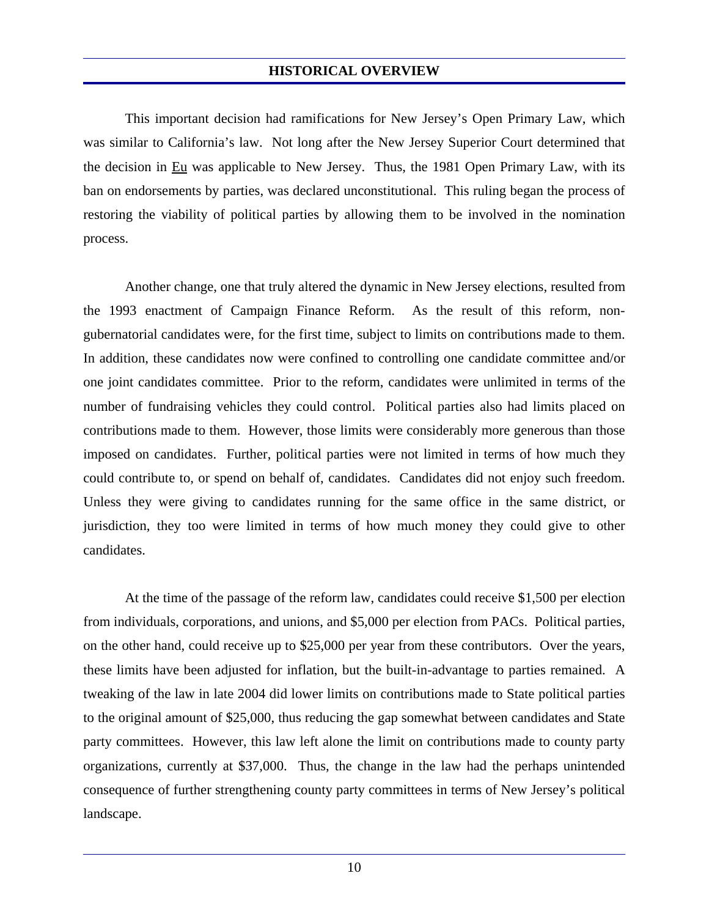This important decision had ramifications for New Jersey's Open Primary Law, which was similar to California's law. Not long after the New Jersey Superior Court determined that the decision in Eu was applicable to New Jersey. Thus, the 1981 Open Primary Law, with its ban on endorsements by parties, was declared unconstitutional. This ruling began the process of restoring the viability of political parties by allowing them to be involved in the nomination process.

Another change, one that truly altered the dynamic in New Jersey elections, resulted from the 1993 enactment of Campaign Finance Reform. As the result of this reform, non-gubernatorial candidates were, for the first time, subject to limits on contributions made to them. In addition, these candidates now were confined to controlling one candidate committee and/or one joint candidates committee. Prior to the reform, candidates were unlimited in terms of the number of fundraising vehicles they could control. Political parties also had limits placed on contributions made to them. However, those limits were considerably more generous than those imposed on candidates. Further, political parties were not limited in terms of how much they could contribute to, or spend on behalf of, candidates. Candidates did not enjoy such freedom. Unless they were giving to candidates running for the same office in the same district, or jurisdiction, they too were limited in terms of how much money they could give to other candidates.

At the time of the passage of the reform law, candidates could receive $1,500 per election from individuals, corporations, and unions, and $5,000 per election from PACs. Political parties, on the other hand, could receive up to $25,000 per year from these contributors. Over the years, these limits have been adjusted for inflation, but the built-in-advantage to parties remained. A tweaking of the law in late 2004 did lower limits on contributions made to State political parties to the original amount of $25,000, thus reducing the gap somewhat between candidates and State party committees. However, this law left alone the limit on contributions made to county party organizations, currently at $37,000. Thus, the change in the law had the perhaps unintended consequence of further strengthening county party committees in terms of New Jersey's political landscape.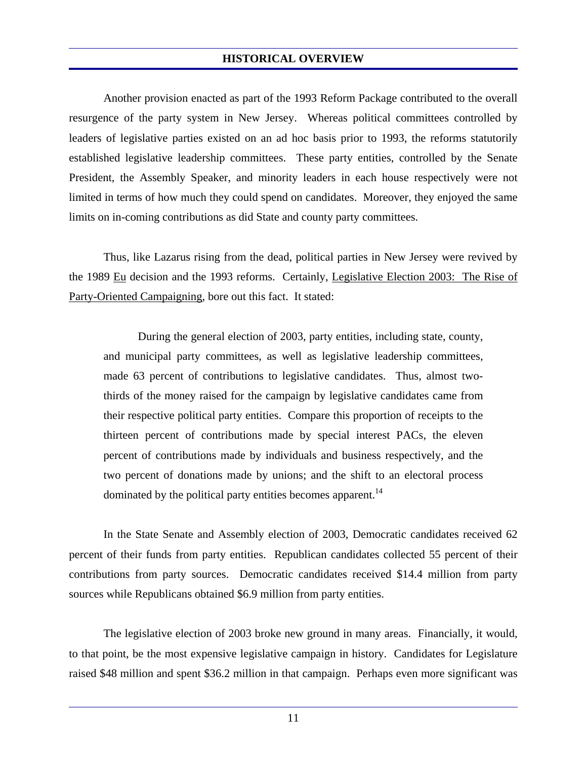Another provision enacted as part of the 1993 Reform Package contributed to the overall resurgence of the party system in New Jersey. Whereas political committees controlled by leaders of legislative parties existed on an ad hoc basis prior to 1993, the reforms statutorily established legislative leadership committees. These party entities, controlled by the Senate President, the Assembly Speaker, and minority leaders in each house respectively were not limited in terms of how much they could spend on candidates. Moreover, they enjoyed the same limits on in-coming contributions as did State and county party committees.

Thus, like Lazarus rising from the dead, political parties in New Jersey were revived by the 1989 Eu decision and the 1993 reforms. Certainly, Legislative Election 2003: The Rise of Party-Oriented Campaigning, bore out this fact. It stated:

> During the general election of 2003, party entities, including state, county, and municipal party committees, as well as legislative leadership committees, made 63 percent of contributions to legislative candidates. Thus, almost two-thirds of the money raised for the campaign by legislative candidates came from their respective political party entities. Compare this proportion of receipts to the thirteen percent of contributions made by special interest PACs, the eleven percent of contributions made by individuals and business respectively, and the two percent of donations made by unions; and the shift to an electoral process dominated by the political party entities becomes apparent.[14]

In the State Senate and Assembly election of 2003, Democratic candidates received 62 percent of their funds from party entities. Republican candidates collected 55 percent of their contributions from party sources. Democratic candidates received $14.4 million from party sources while Republicans obtained $6.9 million from party entities.

The legislative election of 2003 broke new ground in many areas. Financially, it would, to that point, be the most expensive legislative campaign in history. Candidates for Legislature raised $48 million and spent $36.2 million in that campaign. Perhaps even more significant was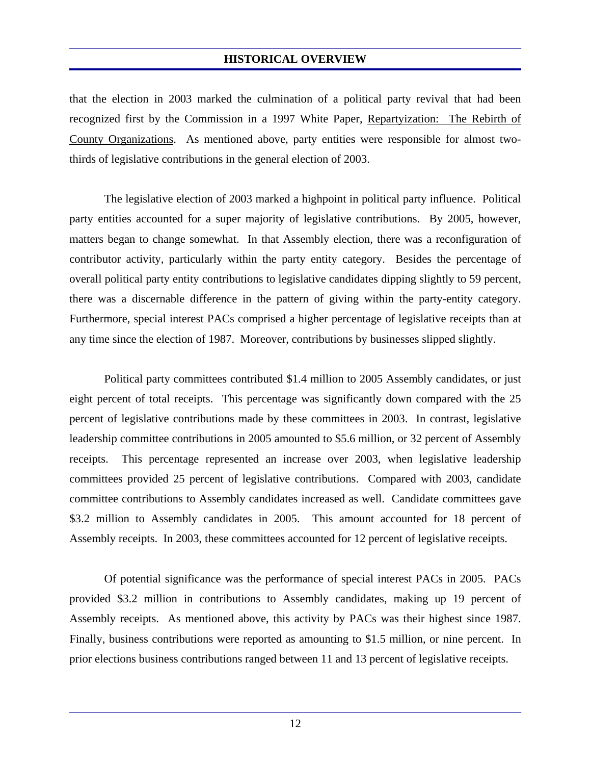that the election in 2003 marked the culmination of a political party revival that had been recognized first by the Commission in a 1997 White Paper, Repartyization: The Rebirth of County Organizations. As mentioned above, party entities were responsible for almost two-thirds of legislative contributions in the general election of 2003.

The legislative election of 2003 marked a highpoint in political party influence. Political party entities accounted for a super majority of legislative contributions. By 2005, however, matters began to change somewhat. In that Assembly election, there was a reconfiguration of contributor activity, particularly within the party entity category. Besides the percentage of overall political party entity contributions to legislative candidates dipping slightly to 59 percent, there was a discernable difference in the pattern of giving within the party-entity category. Furthermore, special interest PACs comprised a higher percentage of legislative receipts than at any time since the election of 1987. Moreover, contributions by businesses slipped slightly.

Political party committees contributed $1.4 million to 2005 Assembly candidates, or just eight percent of total receipts. This percentage was significantly down compared with the 25 percent of legislative contributions made by these committees in 2003. In contrast, legislative leadership committee contributions in 2005 amounted to $5.6 million, or 32 percent of Assembly receipts. This percentage represented an increase over 2003, when legislative leadership committees provided 25 percent of legislative contributions. Compared with 2003, candidate committee contributions to Assembly candidates increased as well. Candidate committees gave $3.2 million to Assembly candidates in 2005. This amount accounted for 18 percent of Assembly receipts. In 2003, these committees accounted for 12 percent of legislative receipts.

Of potential significance was the performance of special interest PACs in 2005. PACs provided $3.2 million in contributions to Assembly candidates, making up 19 percent of Assembly receipts. As mentioned above, this activity by PACs was their highest since 1987. Finally, business contributions were reported as amounting to $1.5 million, or nine percent. In prior elections business contributions ranged between 11 and 13 percent of legislative receipts.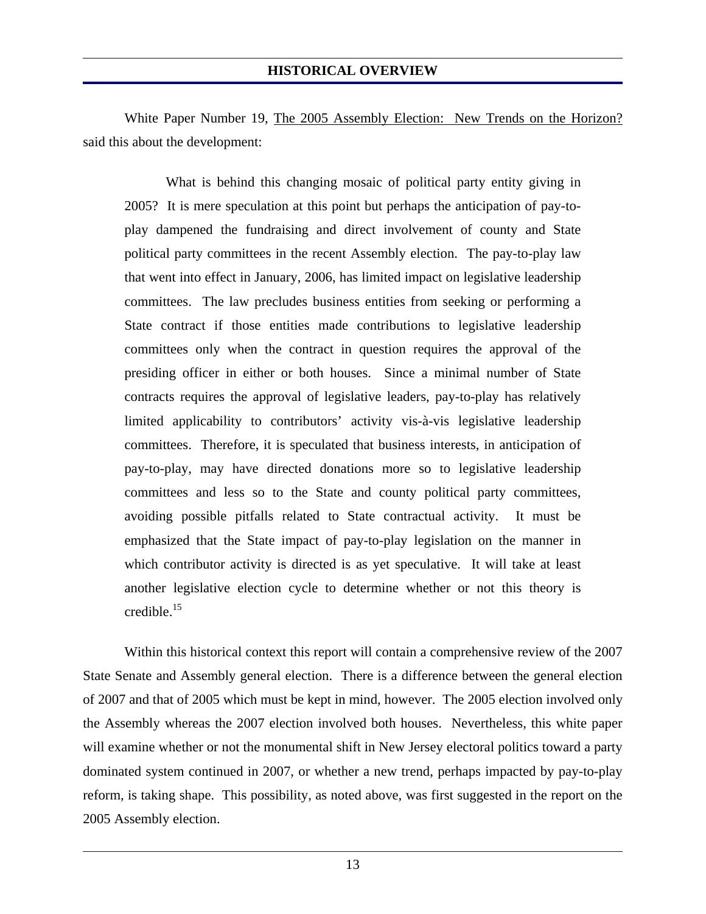White Paper Number 19, The 2005 Assembly Election: New Trends on the Horizon? said this about the development:

> What is behind this changing mosaic of political party entity giving in 2005? It is mere speculation at this point but perhaps the anticipation of pay-to-play dampened the fundraising and direct involvement of county and State political party committees in the recent Assembly election. The pay-to-play law that went into effect in January, 2006, has limited impact on legislative leadership committees. The law precludes business entities from seeking or performing a State contract if those entities made contributions to legislative leadership committees only when the contract in question requires the approval of the presiding officer in either or both houses. Since a minimal number of State contracts requires the approval of legislative leaders, pay-to-play has relatively limited applicability to contributors' activity vis-à-vis legislative leadership committees. Therefore, it is speculated that business interests, in anticipation of pay-to-play, may have directed donations more so to legislative leadership committees and less so to the State and county political party committees, avoiding possible pitfalls related to State contractual activity. It must be emphasized that the State impact of pay-to-play legislation on the manner in which contributor activity is directed is as yet speculative. It will take at least another legislative election cycle to determine whether or not this theory is credible.[15]

Within this historical context this report will contain a comprehensive review of the 2007 State Senate and Assembly general election. There is a difference between the general election of 2007 and that of 2005 which must be kept in mind, however. The 2005 election involved only the Assembly whereas the 2007 election involved both houses. Nevertheless, this white paper will examine whether or not the monumental shift in New Jersey electoral politics toward a party dominated system continued in 2007, or whether a new trend, perhaps impacted by pay-to-play reform, is taking shape. This possibility, as noted above, was first suggested in the report on the 2005 Assembly election.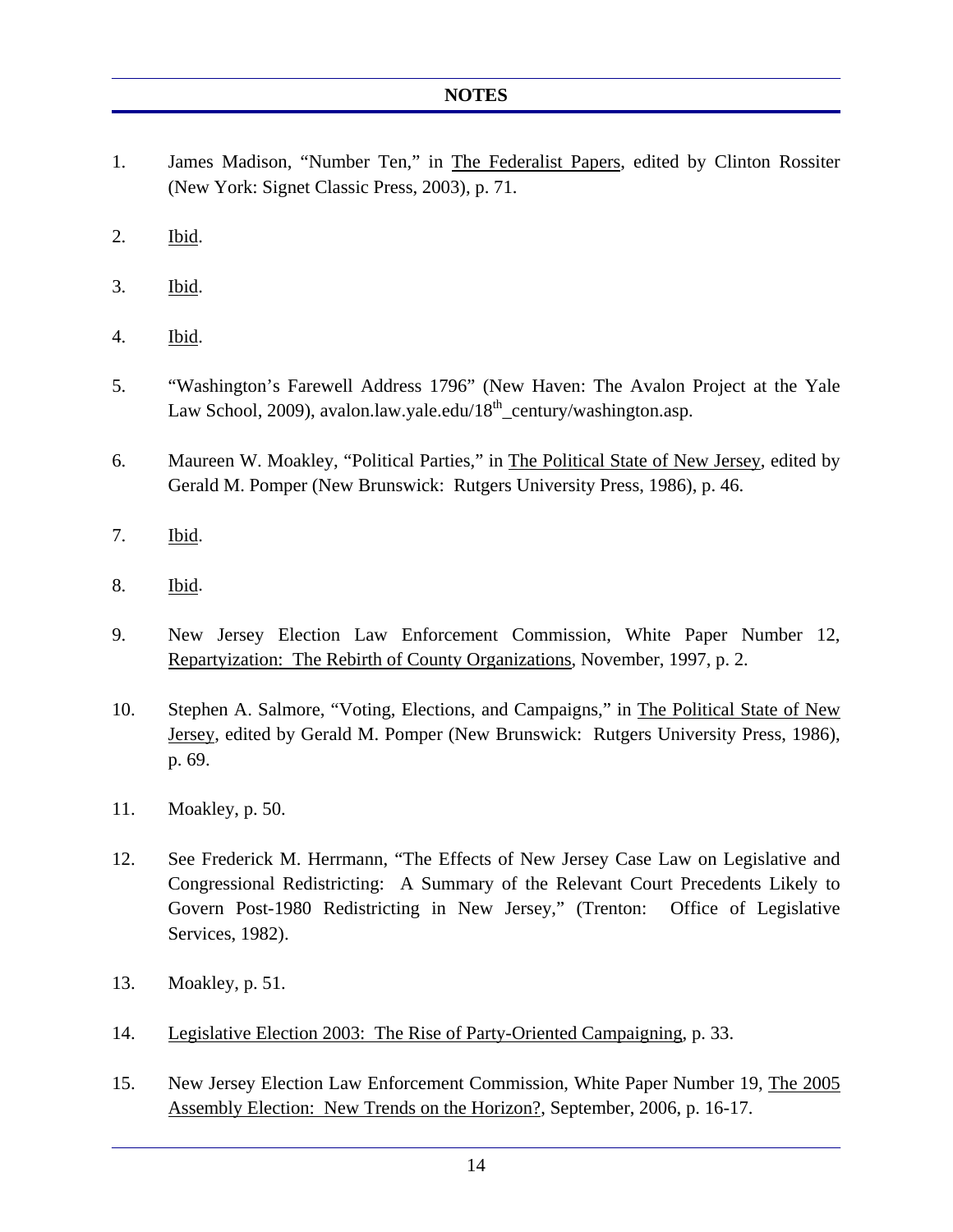## NOTES

1. James Madison, "Number Ten," in The Federalist Papers, edited by Clinton Rossiter (New York: Signet Classic Press, 2003), p. 71.

2. Ibid.

3. Ibid.

4. Ibid.

5. "Washington's Farewell Address 1796" (New Haven: The Avalon Project at the Yale Law School, 2009), avalon.law.yale.edu/18th_century/washington.asp.

6. Maureen W. Moakley, "Political Parties," in The Political State of New Jersey, edited by Gerald M. Pomper (New Brunswick: Rutgers University Press, 1986), p. 46.

7. Ibid.

8. Ibid.

9. New Jersey Election Law Enforcement Commission, White Paper Number 12, Repartyization: The Rebirth of County Organizations, November, 1997, p. 2.

10. Stephen A. Salmore, "Voting, Elections, and Campaigns," in The Political State of New Jersey, edited by Gerald M. Pomper (New Brunswick: Rutgers University Press, 1986), p. 69.

11. Moakley, p. 50.

12. See Frederick M. Herrmann, "The Effects of New Jersey Case Law on Legislative and Congressional Redistricting: A Summary of the Relevant Court Precedents Likely to Govern Post-1980 Redistricting in New Jersey," (Trenton: Office of Legislative Services, 1982).

13. Moakley, p. 51.

14. Legislative Election 2003: The Rise of Party-Oriented Campaigning, p. 33.

15. New Jersey Election Law Enforcement Commission, White Paper Number 19, The 2005 Assembly Election: New Trends on the Horizon?, September, 2006, p. 16-17.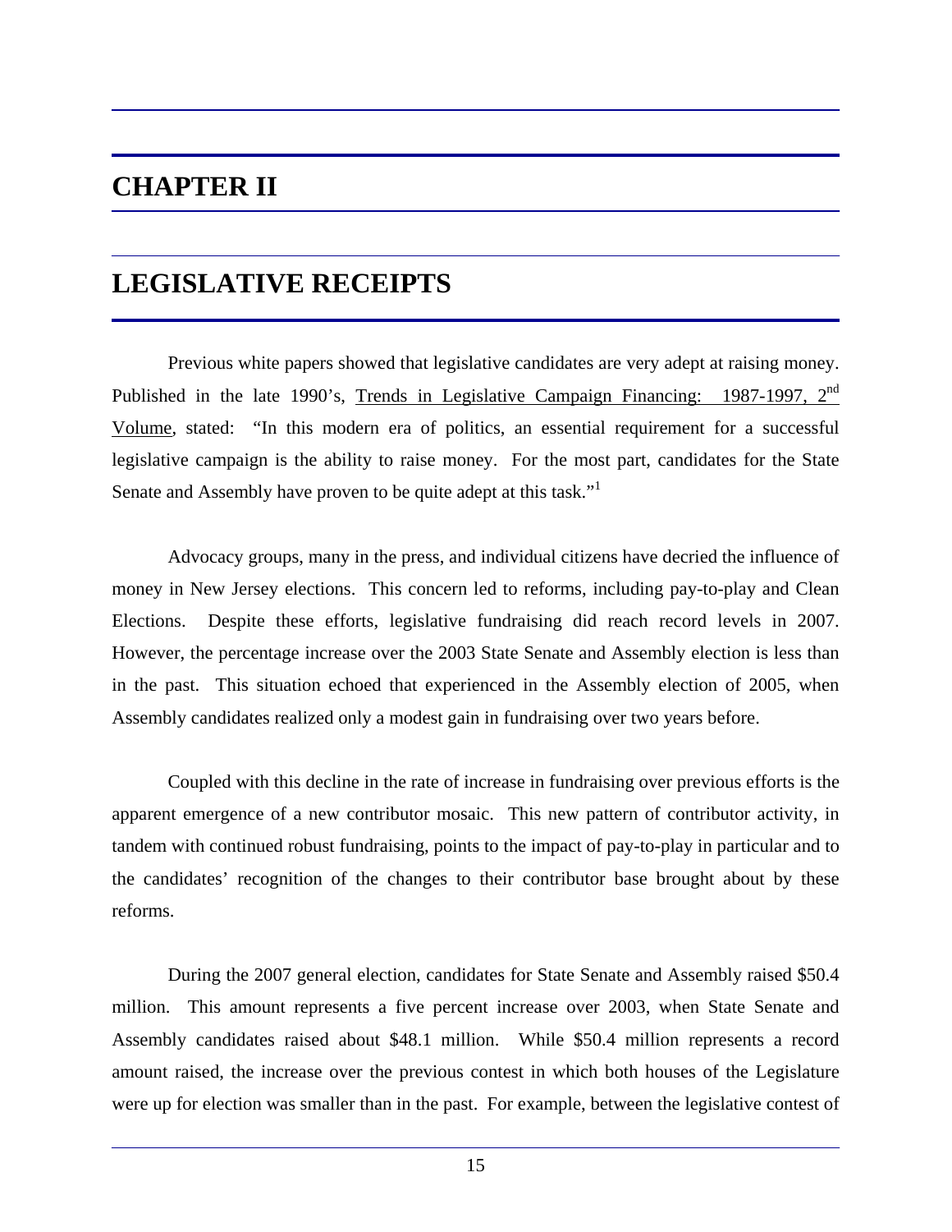# CHAPTER II

# LEGISLATIVE RECEIPTS

Previous white papers showed that legislative candidates are very adept at raising money. Published in the late 1990's, Trends in Legislative Campaign Financing: 1987-1997, 2nd Volume, stated: "In this modern era of politics, an essential requirement for a successful legislative campaign is the ability to raise money. For the most part, candidates for the State Senate and Assembly have proven to be quite adept at this task."[1]

Advocacy groups, many in the press, and individual citizens have decried the influence of money in New Jersey elections. This concern led to reforms, including pay-to-play and Clean Elections. Despite these efforts, legislative fundraising did reach record levels in 2007. However, the percentage increase over the 2003 State Senate and Assembly election is less than in the past. This situation echoed that experienced in the Assembly election of 2005, when Assembly candidates realized only a modest gain in fundraising over two years before.

Coupled with this decline in the rate of increase in fundraising over previous efforts is the apparent emergence of a new contributor mosaic. This new pattern of contributor activity, in tandem with continued robust fundraising, points to the impact of pay-to-play in particular and to the candidates' recognition of the changes to their contributor base brought about by these reforms.

During the 2007 general election, candidates for State Senate and Assembly raised $50.4 million. This amount represents a five percent increase over 2003, when State Senate and Assembly candidates raised about $48.1 million. While $50.4 million represents a record amount raised, the increase over the previous contest in which both houses of the Legislature were up for election was smaller than in the past. For example, between the legislative contest of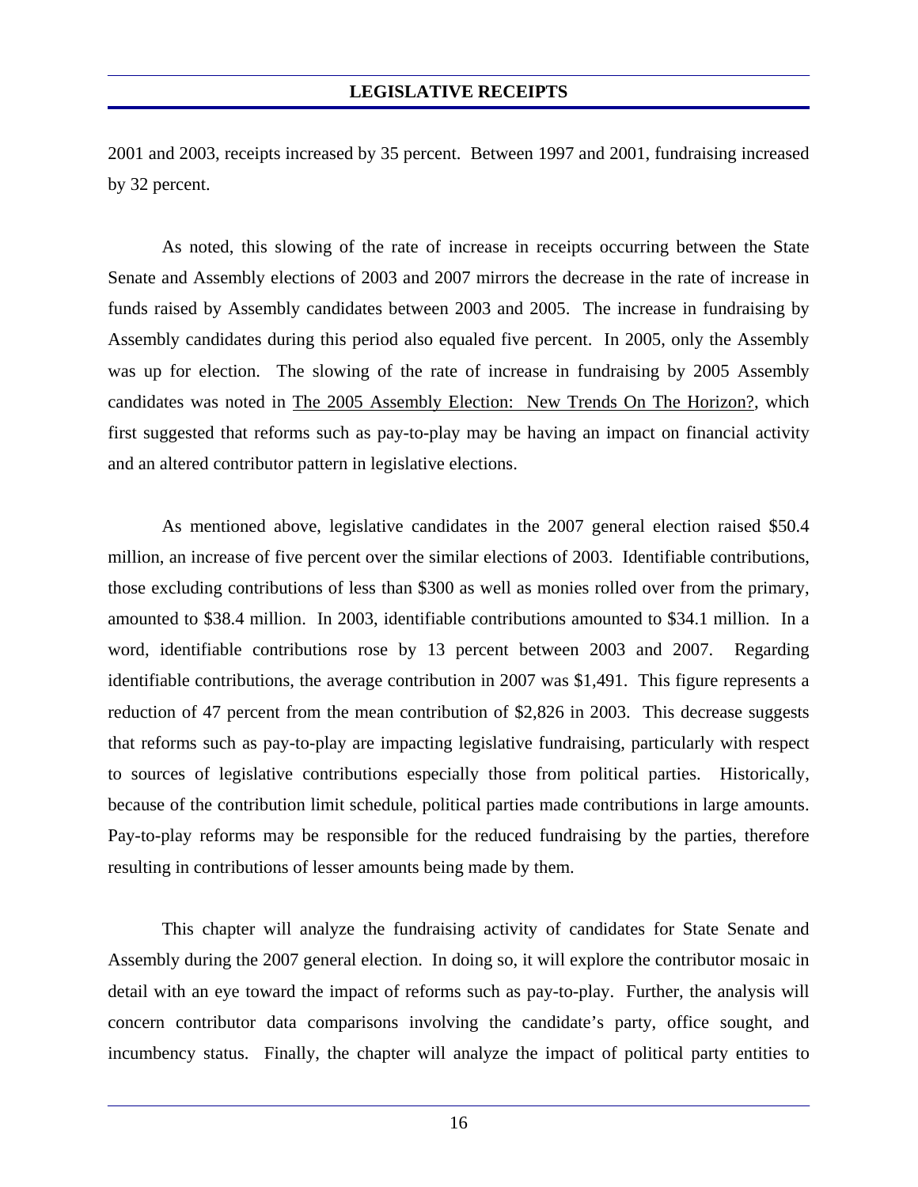2001 and 2003, receipts increased by 35 percent. Between 1997 and 2001, fundraising increased by 32 percent.

As noted, this slowing of the rate of increase in receipts occurring between the State Senate and Assembly elections of 2003 and 2007 mirrors the decrease in the rate of increase in funds raised by Assembly candidates between 2003 and 2005. The increase in fundraising by Assembly candidates during this period also equaled five percent. In 2005, only the Assembly was up for election. The slowing of the rate of increase in fundraising by 2005 Assembly candidates was noted in The 2005 Assembly Election: New Trends On The Horizon?, which first suggested that reforms such as pay-to-play may be having an impact on financial activity and an altered contributor pattern in legislative elections.

As mentioned above, legislative candidates in the 2007 general election raised $50.4 million, an increase of five percent over the similar elections of 2003. Identifiable contributions, those excluding contributions of less than $300 as well as monies rolled over from the primary, amounted to $38.4 million. In 2003, identifiable contributions amounted to $34.1 million. In a word, identifiable contributions rose by 13 percent between 2003 and 2007. Regarding identifiable contributions, the average contribution in 2007 was $1,491. This figure represents a reduction of 47 percent from the mean contribution of $2,826 in 2003. This decrease suggests that reforms such as pay-to-play are impacting legislative fundraising, particularly with respect to sources of legislative contributions especially those from political parties. Historically, because of the contribution limit schedule, political parties made contributions in large amounts. Pay-to-play reforms may be responsible for the reduced fundraising by the parties, therefore resulting in contributions of lesser amounts being made by them.

This chapter will analyze the fundraising activity of candidates for State Senate and Assembly during the 2007 general election. In doing so, it will explore the contributor mosaic in detail with an eye toward the impact of reforms such as pay-to-play. Further, the analysis will concern contributor data comparisons involving the candidate's party, office sought, and incumbency status. Finally, the chapter will analyze the impact of political party entities to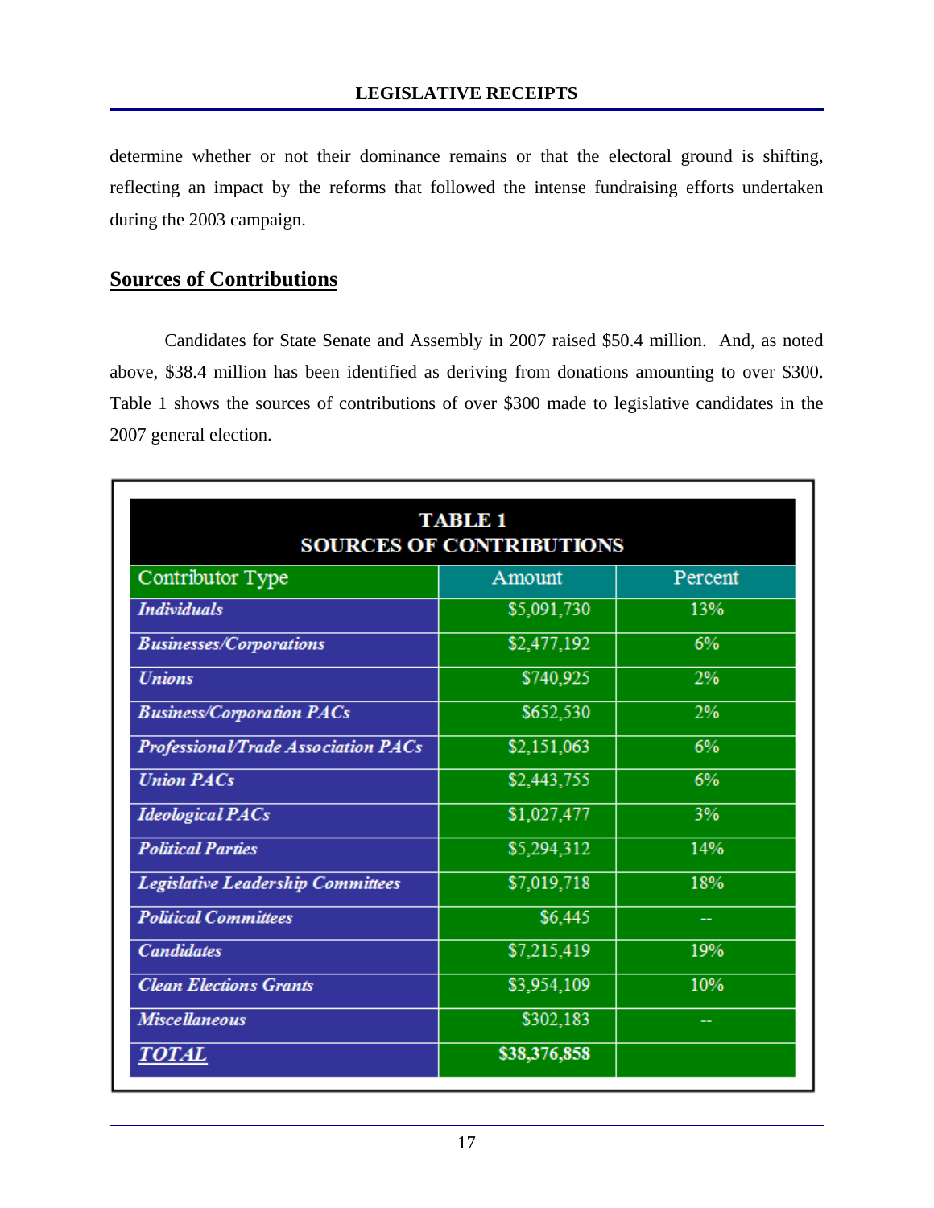determine whether or not their dominance remains or that the electoral ground is shifting, reflecting an impact by the reforms that followed the intense fundraising efforts undertaken during the 2003 campaign.

## Sources of Contributions

Candidates for State Senate and Assembly in 2007 raised $50.4 million. And, as noted above, $38.4 million has been identified as deriving from donations amounting to over $300. Table 1 shows the sources of contributions of over $300 made to legislative candidates in the 2007 general election.

**TABLE 1**
**SOURCES OF CONTRIBUTIONS**

| Contributor Type | Amount | Percent |
|---|---|---|
| *Individuals* | $5,091,730 | 13% |
| *Businesses/Corporations* | $2,477,192 | 6% |
| *Unions* | $740,925 | 2% |
| *Business/Corporation PACs* | $652,530 | 2% |
| *Professional/Trade Association PACs* | $2,151,063 | 6% |
| *Union PACs* | $2,443,755 | 6% |
| *Ideological PACs* | $1,027,477 | 3% |
| *Political Parties* | $5,294,312 | 14% |
| *Legislative Leadership Committees* | $7,019,718 | 18% |
| *Political Committees* | $6,445 | -- |
| *Candidates* | $7,215,419 | 19% |
| *Clean Elections Grants* | $3,954,109 | 10% |
| *Miscellaneous* | $302,183 | -- |
| ***TOTAL*** | **$38,376,858** | |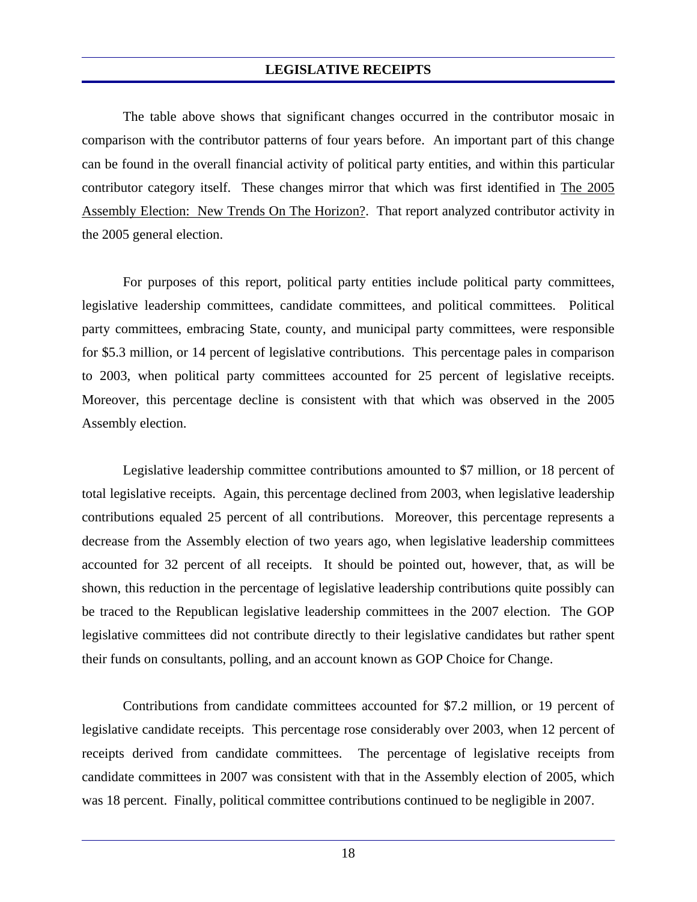## LEGISLATIVE RECEIPTS

The table above shows that significant changes occurred in the contributor mosaic in comparison with the contributor patterns of four years before. An important part of this change can be found in the overall financial activity of political party entities, and within this particular contributor category itself. These changes mirror that which was first identified in The 2005 Assembly Election: New Trends On The Horizon?. That report analyzed contributor activity in the 2005 general election.

For purposes of this report, political party entities include political party committees, legislative leadership committees, candidate committees, and political committees. Political party committees, embracing State, county, and municipal party committees, were responsible for $5.3 million, or 14 percent of legislative contributions. This percentage pales in comparison to 2003, when political party committees accounted for 25 percent of legislative receipts. Moreover, this percentage decline is consistent with that which was observed in the 2005 Assembly election.

Legislative leadership committee contributions amounted to $7 million, or 18 percent of total legislative receipts. Again, this percentage declined from 2003, when legislative leadership contributions equaled 25 percent of all contributions. Moreover, this percentage represents a decrease from the Assembly election of two years ago, when legislative leadership committees accounted for 32 percent of all receipts. It should be pointed out, however, that, as will be shown, this reduction in the percentage of legislative leadership contributions quite possibly can be traced to the Republican legislative leadership committees in the 2007 election. The GOP legislative committees did not contribute directly to their legislative candidates but rather spent their funds on consultants, polling, and an account known as GOP Choice for Change.

Contributions from candidate committees accounted for $7.2 million, or 19 percent of legislative candidate receipts. This percentage rose considerably over 2003, when 12 percent of receipts derived from candidate committees. The percentage of legislative receipts from candidate committees in 2007 was consistent with that in the Assembly election of 2005, which was 18 percent. Finally, political committee contributions continued to be negligible in 2007.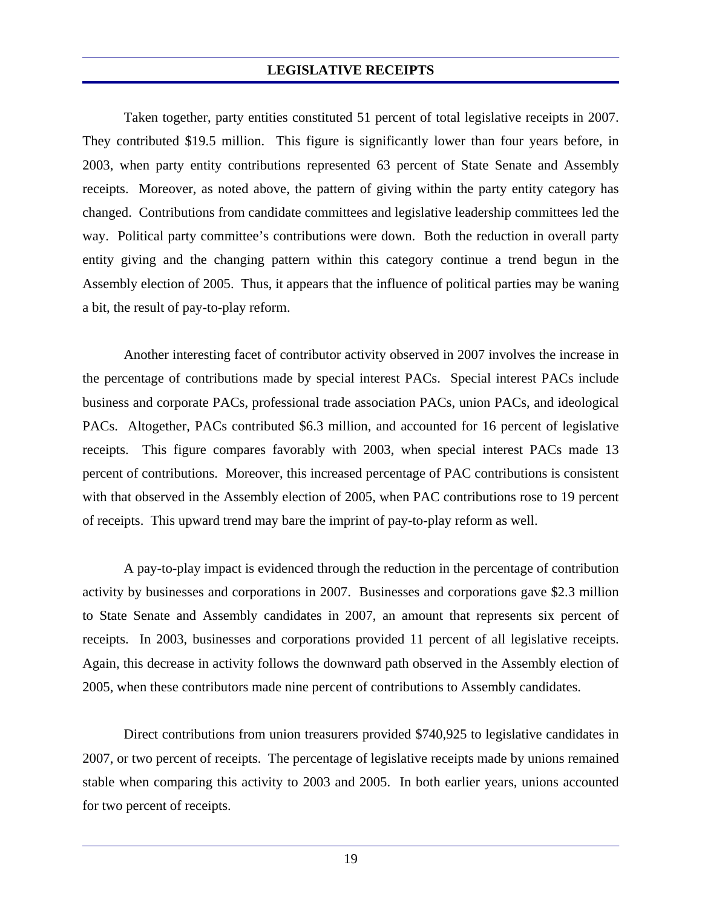## LEGISLATIVE RECEIPTS

Taken together, party entities constituted 51 percent of total legislative receipts in 2007. They contributed $19.5 million. This figure is significantly lower than four years before, in 2003, when party entity contributions represented 63 percent of State Senate and Assembly receipts. Moreover, as noted above, the pattern of giving within the party entity category has changed. Contributions from candidate committees and legislative leadership committees led the way. Political party committee's contributions were down. Both the reduction in overall party entity giving and the changing pattern within this category continue a trend begun in the Assembly election of 2005. Thus, it appears that the influence of political parties may be waning a bit, the result of pay-to-play reform.

Another interesting facet of contributor activity observed in 2007 involves the increase in the percentage of contributions made by special interest PACs. Special interest PACs include business and corporate PACs, professional trade association PACs, union PACs, and ideological PACs. Altogether, PACs contributed $6.3 million, and accounted for 16 percent of legislative receipts. This figure compares favorably with 2003, when special interest PACs made 13 percent of contributions. Moreover, this increased percentage of PAC contributions is consistent with that observed in the Assembly election of 2005, when PAC contributions rose to 19 percent of receipts. This upward trend may bare the imprint of pay-to-play reform as well.

A pay-to-play impact is evidenced through the reduction in the percentage of contribution activity by businesses and corporations in 2007. Businesses and corporations gave $2.3 million to State Senate and Assembly candidates in 2007, an amount that represents six percent of receipts. In 2003, businesses and corporations provided 11 percent of all legislative receipts. Again, this decrease in activity follows the downward path observed in the Assembly election of 2005, when these contributors made nine percent of contributions to Assembly candidates.

Direct contributions from union treasurers provided $740,925 to legislative candidates in 2007, or two percent of receipts. The percentage of legislative receipts made by unions remained stable when comparing this activity to 2003 and 2005. In both earlier years, unions accounted for two percent of receipts.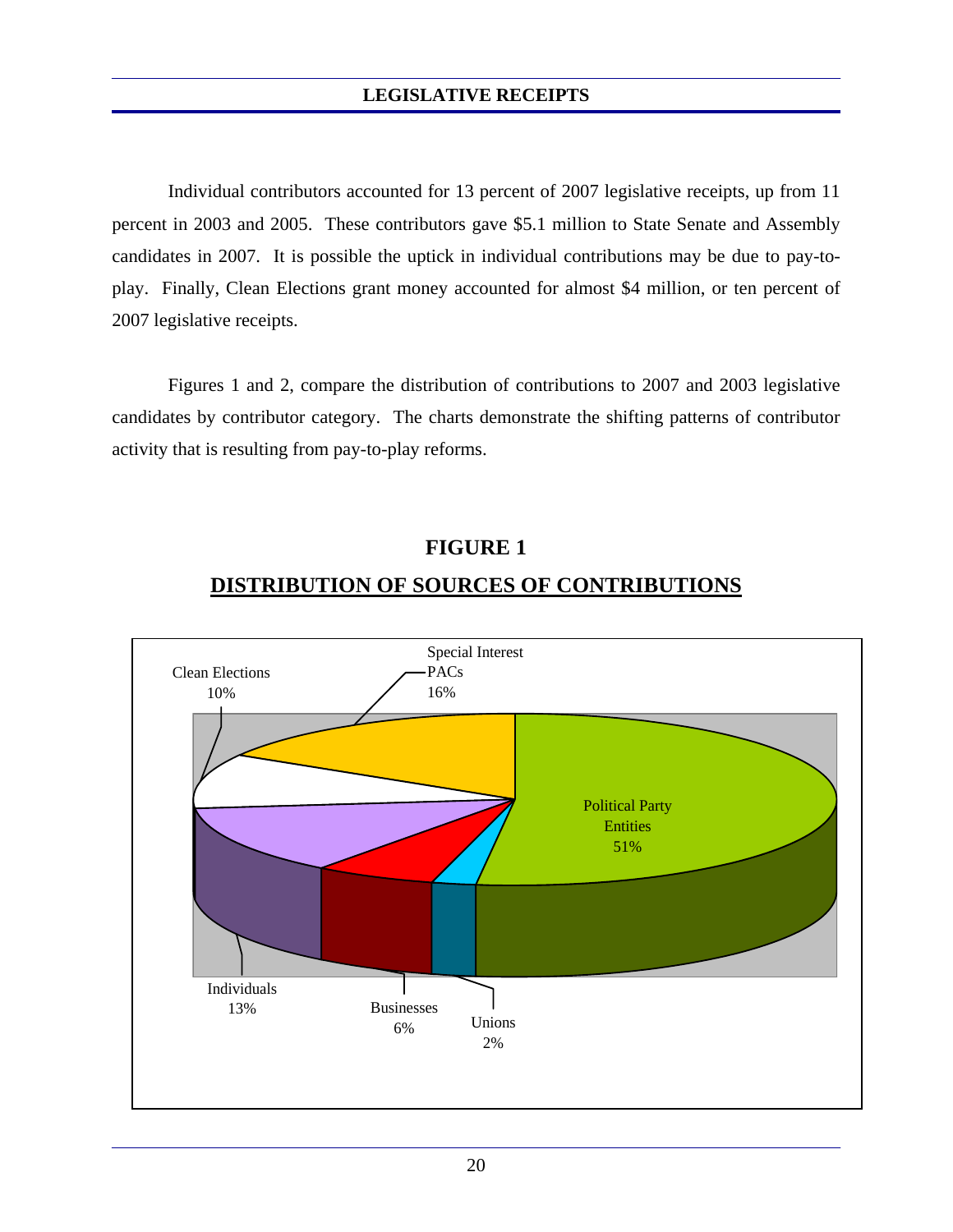Individual contributors accounted for 13 percent of 2007 legislative receipts, up from 11 percent in 2003 and 2005. These contributors gave $5.1 million to State Senate and Assembly candidates in 2007. It is possible the uptick in individual contributions may be due to pay-to-play. Finally, Clean Elections grant money accounted for almost $4 million, or ten percent of 2007 legislative receipts.

Figures 1 and 2, compare the distribution of contributions to 2007 and 2003 legislative candidates by contributor category. The charts demonstrate the shifting patterns of contributor activity that is resulting from pay-to-play reforms.

## FIGURE 1

## DISTRIBUTION OF SOURCES OF CONTRIBUTIONS

| Source | Percent |
|---|---|
| Political Party Entities | 51% |
| Special Interest PACs | 16% |
| Clean Elections | 10% |
| Individuals | 13% |
| Businesses | 6% |
| Unions | 2% |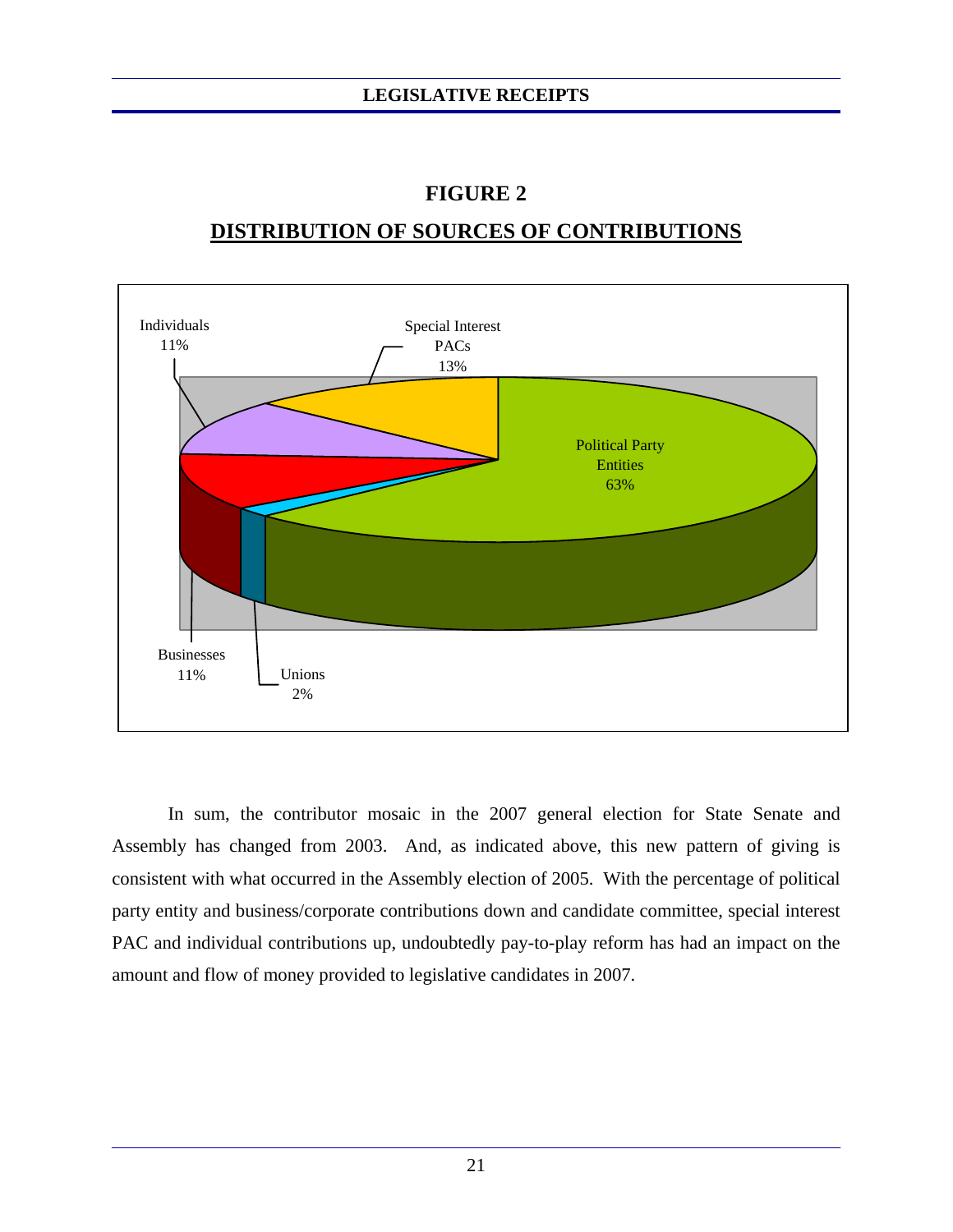## FIGURE 2

## DISTRIBUTION OF SOURCES OF CONTRIBUTIONS

Individuals 11%

Special Interest PACs 13%

Political Party Entities 63%

Businesses 11%

Unions 2%

In sum, the contributor mosaic in the 2007 general election for State Senate and Assembly has changed from 2003. And, as indicated above, this new pattern of giving is consistent with what occurred in the Assembly election of 2005. With the percentage of political party entity and business/corporate contributions down and candidate committee, special interest PAC and individual contributions up, undoubtedly pay-to-play reform has had an impact on the amount and flow of money provided to legislative candidates in 2007.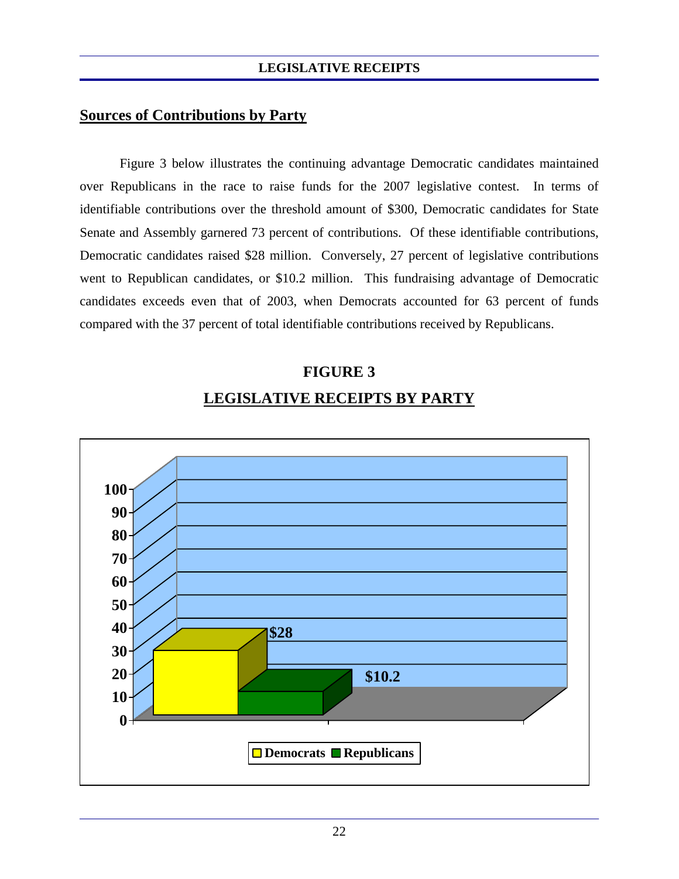## Sources of Contributions by Party

Figure 3 below illustrates the continuing advantage Democratic candidates maintained over Republicans in the race to raise funds for the 2007 legislative contest. In terms of identifiable contributions over the threshold amount of $300, Democratic candidates for State Senate and Assembly garnered 73 percent of contributions. Of these identifiable contributions, Democratic candidates raised $28 million. Conversely, 27 percent of legislative contributions went to Republican candidates, or $10.2 million. This fundraising advantage of Democratic candidates exceeds even that of 2003, when Democrats accounted for 63 percent of funds compared with the 37 percent of total identifiable contributions received by Republicans.

**FIGURE 3**

**LEGISLATIVE RECEIPTS BY PARTY**

| Party | Receipts (in millions) |
| --- | --- |
| Democrats | $28 |
| Republicans | $10.2 |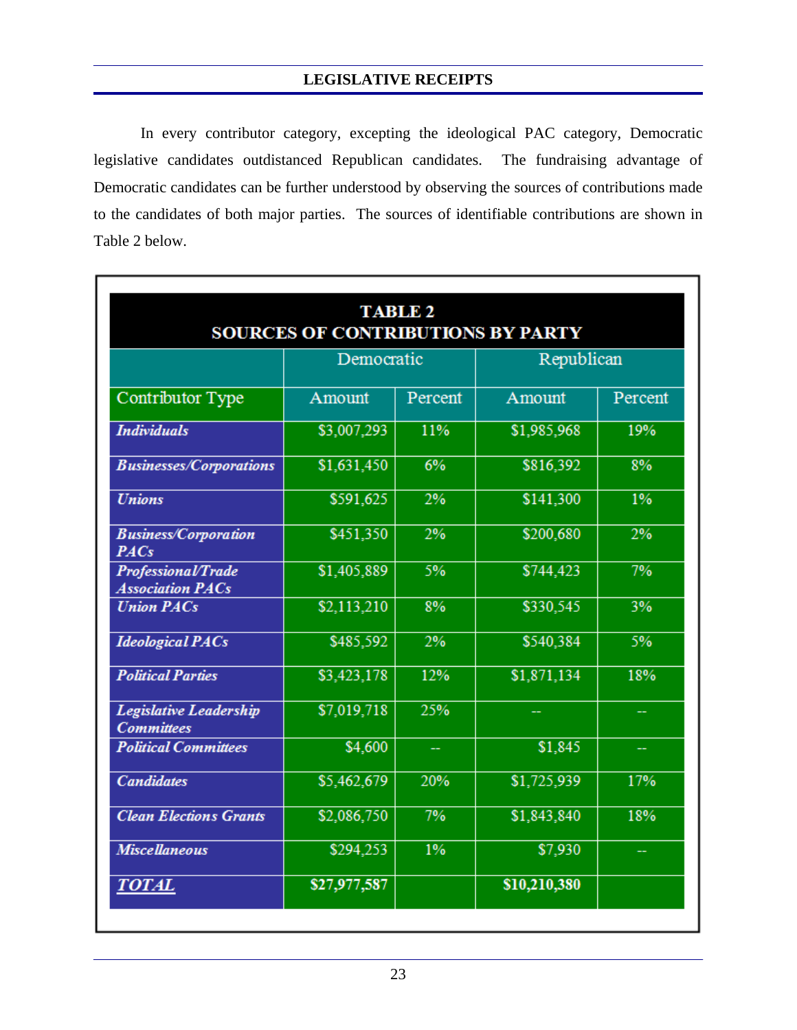## LEGISLATIVE RECEIPTS

In every contributor category, excepting the ideological PAC category, Democratic legislative candidates outdistanced Republican candidates. The fundraising advantage of Democratic candidates can be further understood by observing the sources of contributions made to the candidates of both major parties. The sources of identifiable contributions are shown in Table 2 below.

**TABLE 2**
**SOURCES OF CONTRIBUTIONS BY PARTY**

| | Democratic | | Republican | |
|---|---|---|---|---|
| Contributor Type | Amount | Percent | Amount | Percent |
| ***Individuals*** | $3,007,293 | 11% | $1,985,968 | 19% |
| ***Businesses/Corporations*** | $1,631,450 | 6% | $816,392 | 8% |
| ***Unions*** | $591,625 | 2% | $141,300 | 1% |
| ***Business/Corporation PACs*** | $451,350 | 2% | $200,680 | 2% |
| ***Professional/Trade Association PACs*** | $1,405,889 | 5% | $744,423 | 7% |
| ***Union PACs*** | $2,113,210 | 8% | $330,545 | 3% |
| ***Ideological PACs*** | $485,592 | 2% | $540,384 | 5% |
| ***Political Parties*** | $3,423,178 | 12% | $1,871,134 | 18% |
| ***Legislative Leadership Committees*** | $7,019,718 | 25% | -- | -- |
| ***Political Committees*** | $4,600 | -- | $1,845 | -- |
| ***Candidates*** | $5,462,679 | 20% | $1,725,939 | 17% |
| ***Clean Elections Grants*** | $2,086,750 | 7% | $1,843,840 | 18% |
| ***Miscellaneous*** | $294,253 | 1% | $7,930 | -- |
| ***TOTAL*** | **$27,977,587** | | **$10,210,380** | |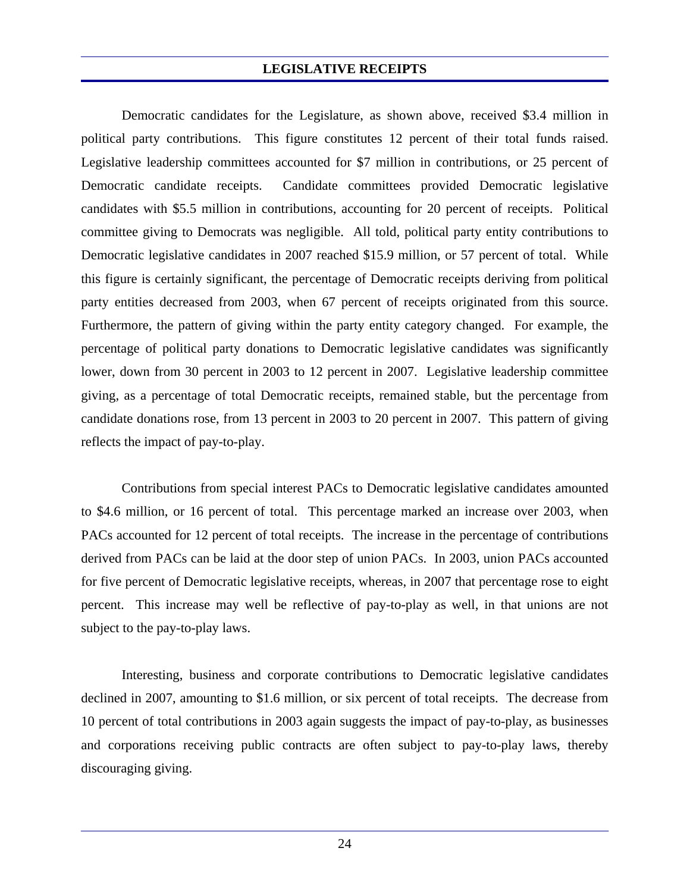## LEGISLATIVE RECEIPTS

Democratic candidates for the Legislature, as shown above, received $3.4 million in political party contributions. This figure constitutes 12 percent of their total funds raised. Legislative leadership committees accounted for $7 million in contributions, or 25 percent of Democratic candidate receipts. Candidate committees provided Democratic legislative candidates with $5.5 million in contributions, accounting for 20 percent of receipts. Political committee giving to Democrats was negligible. All told, political party entity contributions to Democratic legislative candidates in 2007 reached $15.9 million, or 57 percent of total. While this figure is certainly significant, the percentage of Democratic receipts deriving from political party entities decreased from 2003, when 67 percent of receipts originated from this source. Furthermore, the pattern of giving within the party entity category changed. For example, the percentage of political party donations to Democratic legislative candidates was significantly lower, down from 30 percent in 2003 to 12 percent in 2007. Legislative leadership committee giving, as a percentage of total Democratic receipts, remained stable, but the percentage from candidate donations rose, from 13 percent in 2003 to 20 percent in 2007. This pattern of giving reflects the impact of pay-to-play.

Contributions from special interest PACs to Democratic legislative candidates amounted to $4.6 million, or 16 percent of total. This percentage marked an increase over 2003, when PACs accounted for 12 percent of total receipts. The increase in the percentage of contributions derived from PACs can be laid at the door step of union PACs. In 2003, union PACs accounted for five percent of Democratic legislative receipts, whereas, in 2007 that percentage rose to eight percent. This increase may well be reflective of pay-to-play as well, in that unions are not subject to the pay-to-play laws.

Interesting, business and corporate contributions to Democratic legislative candidates declined in 2007, amounting to $1.6 million, or six percent of total receipts. The decrease from 10 percent of total contributions in 2003 again suggests the impact of pay-to-play, as businesses and corporations receiving public contracts are often subject to pay-to-play laws, thereby discouraging giving.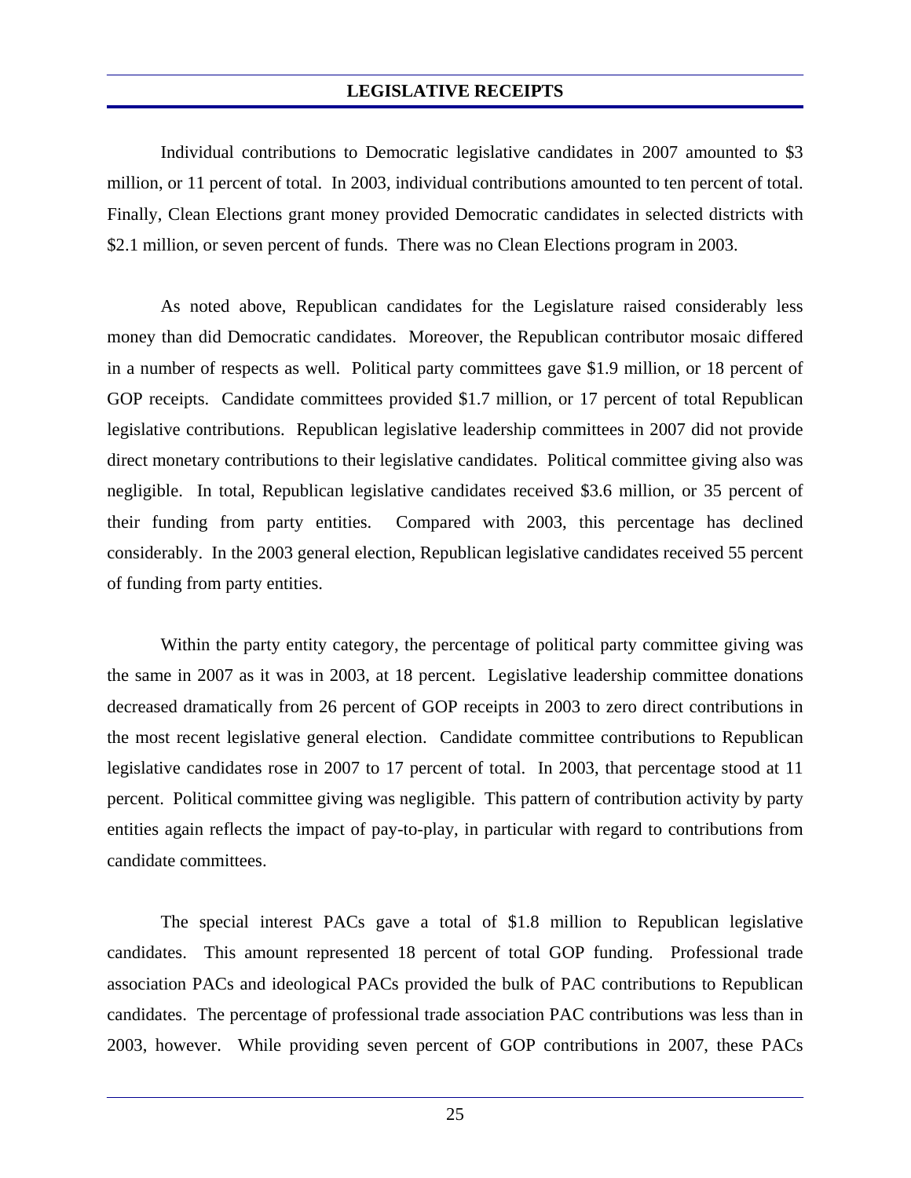**LEGISLATIVE RECEIPTS**

Individual contributions to Democratic legislative candidates in 2007 amounted to $3 million, or 11 percent of total. In 2003, individual contributions amounted to ten percent of total. Finally, Clean Elections grant money provided Democratic candidates in selected districts with $2.1 million, or seven percent of funds. There was no Clean Elections program in 2003.

As noted above, Republican candidates for the Legislature raised considerably less money than did Democratic candidates. Moreover, the Republican contributor mosaic differed in a number of respects as well. Political party committees gave $1.9 million, or 18 percent of GOP receipts. Candidate committees provided $1.7 million, or 17 percent of total Republican legislative contributions. Republican legislative leadership committees in 2007 did not provide direct monetary contributions to their legislative candidates. Political committee giving also was negligible. In total, Republican legislative candidates received $3.6 million, or 35 percent of their funding from party entities. Compared with 2003, this percentage has declined considerably. In the 2003 general election, Republican legislative candidates received 55 percent of funding from party entities.

Within the party entity category, the percentage of political party committee giving was the same in 2007 as it was in 2003, at 18 percent. Legislative leadership committee donations decreased dramatically from 26 percent of GOP receipts in 2003 to zero direct contributions in the most recent legislative general election. Candidate committee contributions to Republican legislative candidates rose in 2007 to 17 percent of total. In 2003, that percentage stood at 11 percent. Political committee giving was negligible. This pattern of contribution activity by party entities again reflects the impact of pay-to-play, in particular with regard to contributions from candidate committees.

The special interest PACs gave a total of $1.8 million to Republican legislative candidates. This amount represented 18 percent of total GOP funding. Professional trade association PACs and ideological PACs provided the bulk of PAC contributions to Republican candidates. The percentage of professional trade association PAC contributions was less than in 2003, however. While providing seven percent of GOP contributions in 2007, these PACs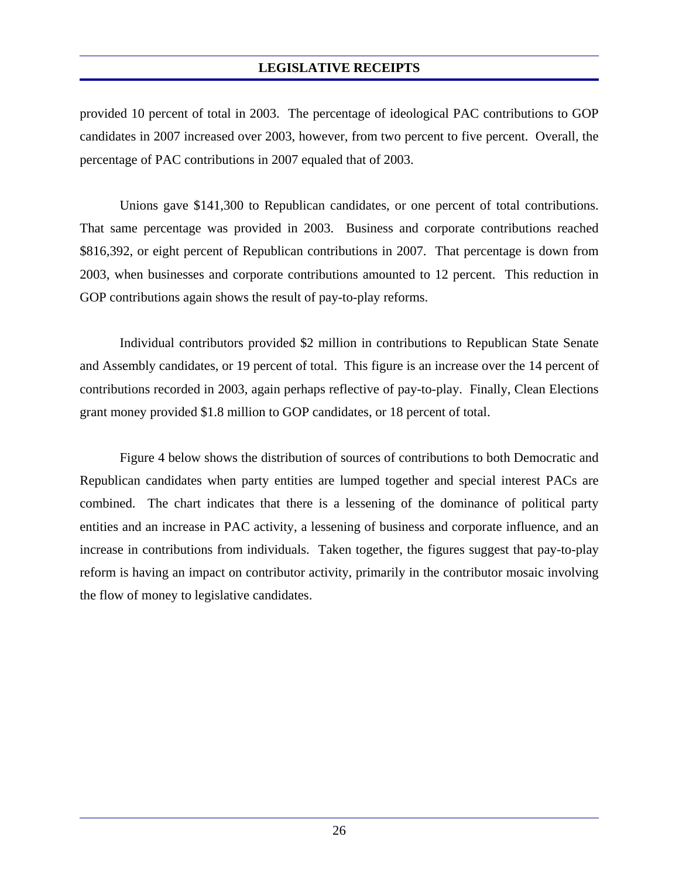provided 10 percent of total in 2003. The percentage of ideological PAC contributions to GOP candidates in 2007 increased over 2003, however, from two percent to five percent. Overall, the percentage of PAC contributions in 2007 equaled that of 2003.

Unions gave $141,300 to Republican candidates, or one percent of total contributions. That same percentage was provided in 2003. Business and corporate contributions reached $816,392, or eight percent of Republican contributions in 2007. That percentage is down from 2003, when businesses and corporate contributions amounted to 12 percent. This reduction in GOP contributions again shows the result of pay-to-play reforms.

Individual contributors provided $2 million in contributions to Republican State Senate and Assembly candidates, or 19 percent of total. This figure is an increase over the 14 percent of contributions recorded in 2003, again perhaps reflective of pay-to-play. Finally, Clean Elections grant money provided $1.8 million to GOP candidates, or 18 percent of total.

Figure 4 below shows the distribution of sources of contributions to both Democratic and Republican candidates when party entities are lumped together and special interest PACs are combined. The chart indicates that there is a lessening of the dominance of political party entities and an increase in PAC activity, a lessening of business and corporate influence, and an increase in contributions from individuals. Taken together, the figures suggest that pay-to-play reform is having an impact on contributor activity, primarily in the contributor mosaic involving the flow of money to legislative candidates.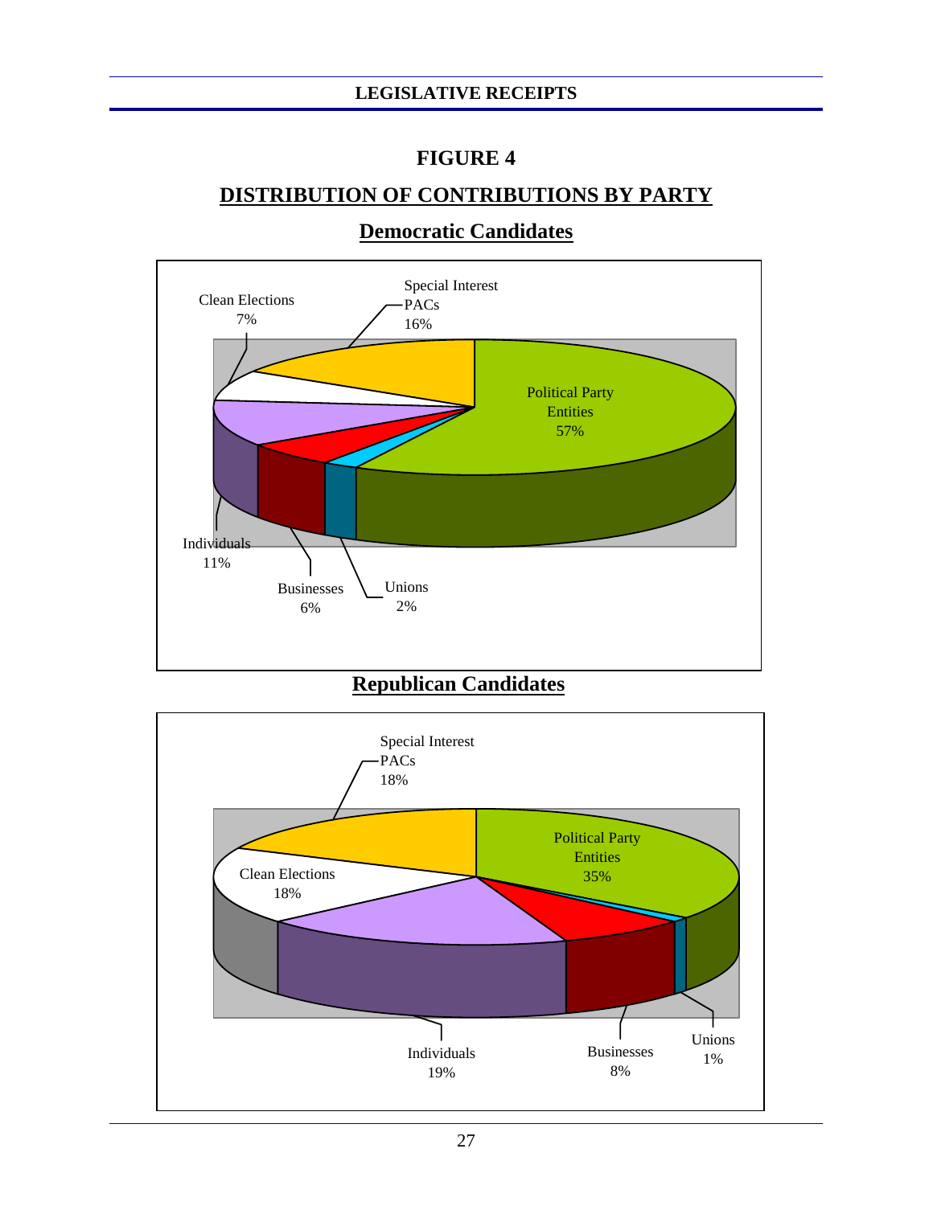# FIGURE 4

## DISTRIBUTION OF CONTRIBUTIONS BY PARTY

### Democratic Candidates

Political Party Entities 57%

Special Interest PACs 16%

Clean Elections 7%

Individuals 11%

Businesses 6%

Unions 2%

### Republican Candidates

Political Party Entities 35%

Special Interest PACs 18%

Clean Elections 18%

Individuals 19%

Businesses 8%

Unions 1%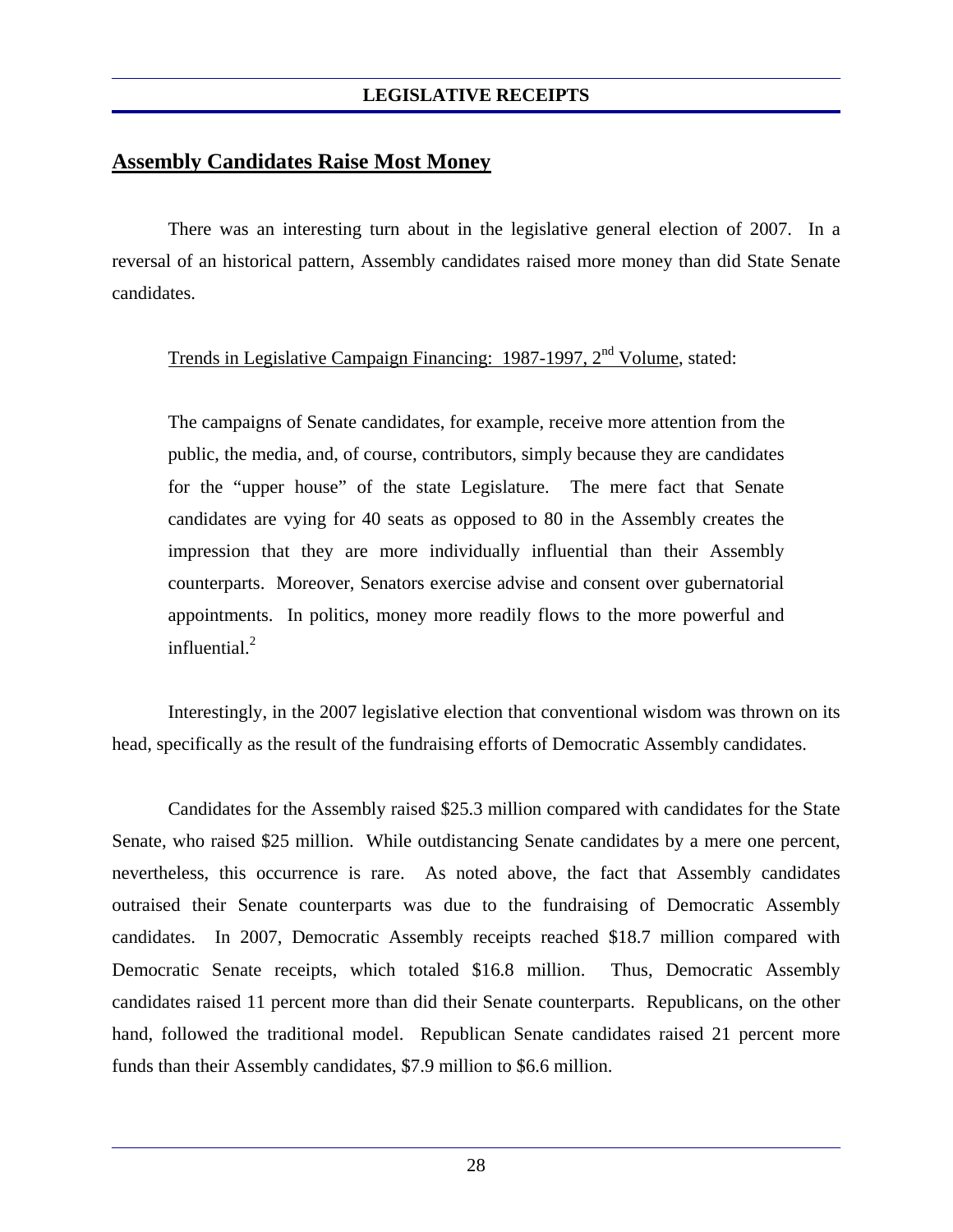## Assembly Candidates Raise Most Money

There was an interesting turn about in the legislative general election of 2007. In a reversal of an historical pattern, Assembly candidates raised more money than did State Senate candidates.

Trends in Legislative Campaign Financing: 1987-1997, 2nd Volume, stated:

> The campaigns of Senate candidates, for example, receive more attention from the public, the media, and, of course, contributors, simply because they are candidates for the "upper house" of the state Legislature. The mere fact that Senate candidates are vying for 40 seats as opposed to 80 in the Assembly creates the impression that they are more individually influential than their Assembly counterparts. Moreover, Senators exercise advise and consent over gubernatorial appointments. In politics, money more readily flows to the more powerful and influential.[2]

Interestingly, in the 2007 legislative election that conventional wisdom was thrown on its head, specifically as the result of the fundraising efforts of Democratic Assembly candidates.

Candidates for the Assembly raised \$25.3 million compared with candidates for the State Senate, who raised \$25 million. While outdistancing Senate candidates by a mere one percent, nevertheless, this occurrence is rare. As noted above, the fact that Assembly candidates outraised their Senate counterparts was due to the fundraising of Democratic Assembly candidates. In 2007, Democratic Assembly receipts reached \$18.7 million compared with Democratic Senate receipts, which totaled \$16.8 million. Thus, Democratic Assembly candidates raised 11 percent more than did their Senate counterparts. Republicans, on the other hand, followed the traditional model. Republican Senate candidates raised 21 percent more funds than their Assembly candidates, \$7.9 million to \$6.6 million.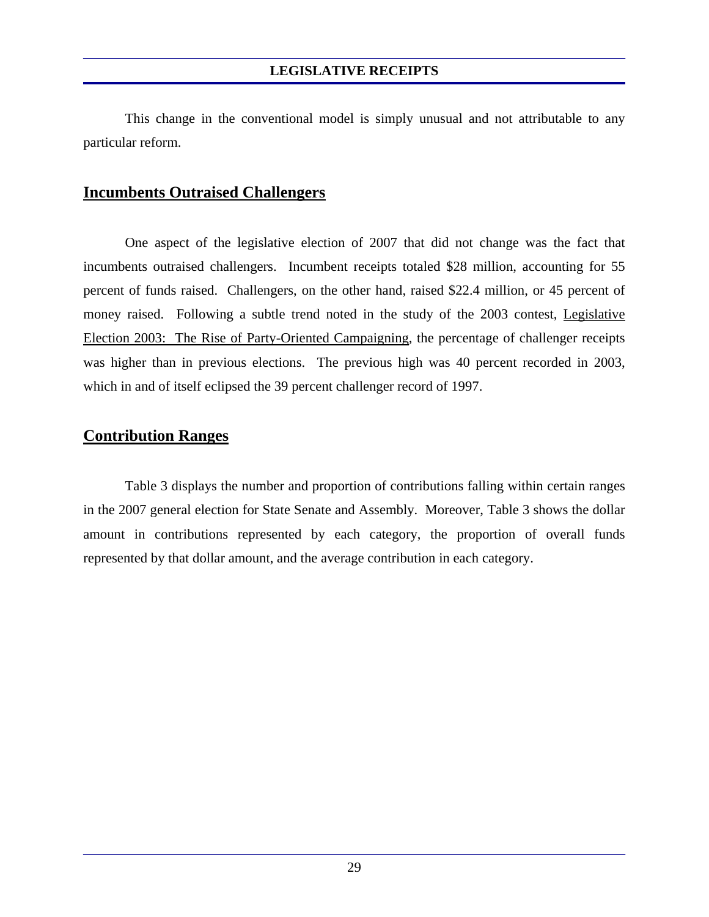This change in the conventional model is simply unusual and not attributable to any particular reform.

## Incumbents Outraised Challengers

One aspect of the legislative election of 2007 that did not change was the fact that incumbents outraised challengers. Incumbent receipts totaled $28 million, accounting for 55 percent of funds raised. Challengers, on the other hand, raised $22.4 million, or 45 percent of money raised. Following a subtle trend noted in the study of the 2003 contest, Legislative Election 2003: The Rise of Party-Oriented Campaigning, the percentage of challenger receipts was higher than in previous elections. The previous high was 40 percent recorded in 2003, which in and of itself eclipsed the 39 percent challenger record of 1997.

## Contribution Ranges

Table 3 displays the number and proportion of contributions falling within certain ranges in the 2007 general election for State Senate and Assembly. Moreover, Table 3 shows the dollar amount in contributions represented by each category, the proportion of overall funds represented by that dollar amount, and the average contribution in each category.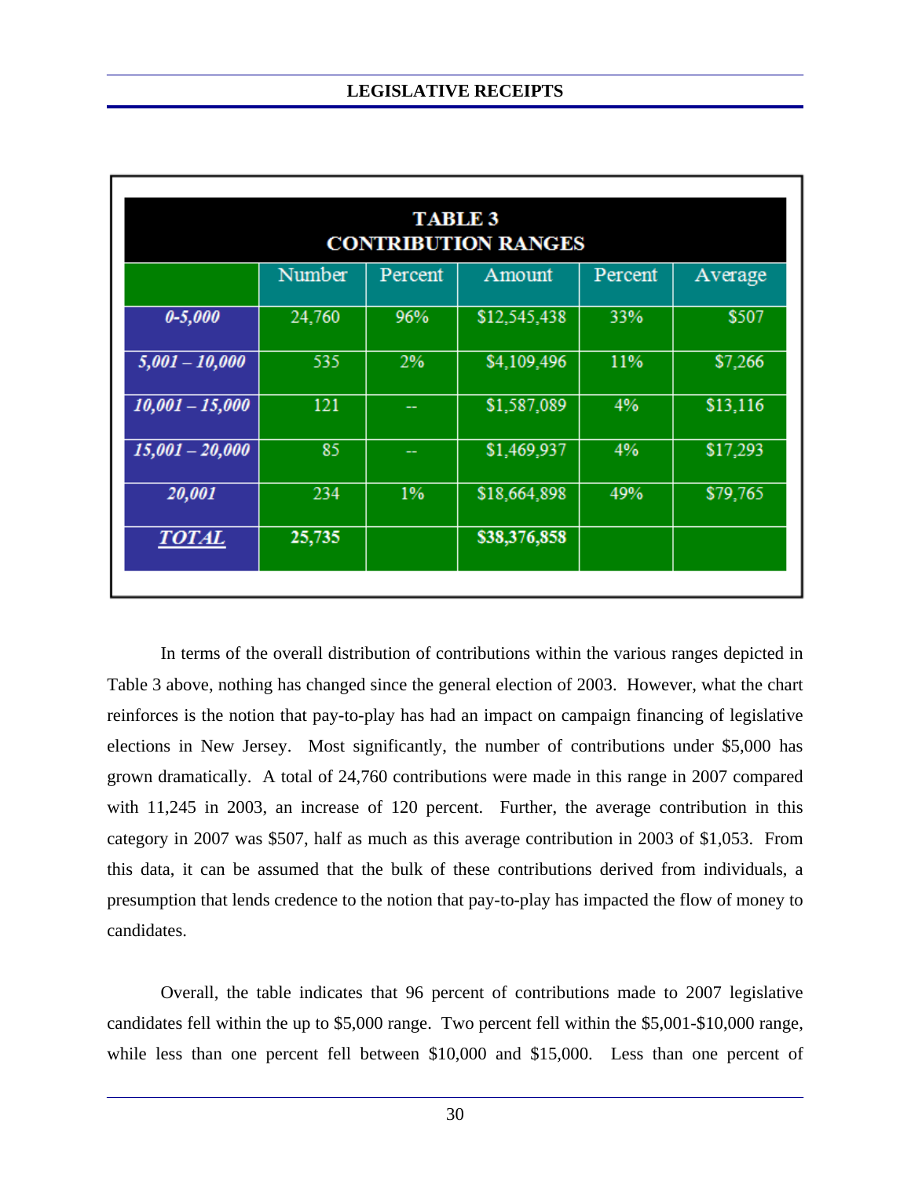## TABLE 3
## CONTRIBUTION RANGES

| | Number | Percent | Amount | Percent | Average |
|---|---|---|---|---|---|
| ***0-5,000*** | 24,760 | 96% | $12,545,438 | 33% | $507 |
| ***5,001 – 10,000*** | 535 | 2% | $4,109,496 | 11% | $7,266 |
| ***10,001 – 15,000*** | 121 | -- | $1,587,089 | 4% | $13,116 |
| ***15,001 – 20,000*** | 85 | -- | $1,469,937 | 4% | $17,293 |
| ***20,001*** | 234 | 1% | $18,664,898 | 49% | $79,765 |
| ***TOTAL*** | **25,735** | | **$38,376,858** | | |

In terms of the overall distribution of contributions within the various ranges depicted in Table 3 above, nothing has changed since the general election of 2003. However, what the chart reinforces is the notion that pay-to-play has had an impact on campaign financing of legislative elections in New Jersey. Most significantly, the number of contributions under $5,000 has grown dramatically. A total of 24,760 contributions were made in this range in 2007 compared with 11,245 in 2003, an increase of 120 percent. Further, the average contribution in this category in 2007 was $507, half as much as this average contribution in 2003 of $1,053. From this data, it can be assumed that the bulk of these contributions derived from individuals, a presumption that lends credence to the notion that pay-to-play has impacted the flow of money to candidates.

Overall, the table indicates that 96 percent of contributions made to 2007 legislative candidates fell within the up to $5,000 range. Two percent fell within the $5,001-$10,000 range, while less than one percent fell between $10,000 and $15,000. Less than one percent of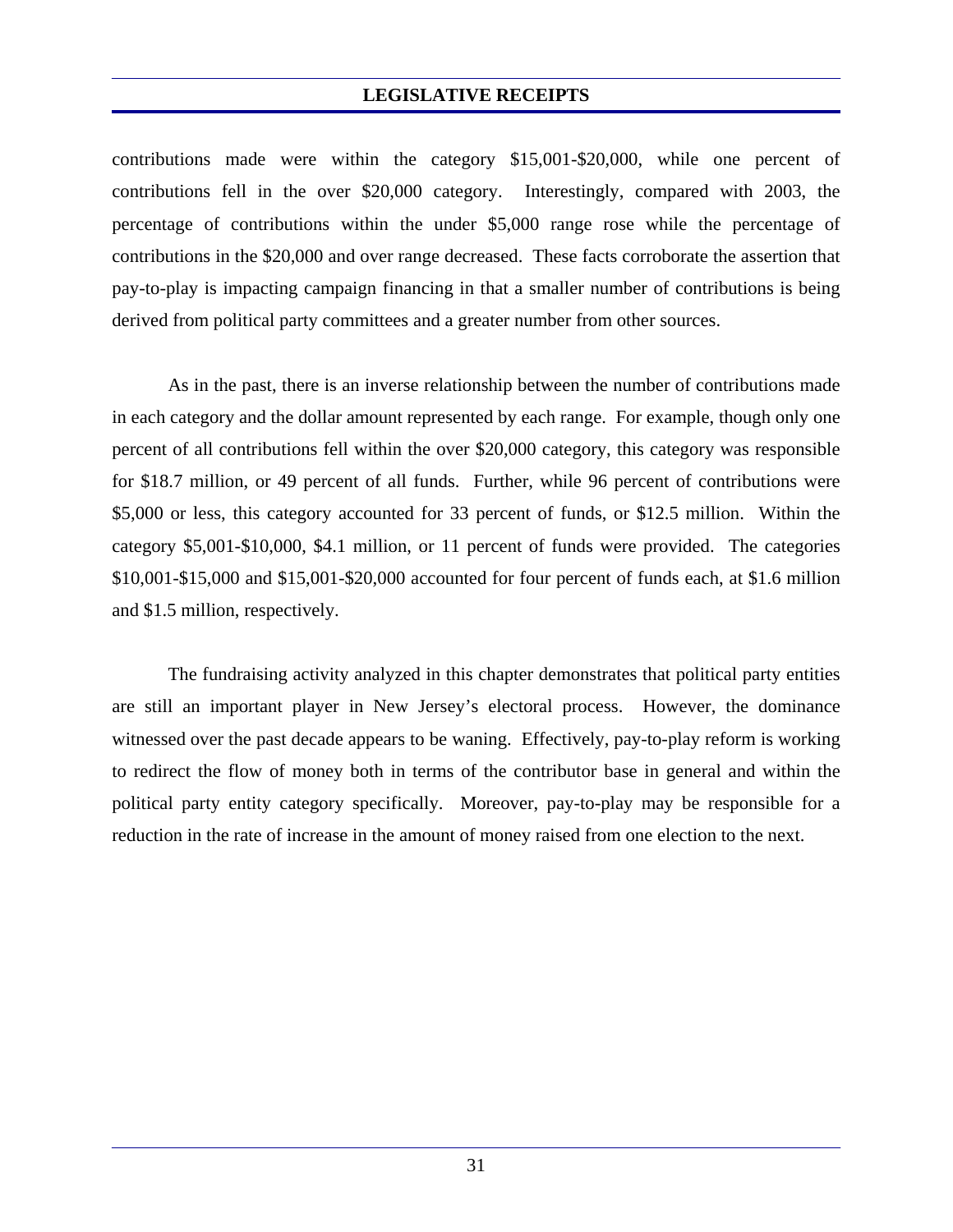contributions made were within the category $15,001-$20,000, while one percent of contributions fell in the over $20,000 category. Interestingly, compared with 2003, the percentage of contributions within the under $5,000 range rose while the percentage of contributions in the $20,000 and over range decreased. These facts corroborate the assertion that pay-to-play is impacting campaign financing in that a smaller number of contributions is being derived from political party committees and a greater number from other sources.

As in the past, there is an inverse relationship between the number of contributions made in each category and the dollar amount represented by each range. For example, though only one percent of all contributions fell within the over $20,000 category, this category was responsible for $18.7 million, or 49 percent of all funds. Further, while 96 percent of contributions were $5,000 or less, this category accounted for 33 percent of funds, or $12.5 million. Within the category $5,001-$10,000, $4.1 million, or 11 percent of funds were provided. The categories $10,001-$15,000 and $15,001-$20,000 accounted for four percent of funds each, at $1.6 million and $1.5 million, respectively.

The fundraising activity analyzed in this chapter demonstrates that political party entities are still an important player in New Jersey's electoral process. However, the dominance witnessed over the past decade appears to be waning. Effectively, pay-to-play reform is working to redirect the flow of money both in terms of the contributor base in general and within the political party entity category specifically. Moreover, pay-to-play may be responsible for a reduction in the rate of increase in the amount of money raised from one election to the next.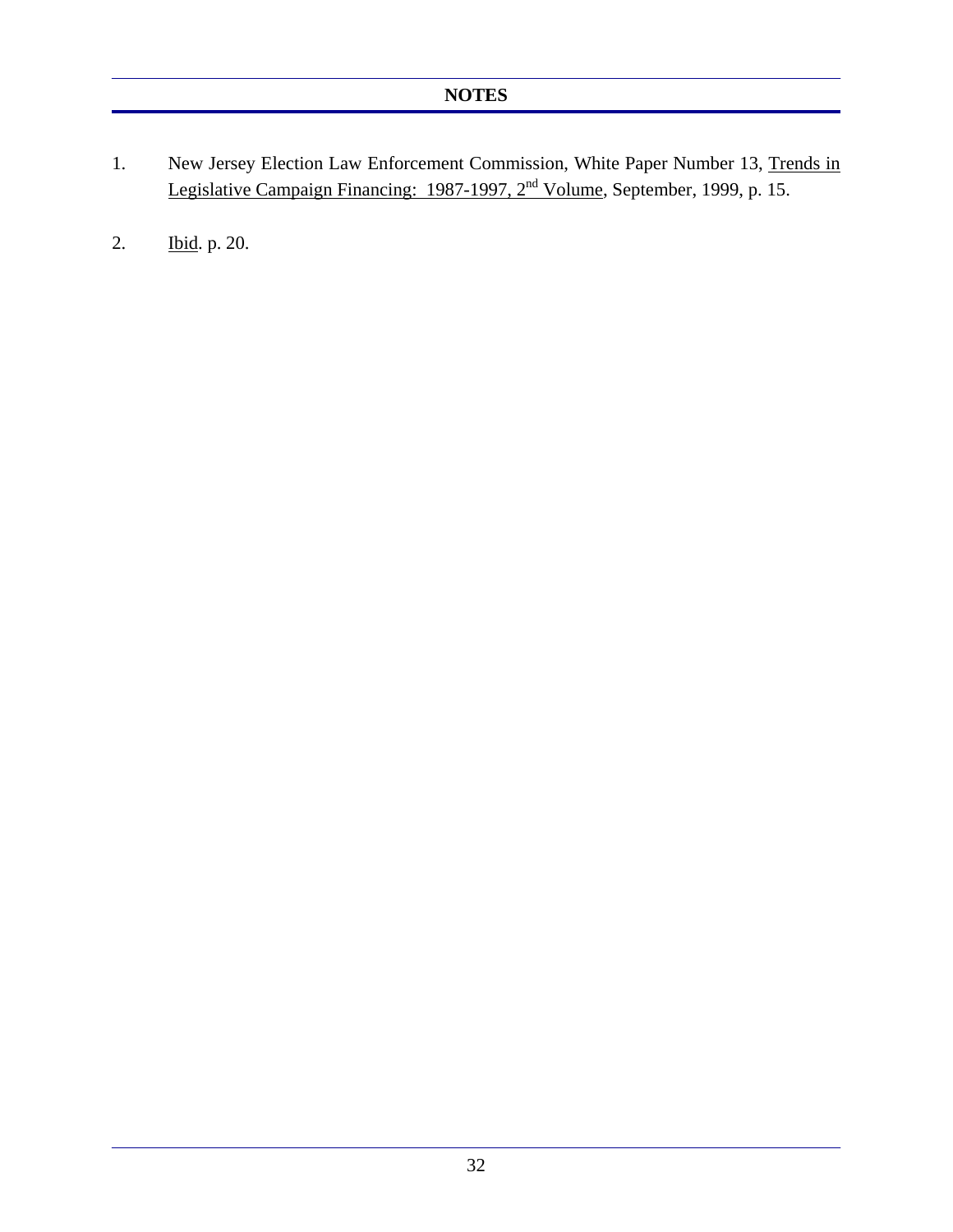## NOTES

1. New Jersey Election Law Enforcement Commission, White Paper Number 13, Trends in Legislative Campaign Financing: 1987-1997, 2nd Volume, September, 1999, p. 15.

2. Ibid. p. 20.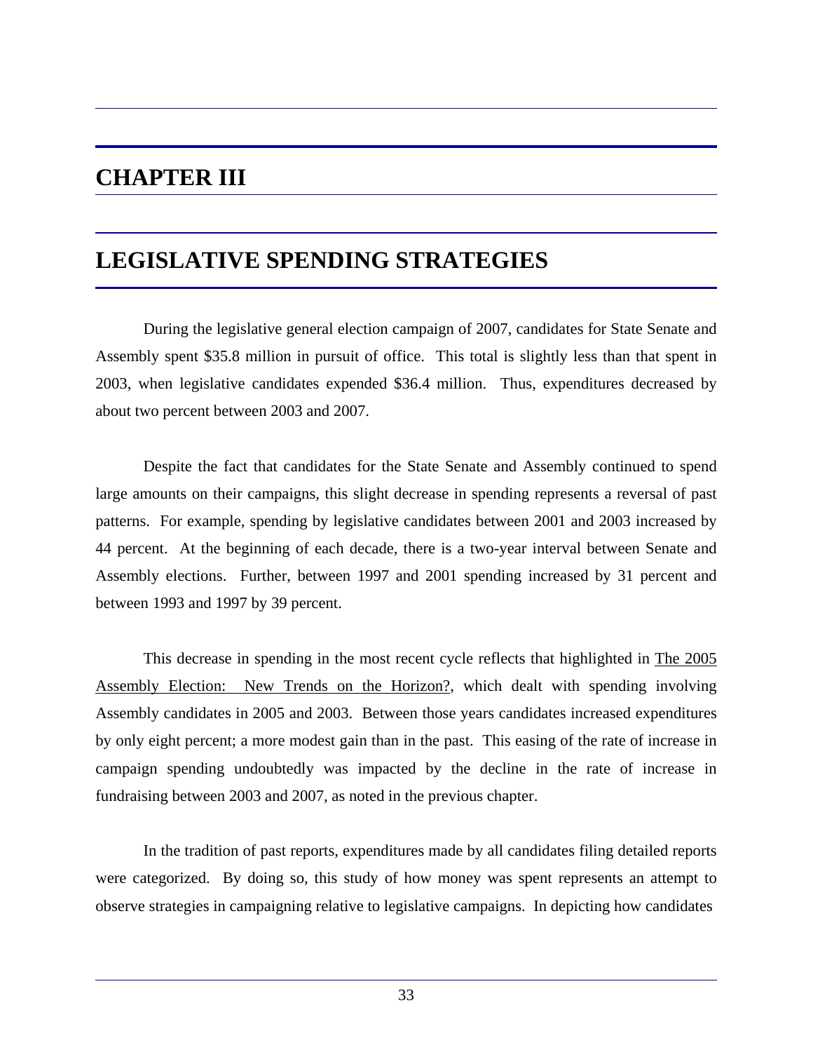# CHAPTER III

# LEGISLATIVE SPENDING STRATEGIES

During the legislative general election campaign of 2007, candidates for State Senate and Assembly spent $35.8 million in pursuit of office. This total is slightly less than that spent in 2003, when legislative candidates expended $36.4 million. Thus, expenditures decreased by about two percent between 2003 and 2007.

Despite the fact that candidates for the State Senate and Assembly continued to spend large amounts on their campaigns, this slight decrease in spending represents a reversal of past patterns. For example, spending by legislative candidates between 2001 and 2003 increased by 44 percent. At the beginning of each decade, there is a two-year interval between Senate and Assembly elections. Further, between 1997 and 2001 spending increased by 31 percent and between 1993 and 1997 by 39 percent.

This decrease in spending in the most recent cycle reflects that highlighted in The 2005 Assembly Election: New Trends on the Horizon?, which dealt with spending involving Assembly candidates in 2005 and 2003. Between those years candidates increased expenditures by only eight percent; a more modest gain than in the past. This easing of the rate of increase in campaign spending undoubtedly was impacted by the decline in the rate of increase in fundraising between 2003 and 2007, as noted in the previous chapter.

In the tradition of past reports, expenditures made by all candidates filing detailed reports were categorized. By doing so, this study of how money was spent represents an attempt to observe strategies in campaigning relative to legislative campaigns. In depicting how candidates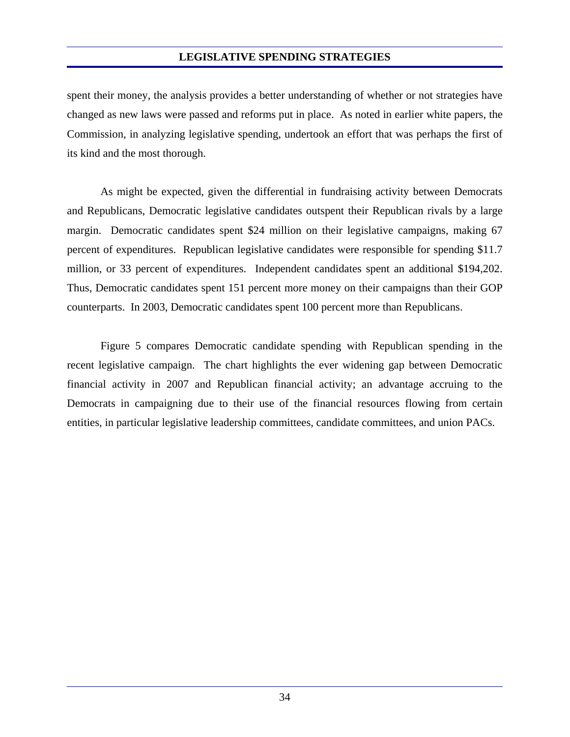spent their money, the analysis provides a better understanding of whether or not strategies have changed as new laws were passed and reforms put in place. As noted in earlier white papers, the Commission, in analyzing legislative spending, undertook an effort that was perhaps the first of its kind and the most thorough.

As might be expected, given the differential in fundraising activity between Democrats and Republicans, Democratic legislative candidates outspent their Republican rivals by a large margin. Democratic candidates spent $24 million on their legislative campaigns, making 67 percent of expenditures. Republican legislative candidates were responsible for spending $11.7 million, or 33 percent of expenditures. Independent candidates spent an additional $194,202. Thus, Democratic candidates spent 151 percent more money on their campaigns than their GOP counterparts. In 2003, Democratic candidates spent 100 percent more than Republicans.

Figure 5 compares Democratic candidate spending with Republican spending in the recent legislative campaign. The chart highlights the ever widening gap between Democratic financial activity in 2007 and Republican financial activity; an advantage accruing to the Democrats in campaigning due to their use of the financial resources flowing from certain entities, in particular legislative leadership committees, candidate committees, and union PACs.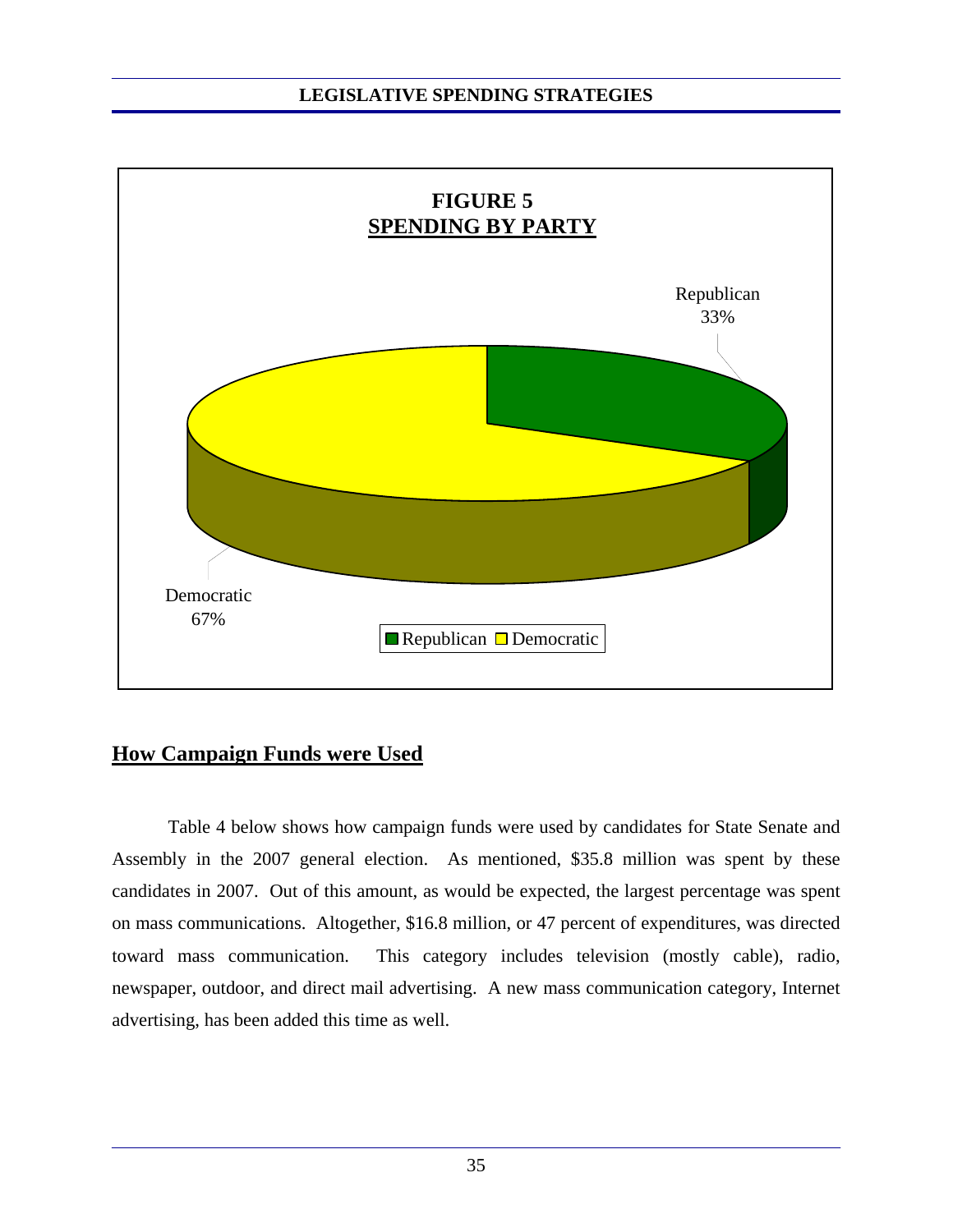**FIGURE 5**
**SPENDING BY PARTY**

Republican 33%

Democratic 67%

Republican | Democratic

## How Campaign Funds were Used

Table 4 below shows how campaign funds were used by candidates for State Senate and Assembly in the 2007 general election. As mentioned, $35.8 million was spent by these candidates in 2007. Out of this amount, as would be expected, the largest percentage was spent on mass communications. Altogether, $16.8 million, or 47 percent of expenditures, was directed toward mass communication. This category includes television (mostly cable), radio, newspaper, outdoor, and direct mail advertising. A new mass communication category, Internet advertising, has been added this time as well.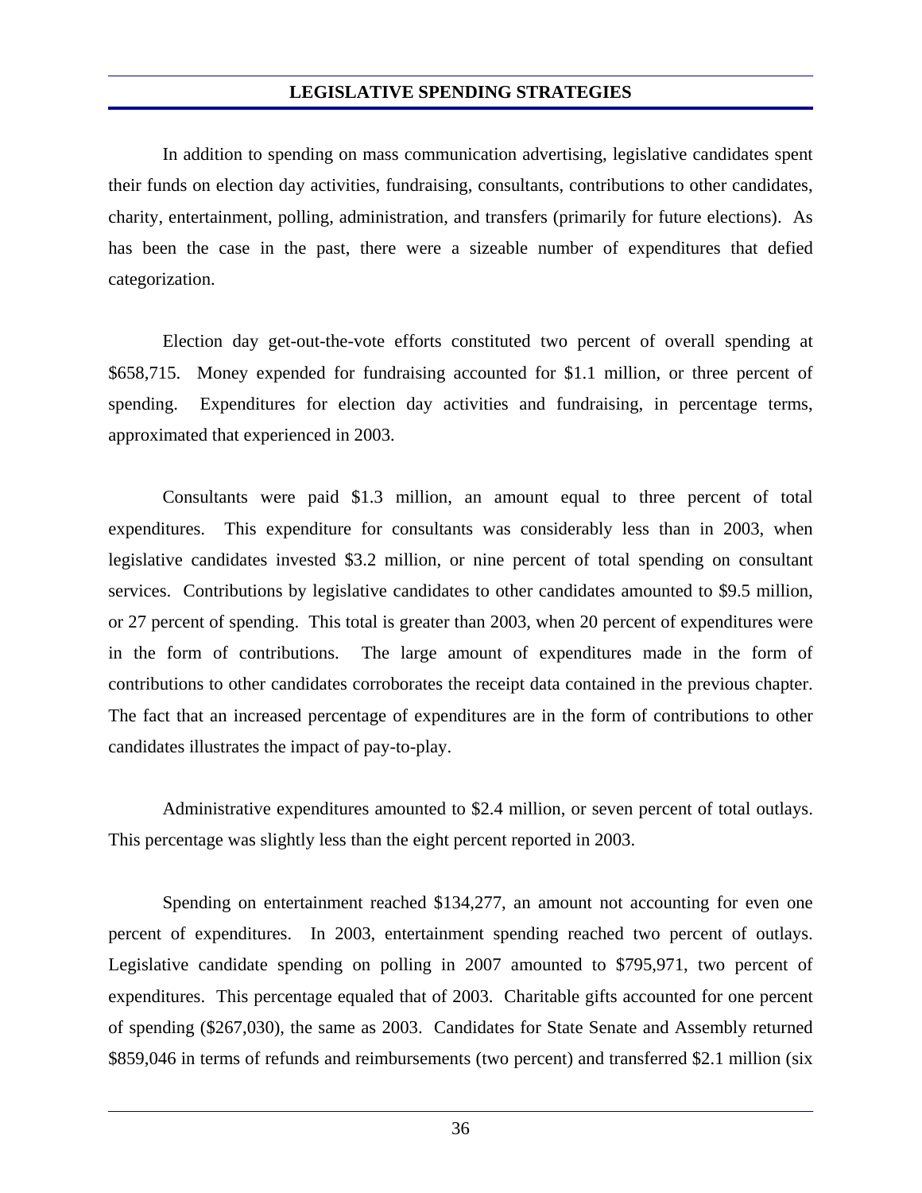## LEGISLATIVE SPENDING STRATEGIES

In addition to spending on mass communication advertising, legislative candidates spent their funds on election day activities, fundraising, consultants, contributions to other candidates, charity, entertainment, polling, administration, and transfers (primarily for future elections). As has been the case in the past, there were a sizeable number of expenditures that defied categorization.

Election day get-out-the-vote efforts constituted two percent of overall spending at $658,715. Money expended for fundraising accounted for $1.1 million, or three percent of spending. Expenditures for election day activities and fundraising, in percentage terms, approximated that experienced in 2003.

Consultants were paid $1.3 million, an amount equal to three percent of total expenditures. This expenditure for consultants was considerably less than in 2003, when legislative candidates invested $3.2 million, or nine percent of total spending on consultant services. Contributions by legislative candidates to other candidates amounted to $9.5 million, or 27 percent of spending. This total is greater than 2003, when 20 percent of expenditures were in the form of contributions. The large amount of expenditures made in the form of contributions to other candidates corroborates the receipt data contained in the previous chapter. The fact that an increased percentage of expenditures are in the form of contributions to other candidates illustrates the impact of pay-to-play.

Administrative expenditures amounted to $2.4 million, or seven percent of total outlays. This percentage was slightly less than the eight percent reported in 2003.

Spending on entertainment reached $134,277, an amount not accounting for even one percent of expenditures. In 2003, entertainment spending reached two percent of outlays. Legislative candidate spending on polling in 2007 amounted to $795,971, two percent of expenditures. This percentage equaled that of 2003. Charitable gifts accounted for one percent of spending ($267,030), the same as 2003. Candidates for State Senate and Assembly returned $859,046 in terms of refunds and reimbursements (two percent) and transferred $2.1 million (six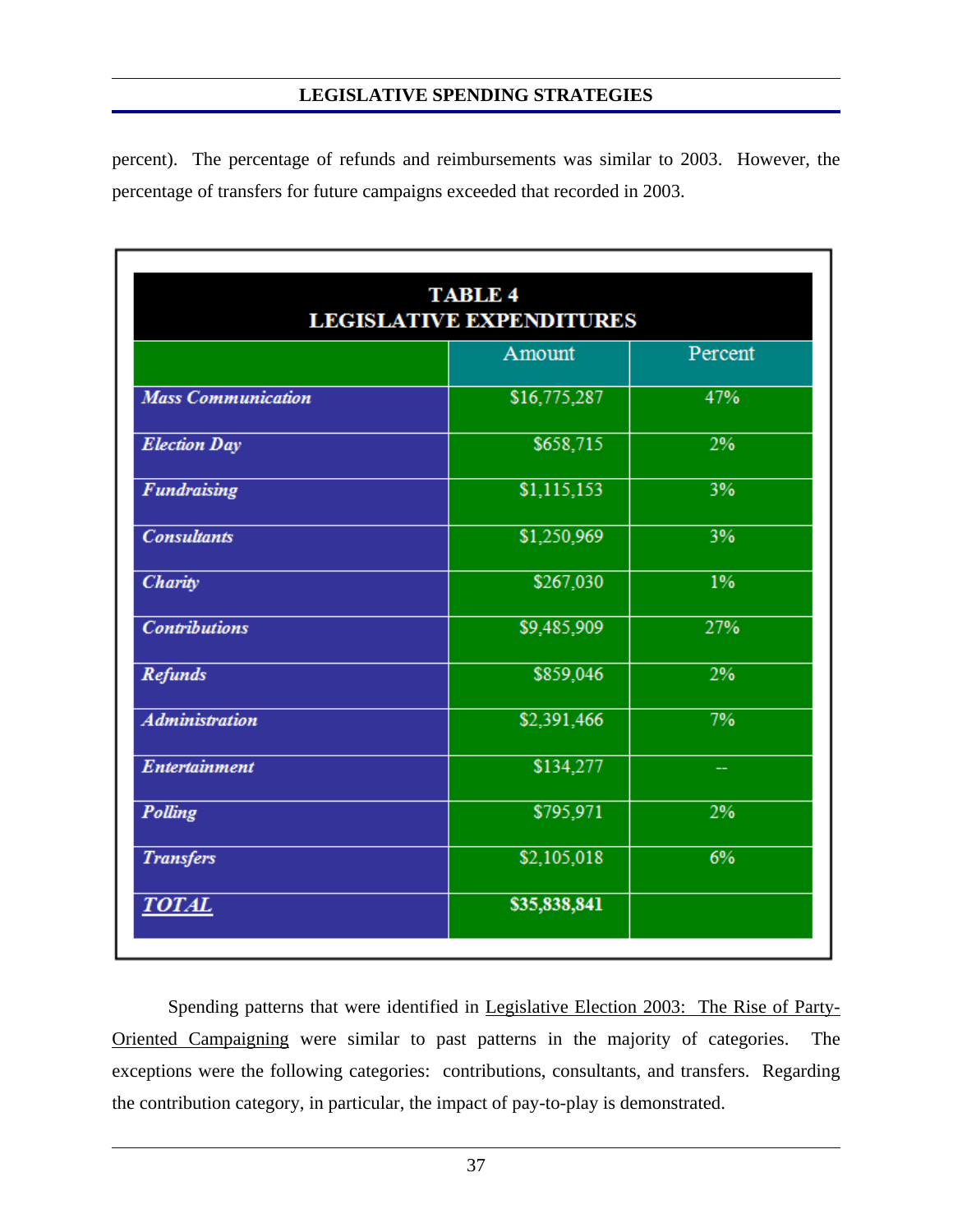percent). The percentage of refunds and reimbursements was similar to 2003. However, the percentage of transfers for future campaigns exceeded that recorded in 2003.

**TABLE 4**
**LEGISLATIVE EXPENDITURES**

| | Amount | Percent |
|---|---|---|
| ***Mass Communication*** | $16,775,287 | 47% |
| ***Election Day*** | $658,715 | 2% |
| ***Fundraising*** | $1,115,153 | 3% |
| ***Consultants*** | $1,250,969 | 3% |
| ***Charity*** | $267,030 | 1% |
| ***Contributions*** | $9,485,909 | 27% |
| ***Refunds*** | $859,046 | 2% |
| ***Administration*** | $2,391,466 | 7% |
| ***Entertainment*** | $134,277 | -- |
| ***Polling*** | $795,971 | 2% |
| ***Transfers*** | $2,105,018 | 6% |
| ***TOTAL*** | **$35,838,841** | |

Spending patterns that were identified in Legislative Election 2003: The Rise of Party-Oriented Campaigning were similar to past patterns in the majority of categories. The exceptions were the following categories: contributions, consultants, and transfers. Regarding the contribution category, in particular, the impact of pay-to-play is demonstrated.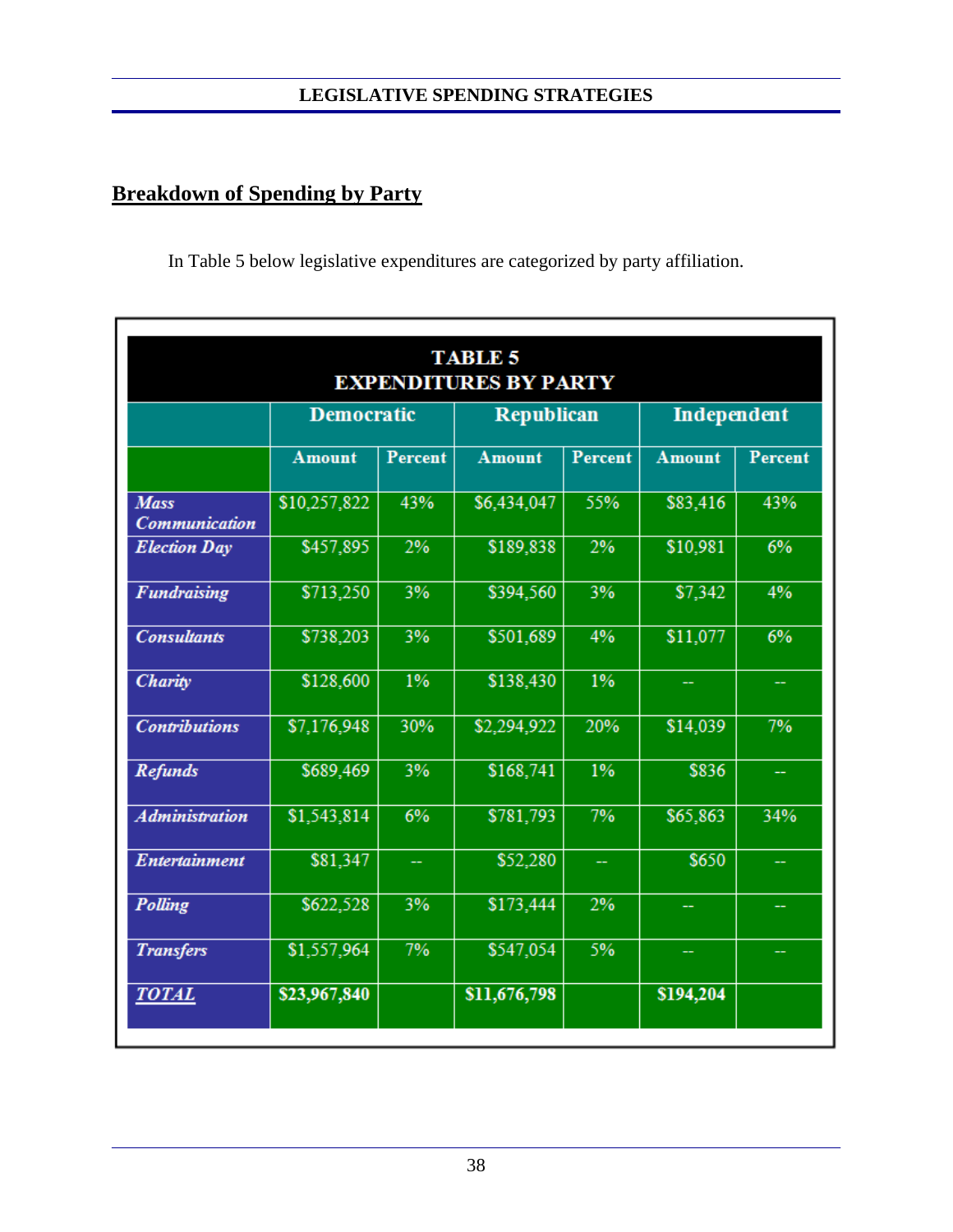## Breakdown of Spending by Party

In Table 5 below legislative expenditures are categorized by party affiliation.

| TABLE 5 EXPENDITURES BY PARTY | | | | | | |
|---|---|---|---|---|---|---|
| | Democratic | | Republican | | Independent | |
| | Amount | Percent | Amount | Percent | Amount | Percent |
| *Mass Communication* | $10,257,822 | 43% | $6,434,047 | 55% | $83,416 | 43% |
| *Election Day* | $457,895 | 2% | $189,838 | 2% | $10,981 | 6% |
| *Fundraising* | $713,250 | 3% | $394,560 | 3% | $7,342 | 4% |
| *Consultants* | $738,203 | 3% | $501,689 | 4% | $11,077 | 6% |
| *Charity* | $128,600 | 1% | $138,430 | 1% | -- | -- |
| *Contributions* | $7,176,948 | 30% | $2,294,922 | 20% | $14,039 | 7% |
| *Refunds* | $689,469 | 3% | $168,741 | 1% | $836 | -- |
| *Administration* | $1,543,814 | 6% | $781,793 | 7% | $65,863 | 34% |
| *Entertainment* | $81,347 | -- | $52,280 | -- | $650 | -- |
| *Polling* | $622,528 | 3% | $173,444 | 2% | -- | -- |
| *Transfers* | $1,557,964 | 7% | $547,054 | 5% | -- | -- |
| ***TOTAL*** | **$23,967,840** | | **$11,676,798** | | **$194,204** | |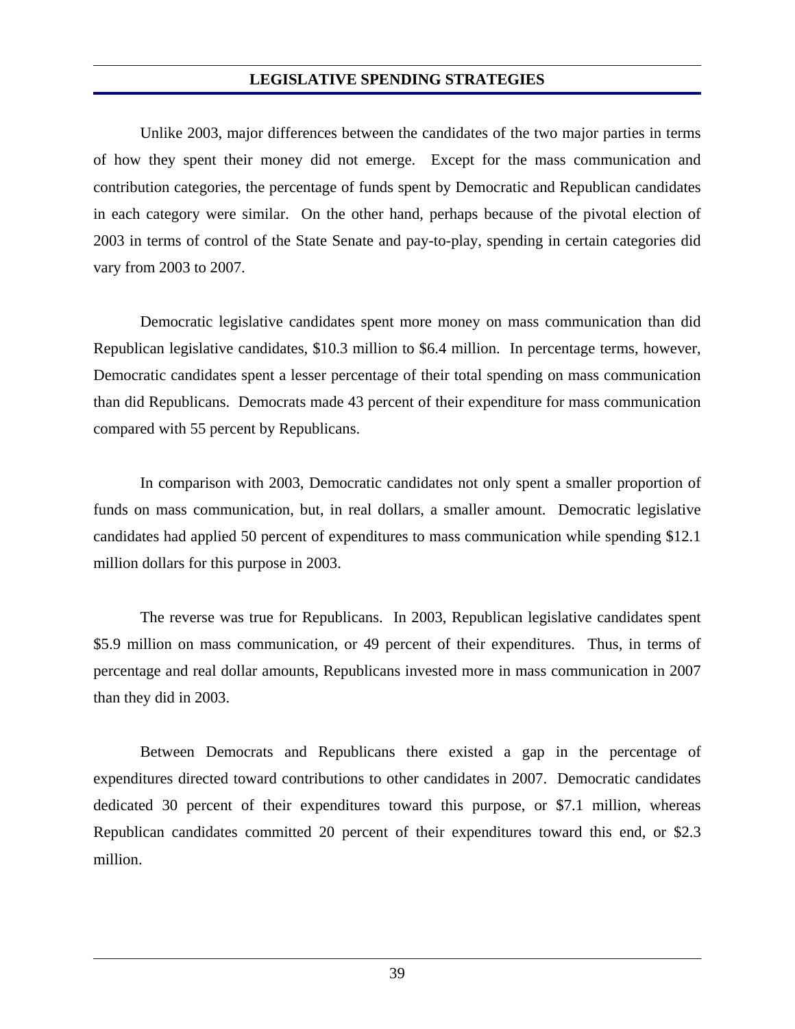## LEGISLATIVE SPENDING STRATEGIES

Unlike 2003, major differences between the candidates of the two major parties in terms of how they spent their money did not emerge. Except for the mass communication and contribution categories, the percentage of funds spent by Democratic and Republican candidates in each category were similar. On the other hand, perhaps because of the pivotal election of 2003 in terms of control of the State Senate and pay-to-play, spending in certain categories did vary from 2003 to 2007.

Democratic legislative candidates spent more money on mass communication than did Republican legislative candidates, $10.3 million to $6.4 million. In percentage terms, however, Democratic candidates spent a lesser percentage of their total spending on mass communication than did Republicans. Democrats made 43 percent of their expenditure for mass communication compared with 55 percent by Republicans.

In comparison with 2003, Democratic candidates not only spent a smaller proportion of funds on mass communication, but, in real dollars, a smaller amount. Democratic legislative candidates had applied 50 percent of expenditures to mass communication while spending $12.1 million dollars for this purpose in 2003.

The reverse was true for Republicans. In 2003, Republican legislative candidates spent $5.9 million on mass communication, or 49 percent of their expenditures. Thus, in terms of percentage and real dollar amounts, Republicans invested more in mass communication in 2007 than they did in 2003.

Between Democrats and Republicans there existed a gap in the percentage of expenditures directed toward contributions to other candidates in 2007. Democratic candidates dedicated 30 percent of their expenditures toward this purpose, or $7.1 million, whereas Republican candidates committed 20 percent of their expenditures toward this end, or $2.3 million.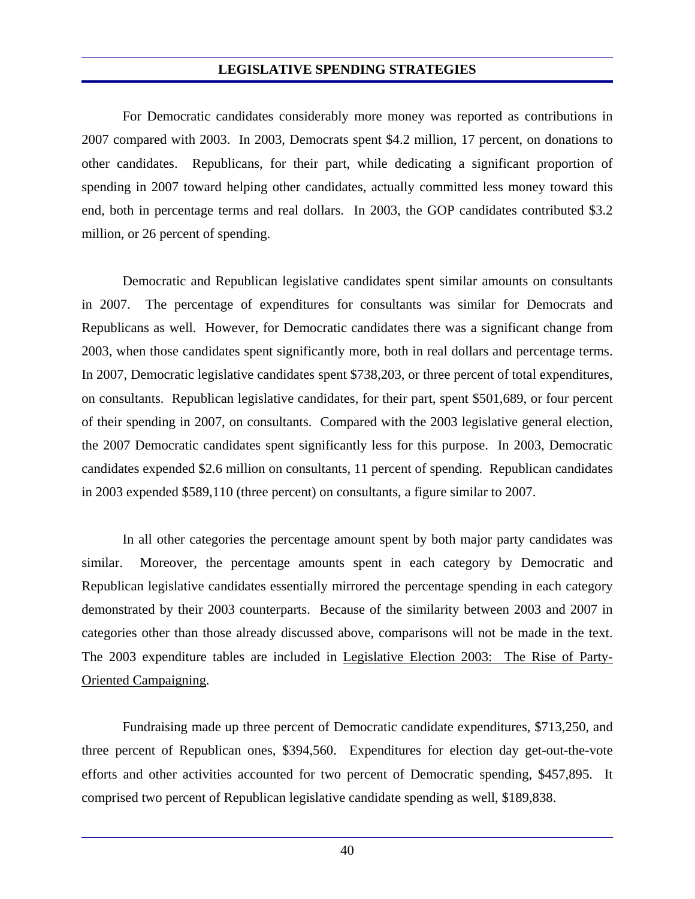## LEGISLATIVE SPENDING STRATEGIES

For Democratic candidates considerably more money was reported as contributions in 2007 compared with 2003. In 2003, Democrats spent \$4.2 million, 17 percent, on donations to other candidates. Republicans, for their part, while dedicating a significant proportion of spending in 2007 toward helping other candidates, actually committed less money toward this end, both in percentage terms and real dollars. In 2003, the GOP candidates contributed \$3.2 million, or 26 percent of spending.

Democratic and Republican legislative candidates spent similar amounts on consultants in 2007. The percentage of expenditures for consultants was similar for Democrats and Republicans as well. However, for Democratic candidates there was a significant change from 2003, when those candidates spent significantly more, both in real dollars and percentage terms. In 2007, Democratic legislative candidates spent \$738,203, or three percent of total expenditures, on consultants. Republican legislative candidates, for their part, spent \$501,689, or four percent of their spending in 2007, on consultants. Compared with the 2003 legislative general election, the 2007 Democratic candidates spent significantly less for this purpose. In 2003, Democratic candidates expended \$2.6 million on consultants, 11 percent of spending. Republican candidates in 2003 expended \$589,110 (three percent) on consultants, a figure similar to 2007.

In all other categories the percentage amount spent by both major party candidates was similar. Moreover, the percentage amounts spent in each category by Democratic and Republican legislative candidates essentially mirrored the percentage spending in each category demonstrated by their 2003 counterparts. Because of the similarity between 2003 and 2007 in categories other than those already discussed above, comparisons will not be made in the text. The 2003 expenditure tables are included in <u>Legislative Election 2003: The Rise of Party-Oriented Campaigning</u>.

Fundraising made up three percent of Democratic candidate expenditures, \$713,250, and three percent of Republican ones, \$394,560. Expenditures for election day get-out-the-vote efforts and other activities accounted for two percent of Democratic spending, \$457,895. It comprised two percent of Republican legislative candidate spending as well, \$189,838.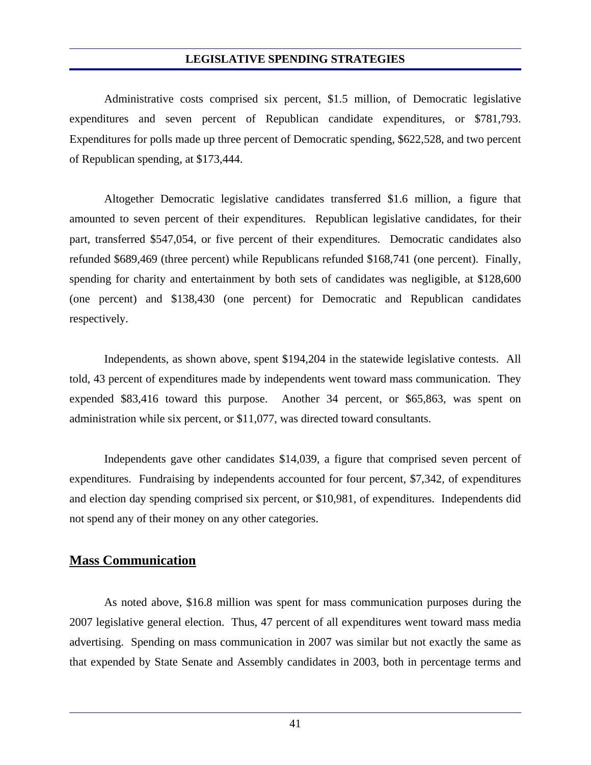Administrative costs comprised six percent, $1.5 million, of Democratic legislative expenditures and seven percent of Republican candidate expenditures, or $781,793. Expenditures for polls made up three percent of Democratic spending, $622,528, and two percent of Republican spending, at $173,444.

Altogether Democratic legislative candidates transferred $1.6 million, a figure that amounted to seven percent of their expenditures. Republican legislative candidates, for their part, transferred $547,054, or five percent of their expenditures. Democratic candidates also refunded $689,469 (three percent) while Republicans refunded $168,741 (one percent). Finally, spending for charity and entertainment by both sets of candidates was negligible, at $128,600 (one percent) and $138,430 (one percent) for Democratic and Republican candidates respectively.

Independents, as shown above, spent $194,204 in the statewide legislative contests. All told, 43 percent of expenditures made by independents went toward mass communication. They expended $83,416 toward this purpose. Another 34 percent, or $65,863, was spent on administration while six percent, or $11,077, was directed toward consultants.

Independents gave other candidates $14,039, a figure that comprised seven percent of expenditures. Fundraising by independents accounted for four percent, $7,342, of expenditures and election day spending comprised six percent, or $10,981, of expenditures. Independents did not spend any of their money on any other categories.

## Mass Communication

As noted above, $16.8 million was spent for mass communication purposes during the 2007 legislative general election. Thus, 47 percent of all expenditures went toward mass media advertising. Spending on mass communication in 2007 was similar but not exactly the same as that expended by State Senate and Assembly candidates in 2003, both in percentage terms and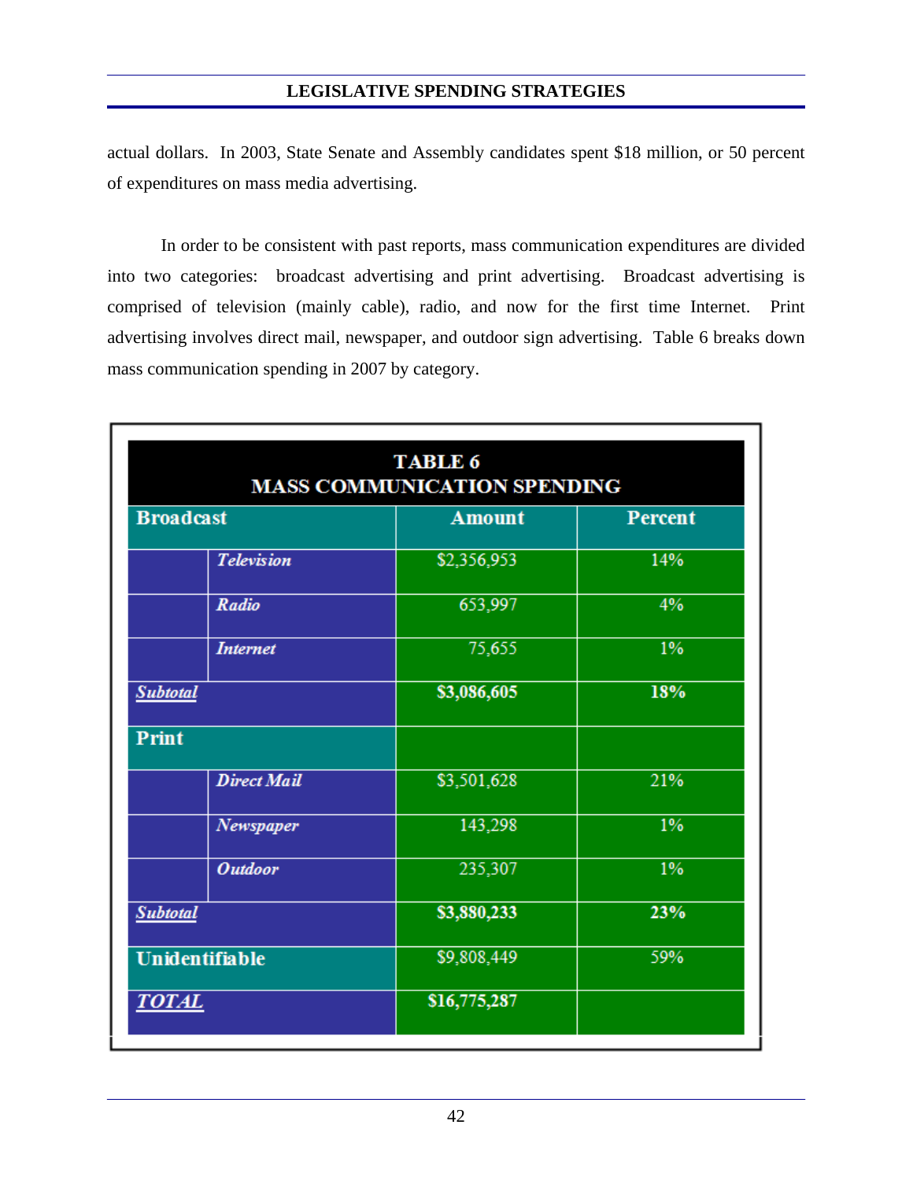actual dollars. In 2003, State Senate and Assembly candidates spent $18 million, or 50 percent of expenditures on mass media advertising.

In order to be consistent with past reports, mass communication expenditures are divided into two categories: broadcast advertising and print advertising. Broadcast advertising is comprised of television (mainly cable), radio, and now for the first time Internet. Print advertising involves direct mail, newspaper, and outdoor sign advertising. Table 6 breaks down mass communication spending in 2007 by category.

**TABLE 6**
**MASS COMMUNICATION SPENDING**

| Broadcast | | Amount | Percent |
|---|---|---|---|
| | *Television* | $2,356,953 | 14% |
| | *Radio* | 653,997 | 4% |
| | *Internet* | 75,655 | 1% |
| ***Subtotal*** | | **$3,086,605** | **18%** |
| **Print** | | | |
| | *Direct Mail* | $3,501,628 | 21% |
| | *Newspaper* | 143,298 | 1% |
| | *Outdoor* | 235,307 | 1% |
| ***Subtotal*** | | **$3,880,233** | **23%** |
| **Unidentifiable** | | $9,808,449 | 59% |
| ***TOTAL*** | | **$16,775,287** | |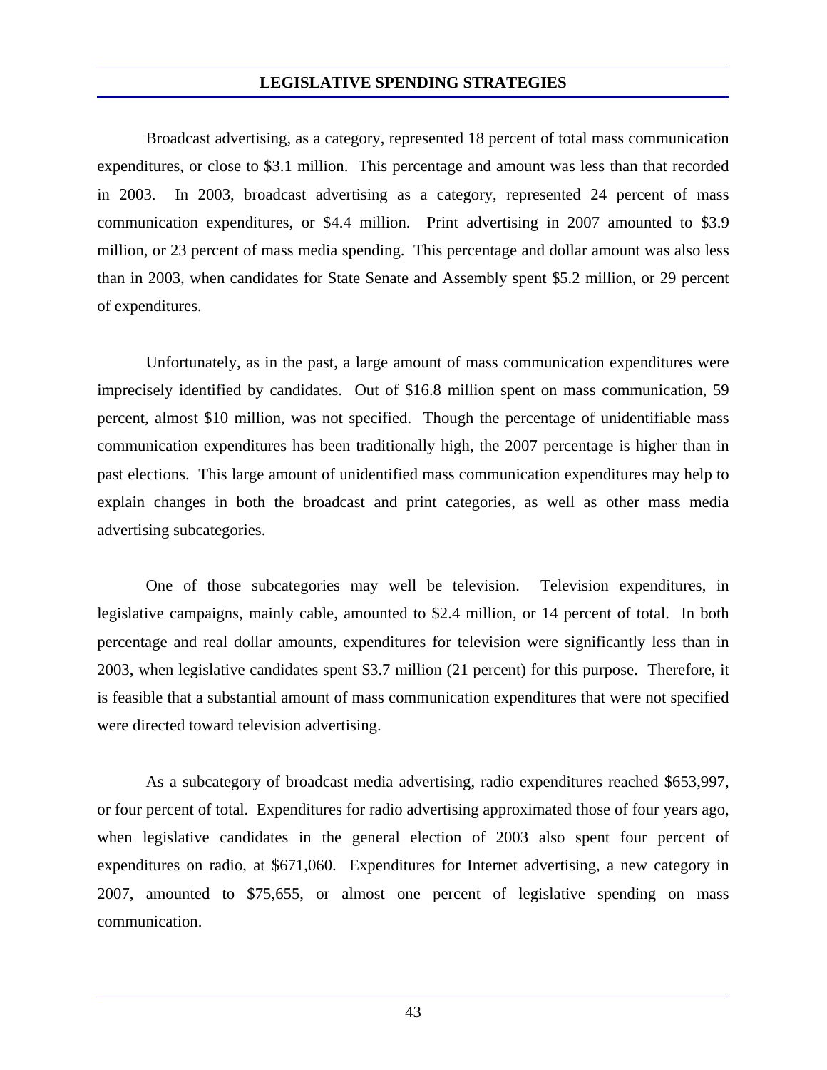Broadcast advertising, as a category, represented 18 percent of total mass communication expenditures, or close to $3.1 million. This percentage and amount was less than that recorded in 2003. In 2003, broadcast advertising as a category, represented 24 percent of mass communication expenditures, or $4.4 million. Print advertising in 2007 amounted to $3.9 million, or 23 percent of mass media spending. This percentage and dollar amount was also less than in 2003, when candidates for State Senate and Assembly spent $5.2 million, or 29 percent of expenditures.

Unfortunately, as in the past, a large amount of mass communication expenditures were imprecisely identified by candidates. Out of $16.8 million spent on mass communication, 59 percent, almost $10 million, was not specified. Though the percentage of unidentifiable mass communication expenditures has been traditionally high, the 2007 percentage is higher than in past elections. This large amount of unidentified mass communication expenditures may help to explain changes in both the broadcast and print categories, as well as other mass media advertising subcategories.

One of those subcategories may well be television. Television expenditures, in legislative campaigns, mainly cable, amounted to $2.4 million, or 14 percent of total. In both percentage and real dollar amounts, expenditures for television were significantly less than in 2003, when legislative candidates spent $3.7 million (21 percent) for this purpose. Therefore, it is feasible that a substantial amount of mass communication expenditures that were not specified were directed toward television advertising.

As a subcategory of broadcast media advertising, radio expenditures reached $653,997, or four percent of total. Expenditures for radio advertising approximated those of four years ago, when legislative candidates in the general election of 2003 also spent four percent of expenditures on radio, at $671,060. Expenditures for Internet advertising, a new category in 2007, amounted to $75,655, or almost one percent of legislative spending on mass communication.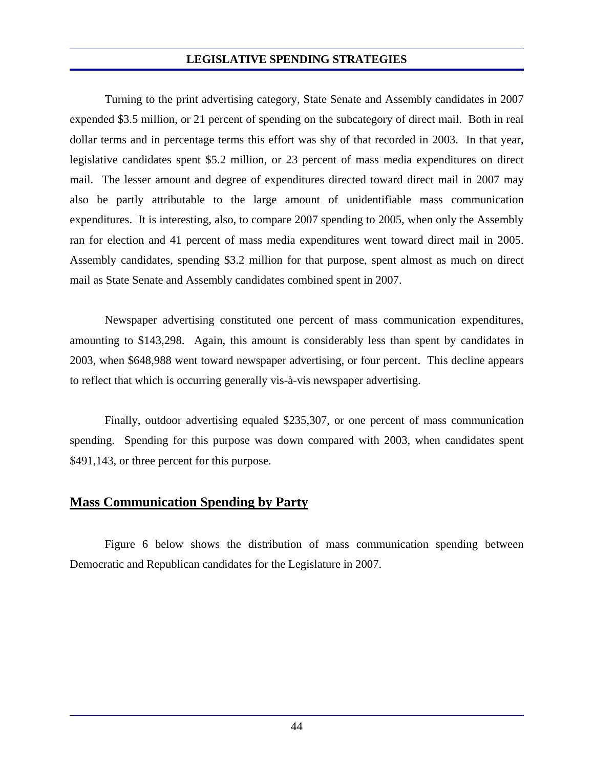Turning to the print advertising category, State Senate and Assembly candidates in 2007 expended $3.5 million, or 21 percent of spending on the subcategory of direct mail. Both in real dollar terms and in percentage terms this effort was shy of that recorded in 2003. In that year, legislative candidates spent $5.2 million, or 23 percent of mass media expenditures on direct mail. The lesser amount and degree of expenditures directed toward direct mail in 2007 may also be partly attributable to the large amount of unidentifiable mass communication expenditures. It is interesting, also, to compare 2007 spending to 2005, when only the Assembly ran for election and 41 percent of mass media expenditures went toward direct mail in 2005. Assembly candidates, spending $3.2 million for that purpose, spent almost as much on direct mail as State Senate and Assembly candidates combined spent in 2007.

Newspaper advertising constituted one percent of mass communication expenditures, amounting to $143,298. Again, this amount is considerably less than spent by candidates in 2003, when $648,988 went toward newspaper advertising, or four percent. This decline appears to reflect that which is occurring generally vis-à-vis newspaper advertising.

Finally, outdoor advertising equaled $235,307, or one percent of mass communication spending. Spending for this purpose was down compared with 2003, when candidates spent $491,143, or three percent for this purpose.

## Mass Communication Spending by Party

Figure 6 below shows the distribution of mass communication spending between Democratic and Republican candidates for the Legislature in 2007.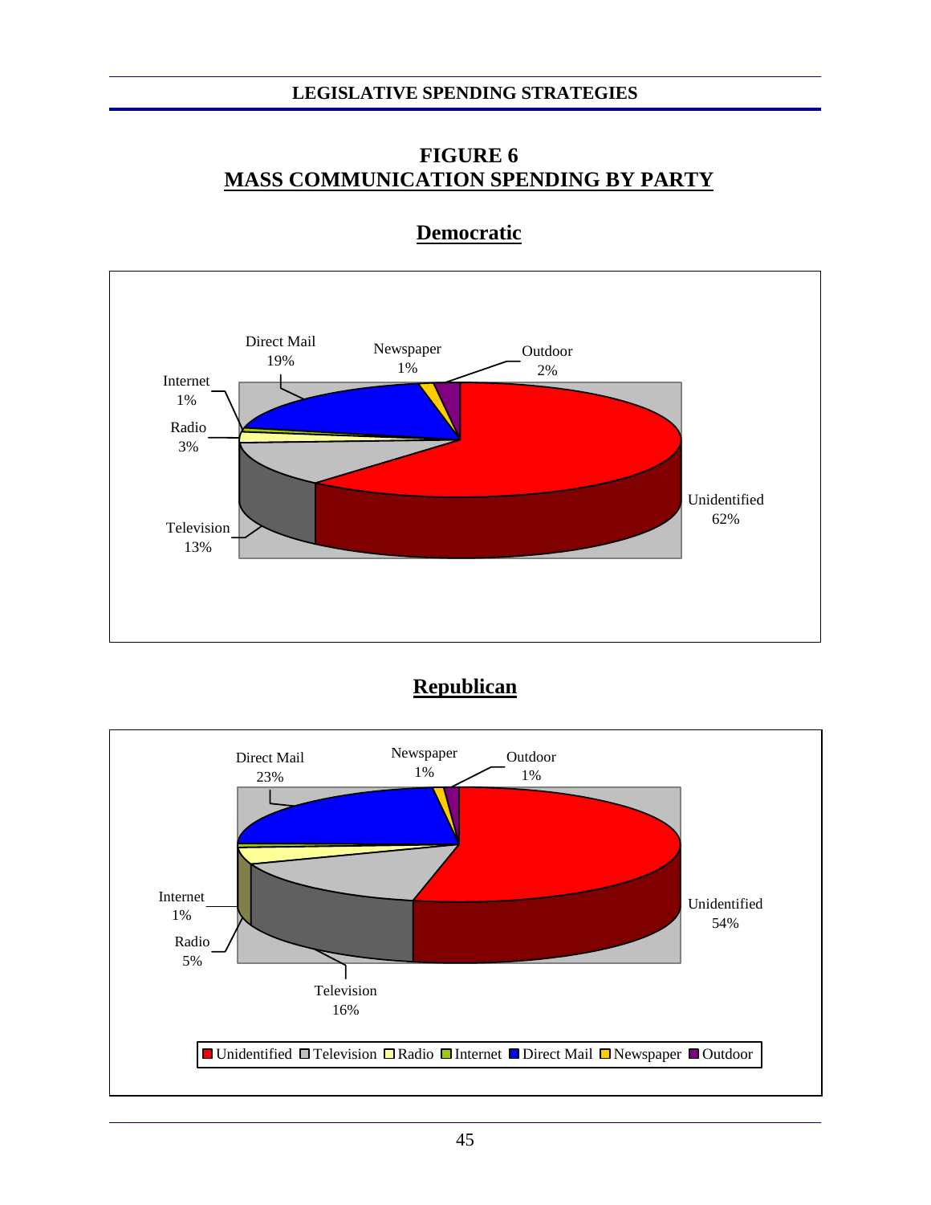# FIGURE 6
## MASS COMMUNICATION SPENDING BY PARTY

### Democratic

Direct Mail 19%
Newspaper 1%
Outdoor 2%
Internet 1%
Radio 3%
Television 13%
Unidentified 62%

### Republican

Direct Mail 23%
Newspaper 1%
Outdoor 1%
Internet 1%
Radio 5%
Television 16%
Unidentified 54%

■ Unidentified ■ Television ■ Radio ■ Internet ■ Direct Mail ■ Newspaper ■ Outdoor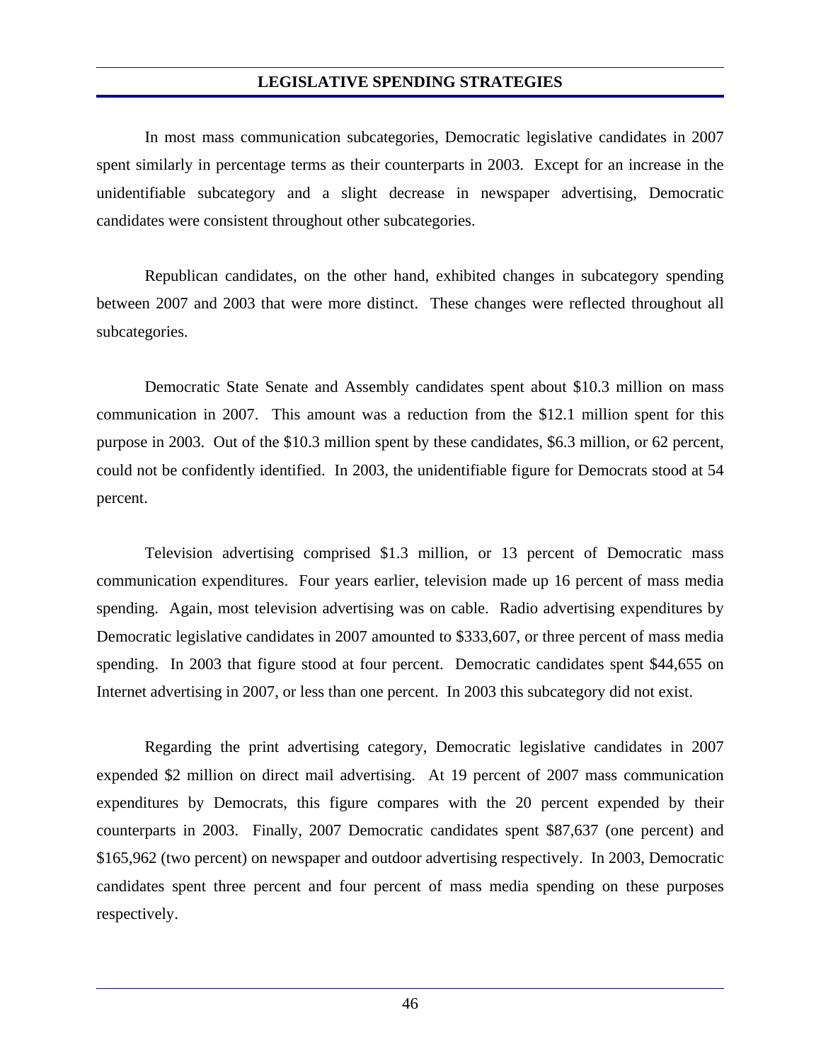In most mass communication subcategories, Democratic legislative candidates in 2007 spent similarly in percentage terms as their counterparts in 2003. Except for an increase in the unidentifiable subcategory and a slight decrease in newspaper advertising, Democratic candidates were consistent throughout other subcategories.

Republican candidates, on the other hand, exhibited changes in subcategory spending between 2007 and 2003 that were more distinct. These changes were reflected throughout all subcategories.

Democratic State Senate and Assembly candidates spent about $10.3 million on mass communication in 2007. This amount was a reduction from the $12.1 million spent for this purpose in 2003. Out of the $10.3 million spent by these candidates, $6.3 million, or 62 percent, could not be confidently identified. In 2003, the unidentifiable figure for Democrats stood at 54 percent.

Television advertising comprised $1.3 million, or 13 percent of Democratic mass communication expenditures. Four years earlier, television made up 16 percent of mass media spending. Again, most television advertising was on cable. Radio advertising expenditures by Democratic legislative candidates in 2007 amounted to $333,607, or three percent of mass media spending. In 2003 that figure stood at four percent. Democratic candidates spent $44,655 on Internet advertising in 2007, or less than one percent. In 2003 this subcategory did not exist.

Regarding the print advertising category, Democratic legislative candidates in 2007 expended $2 million on direct mail advertising. At 19 percent of 2007 mass communication expenditures by Democrats, this figure compares with the 20 percent expended by their counterparts in 2003. Finally, 2007 Democratic candidates spent $87,637 (one percent) and $165,962 (two percent) on newspaper and outdoor advertising respectively. In 2003, Democratic candidates spent three percent and four percent of mass media spending on these purposes respectively.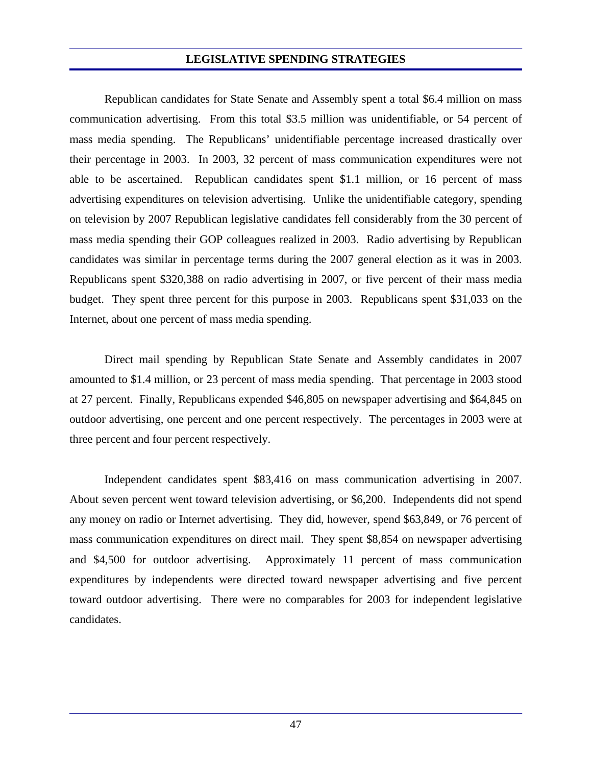## LEGISLATIVE SPENDING STRATEGIES

Republican candidates for State Senate and Assembly spent a total $6.4 million on mass communication advertising. From this total $3.5 million was unidentifiable, or 54 percent of mass media spending. The Republicans' unidentifiable percentage increased drastically over their percentage in 2003. In 2003, 32 percent of mass communication expenditures were not able to be ascertained. Republican candidates spent $1.1 million, or 16 percent of mass advertising expenditures on television advertising. Unlike the unidentifiable category, spending on television by 2007 Republican legislative candidates fell considerably from the 30 percent of mass media spending their GOP colleagues realized in 2003. Radio advertising by Republican candidates was similar in percentage terms during the 2007 general election as it was in 2003. Republicans spent $320,388 on radio advertising in 2007, or five percent of their mass media budget. They spent three percent for this purpose in 2003. Republicans spent $31,033 on the Internet, about one percent of mass media spending.

Direct mail spending by Republican State Senate and Assembly candidates in 2007 amounted to $1.4 million, or 23 percent of mass media spending. That percentage in 2003 stood at 27 percent. Finally, Republicans expended $46,805 on newspaper advertising and $64,845 on outdoor advertising, one percent and one percent respectively. The percentages in 2003 were at three percent and four percent respectively.

Independent candidates spent $83,416 on mass communication advertising in 2007. About seven percent went toward television advertising, or $6,200. Independents did not spend any money on radio or Internet advertising. They did, however, spend $63,849, or 76 percent of mass communication expenditures on direct mail. They spent $8,854 on newspaper advertising and $4,500 for outdoor advertising. Approximately 11 percent of mass communication expenditures by independents were directed toward newspaper advertising and five percent toward outdoor advertising. There were no comparables for 2003 for independent legislative candidates.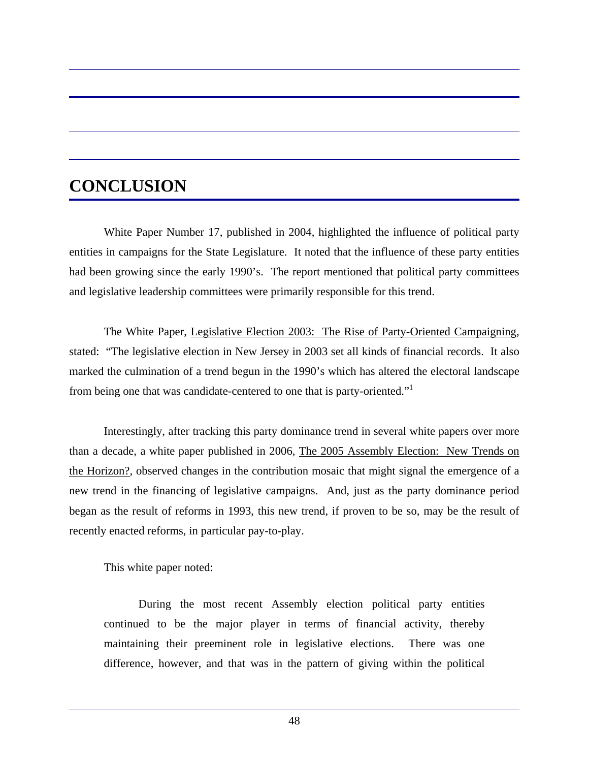# CONCLUSION

White Paper Number 17, published in 2004, highlighted the influence of political party entities in campaigns for the State Legislature. It noted that the influence of these party entities had been growing since the early 1990's. The report mentioned that political party committees and legislative leadership committees were primarily responsible for this trend.

The White Paper, Legislative Election 2003: The Rise of Party-Oriented Campaigning, stated: "The legislative election in New Jersey in 2003 set all kinds of financial records. It also marked the culmination of a trend begun in the 1990's which has altered the electoral landscape from being one that was candidate-centered to one that is party-oriented."[1]

Interestingly, after tracking this party dominance trend in several white papers over more than a decade, a white paper published in 2006, The 2005 Assembly Election: New Trends on the Horizon?, observed changes in the contribution mosaic that might signal the emergence of a new trend in the financing of legislative campaigns. And, just as the party dominance period began as the result of reforms in 1993, this new trend, if proven to be so, may be the result of recently enacted reforms, in particular pay-to-play.

This white paper noted:

> During the most recent Assembly election political party entities continued to be the major player in terms of financial activity, thereby maintaining their preeminent role in legislative elections. There was one difference, however, and that was in the pattern of giving within the political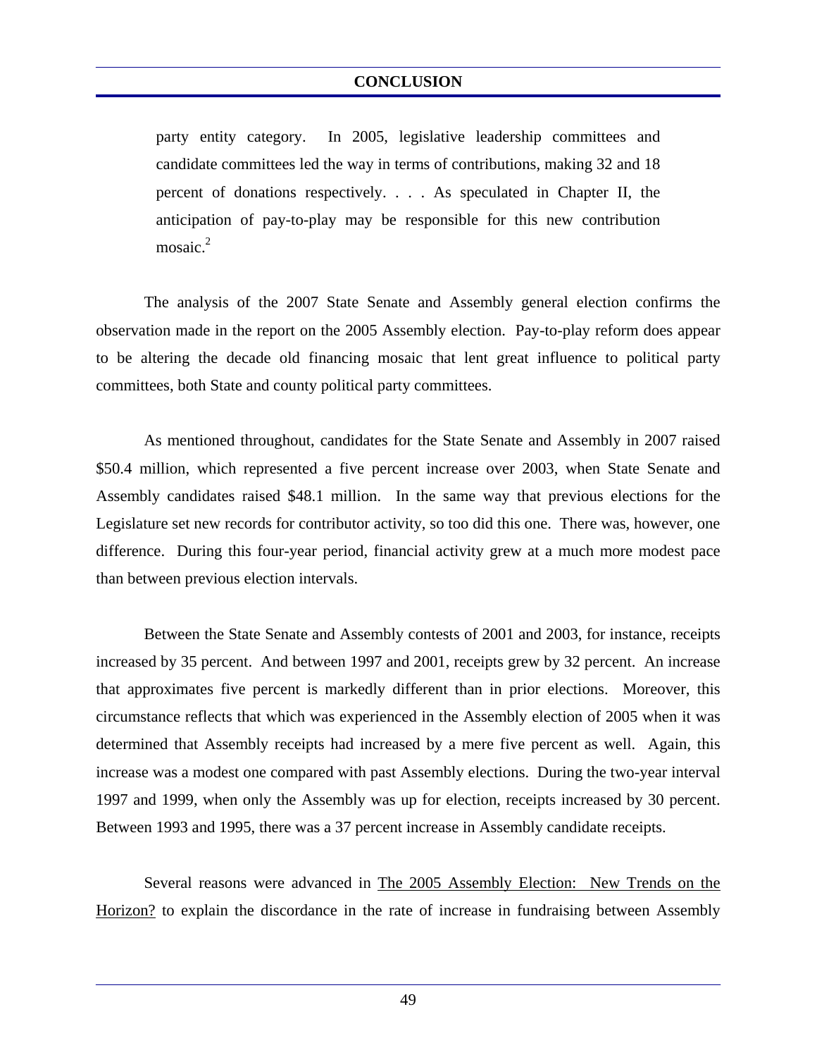> party entity category. In 2005, legislative leadership committees and candidate committees led the way in terms of contributions, making 32 and 18 percent of donations respectively. . . . As speculated in Chapter II, the anticipation of pay-to-play may be responsible for this new contribution mosaic.[2]

The analysis of the 2007 State Senate and Assembly general election confirms the observation made in the report on the 2005 Assembly election. Pay-to-play reform does appear to be altering the decade old financing mosaic that lent great influence to political party committees, both State and county political party committees.

As mentioned throughout, candidates for the State Senate and Assembly in 2007 raised $50.4 million, which represented a five percent increase over 2003, when State Senate and Assembly candidates raised $48.1 million. In the same way that previous elections for the Legislature set new records for contributor activity, so too did this one. There was, however, one difference. During this four-year period, financial activity grew at a much more modest pace than between previous election intervals.

Between the State Senate and Assembly contests of 2001 and 2003, for instance, receipts increased by 35 percent. And between 1997 and 2001, receipts grew by 32 percent. An increase that approximates five percent is markedly different than in prior elections. Moreover, this circumstance reflects that which was experienced in the Assembly election of 2005 when it was determined that Assembly receipts had increased by a mere five percent as well. Again, this increase was a modest one compared with past Assembly elections. During the two-year interval 1997 and 1999, when only the Assembly was up for election, receipts increased by 30 percent. Between 1993 and 1995, there was a 37 percent increase in Assembly candidate receipts.

Several reasons were advanced in The 2005 Assembly Election: New Trends on the Horizon? to explain the discordance in the rate of increase in fundraising between Assembly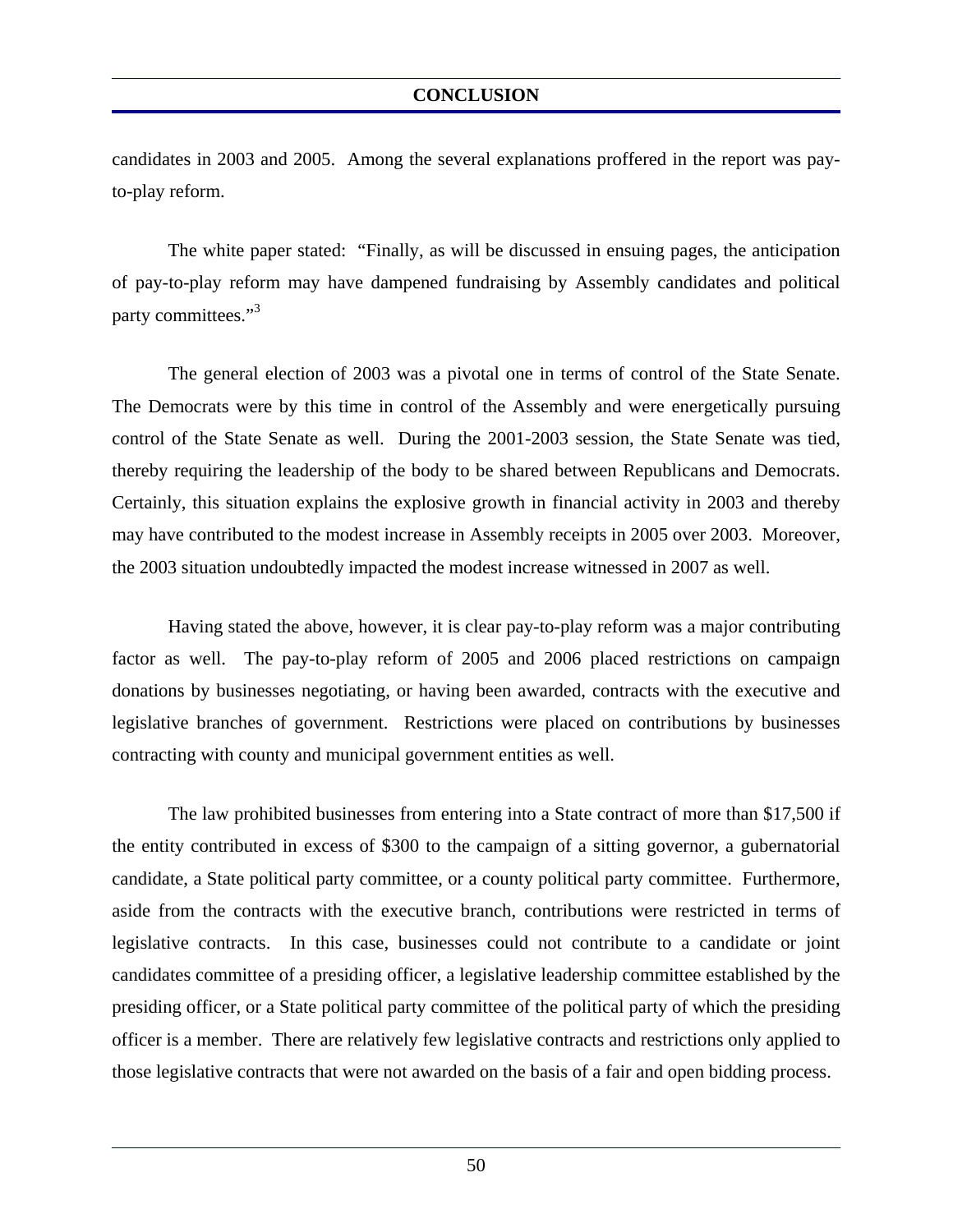candidates in 2003 and 2005. Among the several explanations proffered in the report was pay-to-play reform.

The white paper stated: "Finally, as will be discussed in ensuing pages, the anticipation of pay-to-play reform may have dampened fundraising by Assembly candidates and political party committees."[3]

The general election of 2003 was a pivotal one in terms of control of the State Senate. The Democrats were by this time in control of the Assembly and were energetically pursuing control of the State Senate as well. During the 2001-2003 session, the State Senate was tied, thereby requiring the leadership of the body to be shared between Republicans and Democrats. Certainly, this situation explains the explosive growth in financial activity in 2003 and thereby may have contributed to the modest increase in Assembly receipts in 2005 over 2003. Moreover, the 2003 situation undoubtedly impacted the modest increase witnessed in 2007 as well.

Having stated the above, however, it is clear pay-to-play reform was a major contributing factor as well. The pay-to-play reform of 2005 and 2006 placed restrictions on campaign donations by businesses negotiating, or having been awarded, contracts with the executive and legislative branches of government. Restrictions were placed on contributions by businesses contracting with county and municipal government entities as well.

The law prohibited businesses from entering into a State contract of more than $17,500 if the entity contributed in excess of $300 to the campaign of a sitting governor, a gubernatorial candidate, a State political party committee, or a county political party committee. Furthermore, aside from the contracts with the executive branch, contributions were restricted in terms of legislative contracts. In this case, businesses could not contribute to a candidate or joint candidates committee of a presiding officer, a legislative leadership committee established by the presiding officer, or a State political party committee of the political party of which the presiding officer is a member. There are relatively few legislative contracts and restrictions only applied to those legislative contracts that were not awarded on the basis of a fair and open bidding process.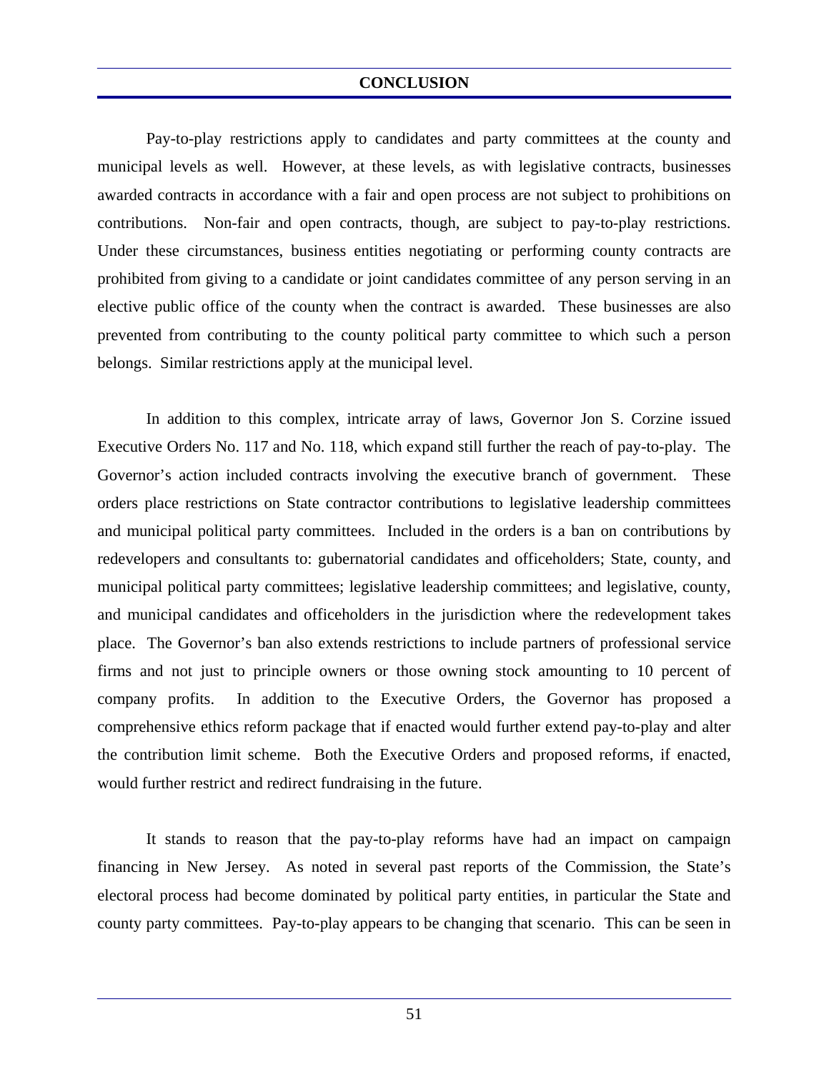## CONCLUSION

Pay-to-play restrictions apply to candidates and party committees at the county and municipal levels as well. However, at these levels, as with legislative contracts, businesses awarded contracts in accordance with a fair and open process are not subject to prohibitions on contributions. Non-fair and open contracts, though, are subject to pay-to-play restrictions. Under these circumstances, business entities negotiating or performing county contracts are prohibited from giving to a candidate or joint candidates committee of any person serving in an elective public office of the county when the contract is awarded. These businesses are also prevented from contributing to the county political party committee to which such a person belongs. Similar restrictions apply at the municipal level.

In addition to this complex, intricate array of laws, Governor Jon S. Corzine issued Executive Orders No. 117 and No. 118, which expand still further the reach of pay-to-play. The Governor's action included contracts involving the executive branch of government. These orders place restrictions on State contractor contributions to legislative leadership committees and municipal political party committees. Included in the orders is a ban on contributions by redevelopers and consultants to: gubernatorial candidates and officeholders; State, county, and municipal political party committees; legislative leadership committees; and legislative, county, and municipal candidates and officeholders in the jurisdiction where the redevelopment takes place. The Governor's ban also extends restrictions to include partners of professional service firms and not just to principle owners or those owning stock amounting to 10 percent of company profits. In addition to the Executive Orders, the Governor has proposed a comprehensive ethics reform package that if enacted would further extend pay-to-play and alter the contribution limit scheme. Both the Executive Orders and proposed reforms, if enacted, would further restrict and redirect fundraising in the future.

It stands to reason that the pay-to-play reforms have had an impact on campaign financing in New Jersey. As noted in several past reports of the Commission, the State's electoral process had become dominated by political party entities, in particular the State and county party committees. Pay-to-play appears to be changing that scenario. This can be seen in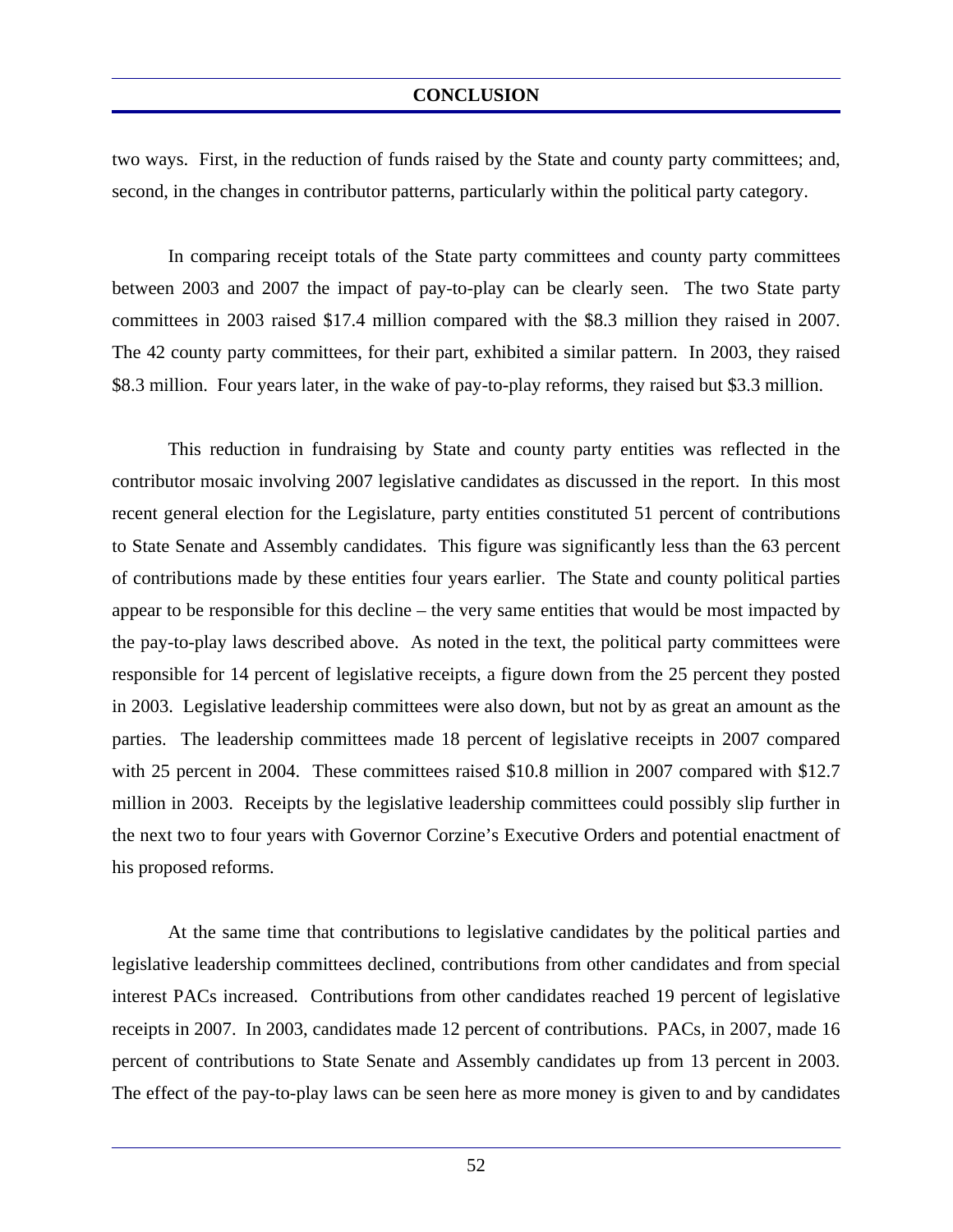two ways. First, in the reduction of funds raised by the State and county party committees; and, second, in the changes in contributor patterns, particularly within the political party category.

In comparing receipt totals of the State party committees and county party committees between 2003 and 2007 the impact of pay-to-play can be clearly seen. The two State party committees in 2003 raised $17.4 million compared with the $8.3 million they raised in 2007. The 42 county party committees, for their part, exhibited a similar pattern. In 2003, they raised $8.3 million. Four years later, in the wake of pay-to-play reforms, they raised but $3.3 million.

This reduction in fundraising by State and county party entities was reflected in the contributor mosaic involving 2007 legislative candidates as discussed in the report. In this most recent general election for the Legislature, party entities constituted 51 percent of contributions to State Senate and Assembly candidates. This figure was significantly less than the 63 percent of contributions made by these entities four years earlier. The State and county political parties appear to be responsible for this decline – the very same entities that would be most impacted by the pay-to-play laws described above. As noted in the text, the political party committees were responsible for 14 percent of legislative receipts, a figure down from the 25 percent they posted in 2003. Legislative leadership committees were also down, but not by as great an amount as the parties. The leadership committees made 18 percent of legislative receipts in 2007 compared with 25 percent in 2004. These committees raised $10.8 million in 2007 compared with $12.7 million in 2003. Receipts by the legislative leadership committees could possibly slip further in the next two to four years with Governor Corzine's Executive Orders and potential enactment of his proposed reforms.

At the same time that contributions to legislative candidates by the political parties and legislative leadership committees declined, contributions from other candidates and from special interest PACs increased. Contributions from other candidates reached 19 percent of legislative receipts in 2007. In 2003, candidates made 12 percent of contributions. PACs, in 2007, made 16 percent of contributions to State Senate and Assembly candidates up from 13 percent in 2003. The effect of the pay-to-play laws can be seen here as more money is given to and by candidates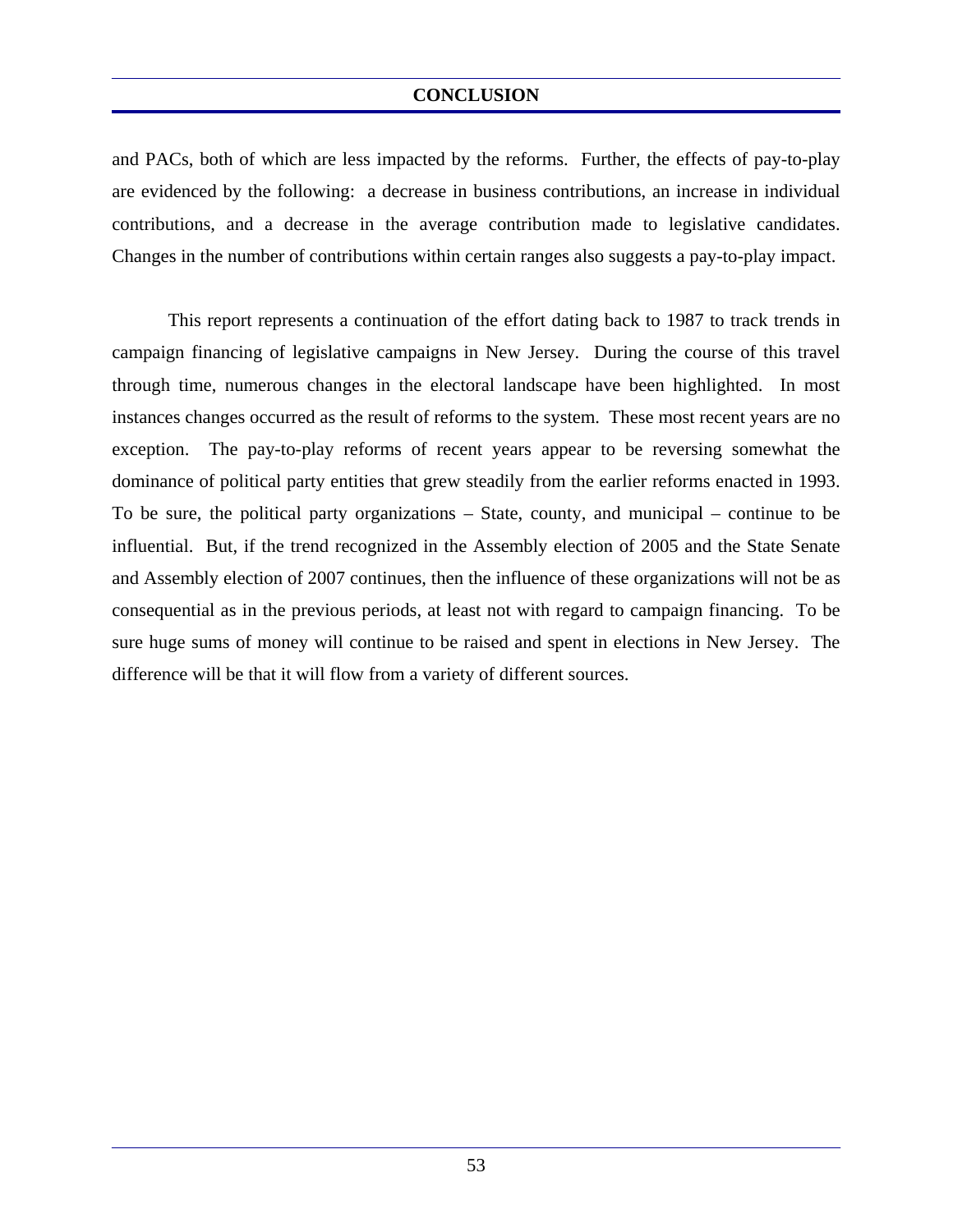and PACs, both of which are less impacted by the reforms. Further, the effects of pay-to-play are evidenced by the following: a decrease in business contributions, an increase in individual contributions, and a decrease in the average contribution made to legislative candidates. Changes in the number of contributions within certain ranges also suggests a pay-to-play impact.

This report represents a continuation of the effort dating back to 1987 to track trends in campaign financing of legislative campaigns in New Jersey. During the course of this travel through time, numerous changes in the electoral landscape have been highlighted. In most instances changes occurred as the result of reforms to the system. These most recent years are no exception. The pay-to-play reforms of recent years appear to be reversing somewhat the dominance of political party entities that grew steadily from the earlier reforms enacted in 1993. To be sure, the political party organizations – State, county, and municipal – continue to be influential. But, if the trend recognized in the Assembly election of 2005 and the State Senate and Assembly election of 2007 continues, then the influence of these organizations will not be as consequential as in the previous periods, at least not with regard to campaign financing. To be sure huge sums of money will continue to be raised and spent in elections in New Jersey. The difference will be that it will flow from a variety of different sources.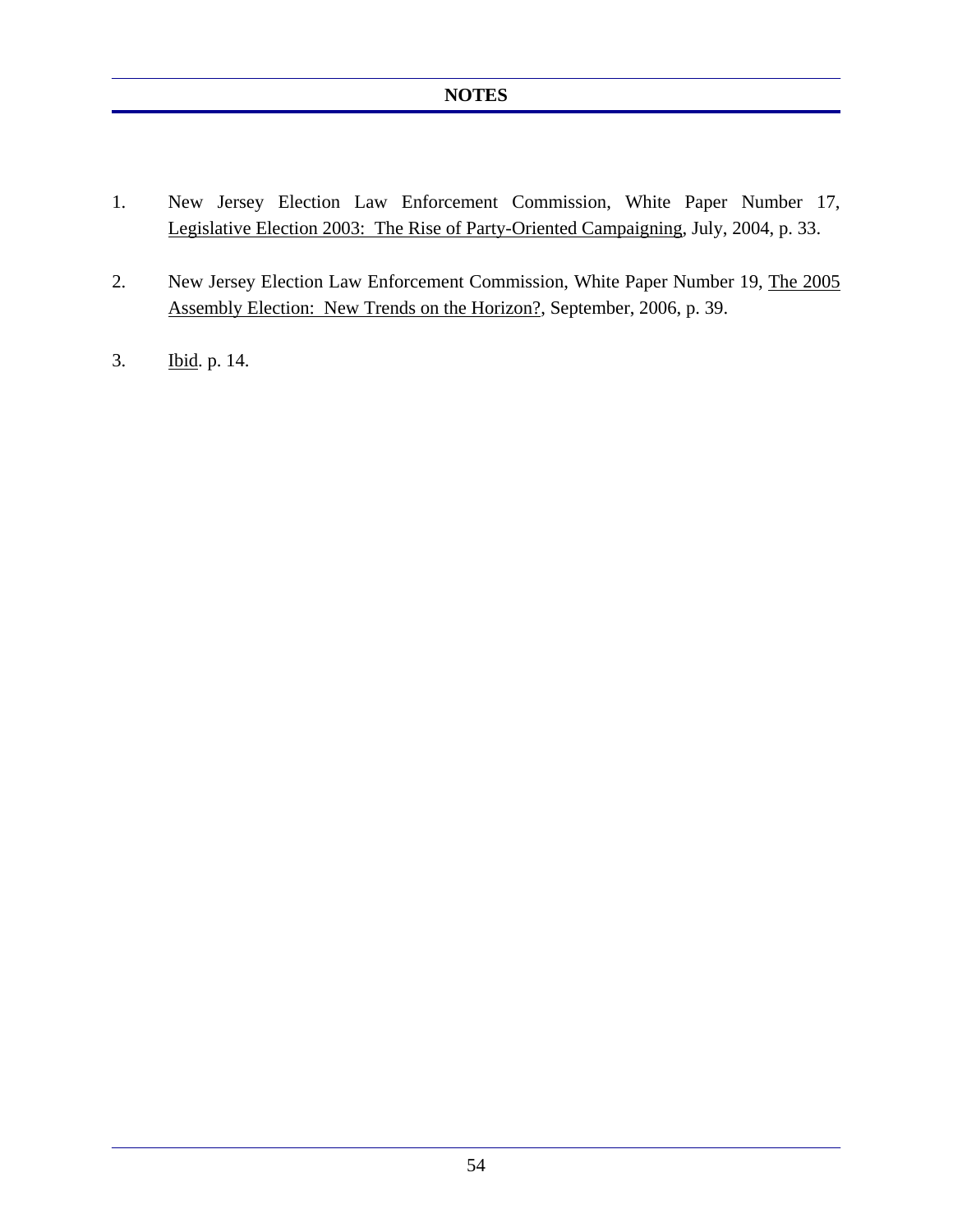## NOTES

1. New Jersey Election Law Enforcement Commission, White Paper Number 17, Legislative Election 2003: The Rise of Party-Oriented Campaigning, July, 2004, p. 33.

2. New Jersey Election Law Enforcement Commission, White Paper Number 19, The 2005 Assembly Election: New Trends on the Horizon?, September, 2006, p. 39.

3. Ibid. p. 14.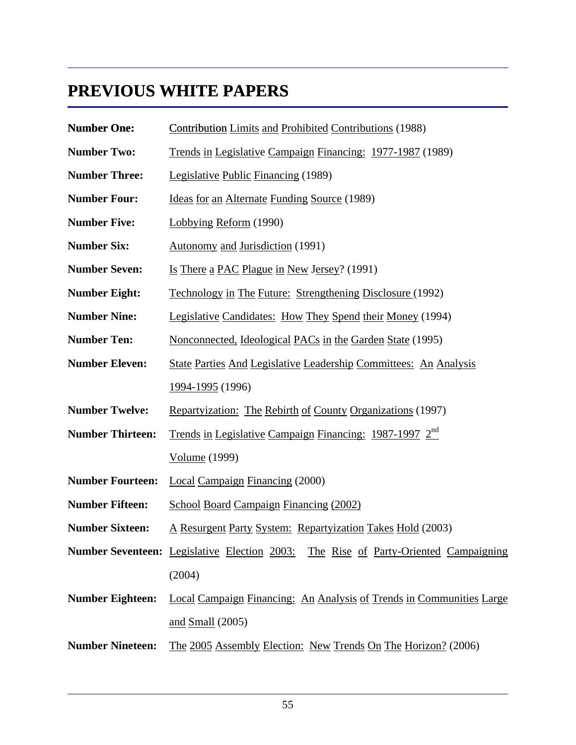# PREVIOUS WHITE PAPERS

**Number One:** Contribution Limits and Prohibited Contributions (1988)

**Number Two:** Trends in Legislative Campaign Financing: 1977-1987 (1989)

**Number Three:** Legislative Public Financing (1989)

**Number Four:** Ideas for an Alternate Funding Source (1989)

**Number Five:** Lobbying Reform (1990)

**Number Six:** Autonomy and Jurisdiction (1991)

**Number Seven:** Is There a PAC Plague in New Jersey? (1991)

**Number Eight:** Technology in The Future: Strengthening Disclosure (1992)

**Number Nine:** Legislative Candidates: How They Spend their Money (1994)

**Number Ten:** Nonconnected, Ideological PACs in the Garden State (1995)

**Number Eleven:** State Parties And Legislative Leadership Committees: An Analysis 1994-1995 (1996)

**Number Twelve:** Repartyization: The Rebirth of County Organizations (1997)

**Number Thirteen:** Trends in Legislative Campaign Financing: 1987-1997 2nd Volume (1999)

**Number Fourteen:** Local Campaign Financing (2000)

**Number Fifteen:** School Board Campaign Financing (2002)

**Number Sixteen:** A Resurgent Party System: Repartyization Takes Hold (2003)

**Number Seventeen:** Legislative Election 2003: The Rise of Party-Oriented Campaigning (2004)

**Number Eighteen:** Local Campaign Financing: An Analysis of Trends in Communities Large and Small (2005)

**Number Nineteen:** The 2005 Assembly Election: New Trends On The Horizon? (2006)